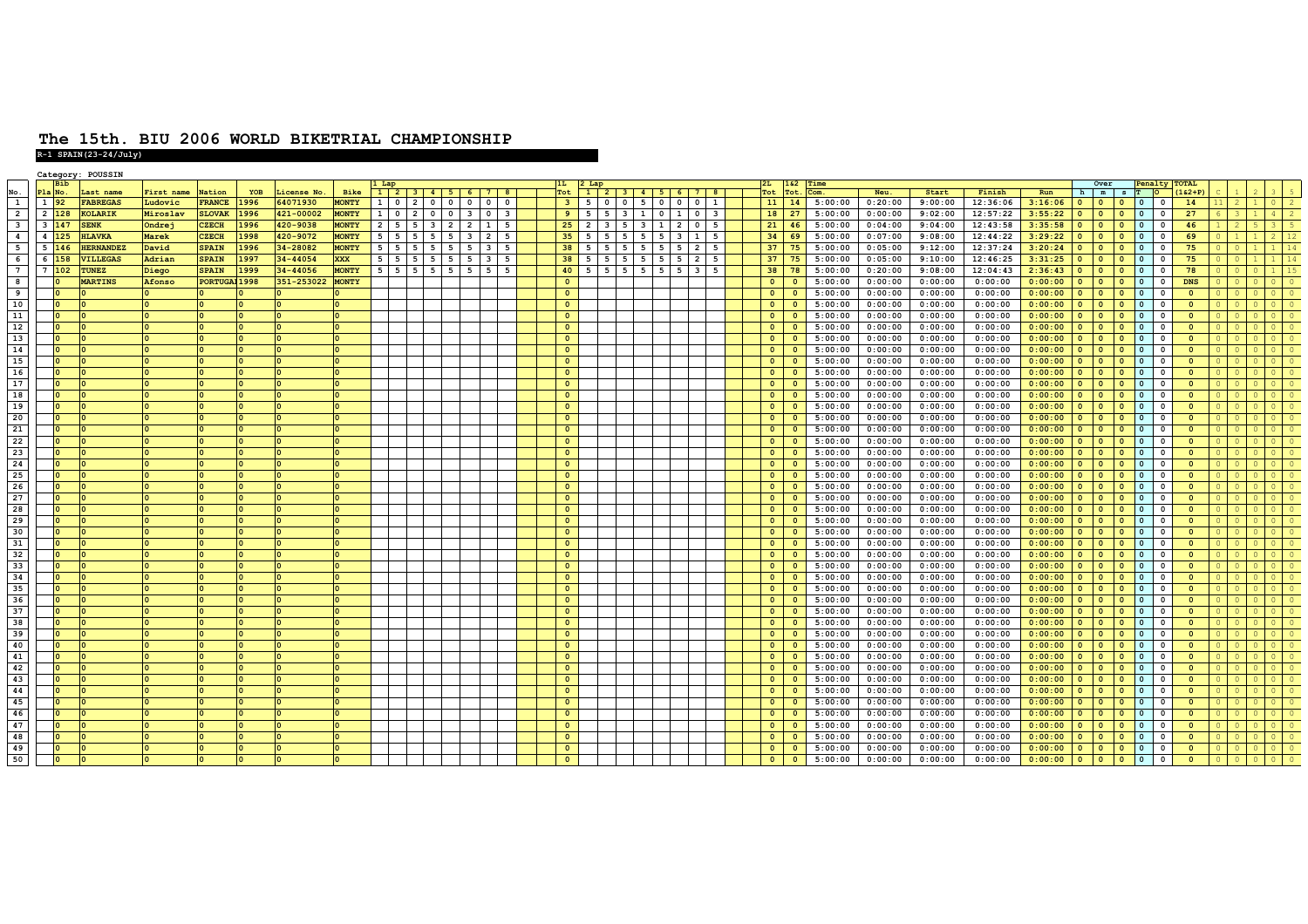# The 15th. BIU 2006 WORLD BIKETRIAL CHAMPIONSHIP

**R-1 SPAIN(23-24/July)**

Category: POUSSIN

| No. | Pla | Bib No. | Last name | First name | Nation | YOB | License No. | Bike | 1 Lap | | | | | | | | 1L Tot | 2 Lap | | | | | | | | 2L Tot | 1&2 Tot. | Time Com. | Neu. | Start | Finish | Run | Over | | | Penalty | | TOTAL (1&2+P) | C | 1 | 2 | 3 | 5 |
|---|---|---|---|---|---|---|---|---|---|---|---|---|---|---|---|---|---|---|---|---|---|---|---|---|---|---|---|---|---|---|---|---|---|---|---|---|---|---|---|---|---|---|---|
| | | | | | | | | | 1 | 2 | 3 | 4 | 5 | 6 | 7 | 8 | | 1 | 2 | 3 | 4 | 5 | 6 | 7 | 8 | | | | | | | | h | m | s | T | O | | | | | | |
| 1 | 1 | 92 | FABREGAS | Ludovic | FRANCE | 1996 | 64071930 | MONTY | 1 | 0 | 2 | 0 | 0 | 0 | 0 | 0 | 3 | 5 | 0 | 0 | 5 | 0 | 0 | 0 | 1 | 11 | 14 | 5:00:00 | 0:20:00 | 9:00:00 | 12:36:06 | 3:16:06 | 0 | 0 | 0 | 0 | 0 | 14 | 11 | 2 | 1 | 0 | 2 |
| 2 | 2 | 128 | KOLARIK | Miroslav | SLOVAK | 1996 | 421-00002 | MONTY | 1 | 0 | 2 | 0 | 0 | 3 | 0 | 3 | 9 | 5 | 5 | 3 | 1 | 0 | 1 | 0 | 3 | 18 | 27 | 5:00:00 | 0:00:00 | 9:02:00 | 12:57:22 | 3:55:22 | 0 | 0 | 0 | 0 | 0 | 27 | 6 | 3 | 1 | 4 | 2 |
| 3 | 3 | 147 | SENK | Ondrej | CZECH | 1996 | 420-9038 | MONTY | 2 | 5 | 5 | 3 | 2 | 2 | 1 | 5 | 25 | 2 | 3 | 5 | 3 | 1 | 2 | 0 | 5 | 21 | 46 | 5:00:00 | 0:04:00 | 9:04:00 | 12:43:58 | 3:35:58 | 0 | 0 | 0 | 0 | 0 | 46 | 1 | 2 | 5 | 3 | 5 |
| 4 | 4 | 125 | HLAVKA | Marek | CZECH | 1998 | 420-9072 | MONTY | 5 | 5 | 5 | 5 | 5 | 3 | 2 | 5 | 35 | 5 | 5 | 5 | 5 | 5 | 3 | 1 | 5 | 34 | 69 | 5:00:00 | 0:07:00 | 9:08:00 | 12:44:22 | 3:29:22 | 0 | 0 | 0 | 0 | 0 | 69 | 0 | 1 | 1 | 2 | 12 |
| 5 | 5 | 146 | HERNANDEZ | David | SPAIN | 1996 | 34-28082 | MONTY | 5 | 5 | 5 | 5 | 5 | 5 | 3 | 5 | 38 | 5 | 5 | 5 | 5 | 5 | 5 | 2 | 5 | 37 | 75 | 5:00:00 | 0:05:00 | 9:12:00 | 12:37:24 | 3:20:24 | 0 | 0 | 0 | 0 | 0 | 75 | 0 | 0 | 1 | 1 | 14 |
| 6 | 6 | 158 | VILLEGAS | Adrian | SPAIN | 1997 | 34-44054 | XXX | 5 | 5 | 5 | 5 | 5 | 5 | 3 | 5 | 38 | 5 | 5 | 5 | 5 | 5 | 5 | 2 | 5 | 37 | 75 | 5:00:00 | 0:05:00 | 9:10:00 | 12:46:25 | 3:31:25 | 0 | 0 | 0 | 0 | 0 | 75 | 0 | 0 | 1 | 1 | 14 |
| 7 | 7 | 102 | TUNEZ | Diego | SPAIN | 1999 | 34-44056 | MONTY | 5 | 5 | 5 | 5 | 5 | 5 | 5 | 5 | 40 | 5 | 5 | 5 | 5 | 5 | 5 | 3 | 5 | 38 | 78 | 5:00:00 | 0:20:00 | 9:08:00 | 12:04:43 | 2:36:43 | 0 | 0 | 0 | 0 | 0 | 78 | 0 | 0 | 0 | 1 | 15 |
| 8 | | 0 | MARTINS | Afonso | PORTUGAL | 1998 | 351-253022 | MONTY | | | | | | | | | 0 | | | | | | | | | 0 | 0 | 5:00:00 | 0:00:00 | 0:00:00 | 0:00:00 | 0:00:00 | 0 | 0 | 0 | 0 | 0 | DNS | 0 | 0 | 0 | 0 | 0 |
| 9 | | 0 | 0 | 0 | 0 | 0 | 0 | 0 | | | | | | | | | 0 | | | | | | | | | 0 | 0 | 5:00:00 | 0:00:00 | 0:00:00 | 0:00:00 | 0:00:00 | 0 | 0 | 0 | 0 | 0 | 0 | 0 | 0 | 0 | 0 | 0 |
| 10 | | 0 | 0 | 0 | 0 | 0 | 0 | 0 | | | | | | | | | 0 | | | | | | | | | 0 | 0 | 5:00:00 | 0:00:00 | 0:00:00 | 0:00:00 | 0:00:00 | 0 | 0 | 0 | 0 | 0 | 0 | 0 | 0 | 0 | 0 | 0 |
| 11 | | 0 | 0 | 0 | 0 | 0 | 0 | 0 | | | | | | | | | 0 | | | | | | | | | 0 | 0 | 5:00:00 | 0:00:00 | 0:00:00 | 0:00:00 | 0:00:00 | 0 | 0 | 0 | 0 | 0 | 0 | 0 | 0 | 0 | 0 | 0 |
| 12 | | 0 | 0 | 0 | 0 | 0 | 0 | 0 | | | | | | | | | 0 | | | | | | | | | 0 | 0 | 5:00:00 | 0:00:00 | 0:00:00 | 0:00:00 | 0:00:00 | 0 | 0 | 0 | 0 | 0 | 0 | 0 | 0 | 0 | 0 | 0 |
| 13 | | 0 | 0 | 0 | 0 | 0 | 0 | 0 | | | | | | | | | 0 | | | | | | | | | 0 | 0 | 5:00:00 | 0:00:00 | 0:00:00 | 0:00:00 | 0:00:00 | 0 | 0 | 0 | 0 | 0 | 0 | 0 | 0 | 0 | 0 | 0 |
| 14 | | 0 | 0 | 0 | 0 | 0 | 0 | 0 | | | | | | | | | 0 | | | | | | | | | 0 | 0 | 5:00:00 | 0:00:00 | 0:00:00 | 0:00:00 | 0:00:00 | 0 | 0 | 0 | 0 | 0 | 0 | 0 | 0 | 0 | 0 | 0 |
| 15 | | 0 | 0 | 0 | 0 | 0 | 0 | 0 | | | | | | | | | 0 | | | | | | | | | 0 | 0 | 5:00:00 | 0:00:00 | 0:00:00 | 0:00:00 | 0:00:00 | 0 | 0 | 0 | 0 | 0 | 0 | 0 | 0 | 0 | 0 | 0 |
| 16 | | 0 | 0 | 0 | 0 | 0 | 0 | 0 | | | | | | | | | 0 | | | | | | | | | 0 | 0 | 5:00:00 | 0:00:00 | 0:00:00 | 0:00:00 | 0:00:00 | 0 | 0 | 0 | 0 | 0 | 0 | 0 | 0 | 0 | 0 | 0 |
| 17 | | 0 | 0 | 0 | 0 | 0 | 0 | 0 | | | | | | | | | 0 | | | | | | | | | 0 | 0 | 5:00:00 | 0:00:00 | 0:00:00 | 0:00:00 | 0:00:00 | 0 | 0 | 0 | 0 | 0 | 0 | 0 | 0 | 0 | 0 | 0 |
| 18 | | 0 | 0 | 0 | 0 | 0 | 0 | 0 | | | | | | | | | 0 | | | | | | | | | 0 | 0 | 5:00:00 | 0:00:00 | 0:00:00 | 0:00:00 | 0:00:00 | 0 | 0 | 0 | 0 | 0 | 0 | 0 | 0 | 0 | 0 | 0 |
| 19 | | 0 | 0 | 0 | 0 | 0 | 0 | 0 | | | | | | | | | 0 | | | | | | | | | 0 | 0 | 5:00:00 | 0:00:00 | 0:00:00 | 0:00:00 | 0:00:00 | 0 | 0 | 0 | 0 | 0 | 0 | 0 | 0 | 0 | 0 | 0 |
| 20 | | 0 | 0 | 0 | 0 | 0 | 0 | 0 | | | | | | | | | 0 | | | | | | | | | 0 | 0 | 5:00:00 | 0:00:00 | 0:00:00 | 0:00:00 | 0:00:00 | 0 | 0 | 0 | 0 | 0 | 0 | 0 | 0 | 0 | 0 | 0 |
| 21 | | 0 | 0 | 0 | 0 | 0 | 0 | 0 | | | | | | | | | 0 | | | | | | | | | 0 | 0 | 5:00:00 | 0:00:00 | 0:00:00 | 0:00:00 | 0:00:00 | 0 | 0 | 0 | 0 | 0 | 0 | 0 | 0 | 0 | 0 | 0 |
| 22 | | 0 | 0 | 0 | 0 | 0 | 0 | 0 | | | | | | | | | 0 | | | | | | | | | 0 | 0 | 5:00:00 | 0:00:00 | 0:00:00 | 0:00:00 | 0:00:00 | 0 | 0 | 0 | 0 | 0 | 0 | 0 | 0 | 0 | 0 | 0 |
| 23 | | 0 | 0 | 0 | 0 | 0 | 0 | 0 | | | | | | | | | 0 | | | | | | | | | 0 | 0 | 5:00:00 | 0:00:00 | 0:00:00 | 0:00:00 | 0:00:00 | 0 | 0 | 0 | 0 | 0 | 0 | 0 | 0 | 0 | 0 | 0 |
| 24 | | 0 | 0 | 0 | 0 | 0 | 0 | 0 | | | | | | | | | 0 | | | | | | | | | 0 | 0 | 5:00:00 | 0:00:00 | 0:00:00 | 0:00:00 | 0:00:00 | 0 | 0 | 0 | 0 | 0 | 0 | 0 | 0 | 0 | 0 | 0 |
| 25 | | 0 | 0 | 0 | 0 | 0 | 0 | 0 | | | | | | | | | 0 | | | | | | | | | 0 | 0 | 5:00:00 | 0:00:00 | 0:00:00 | 0:00:00 | 0:00:00 | 0 | 0 | 0 | 0 | 0 | 0 | 0 | 0 | 0 | 0 | 0 |
| 26 | | 0 | 0 | 0 | 0 | 0 | 0 | 0 | | | | | | | | | 0 | | | | | | | | | 0 | 0 | 5:00:00 | 0:00:00 | 0:00:00 | 0:00:00 | 0:00:00 | 0 | 0 | 0 | 0 | 0 | 0 | 0 | 0 | 0 | 0 | 0 |
| 27 | | 0 | 0 | 0 | 0 | 0 | 0 | 0 | | | | | | | | | 0 | | | | | | | | | 0 | 0 | 5:00:00 | 0:00:00 | 0:00:00 | 0:00:00 | 0:00:00 | 0 | 0 | 0 | 0 | 0 | 0 | 0 | 0 | 0 | 0 | 0 |
| 28 | | 0 | 0 | 0 | 0 | 0 | 0 | 0 | | | | | | | | | 0 | | | | | | | | | 0 | 0 | 5:00:00 | 0:00:00 | 0:00:00 | 0:00:00 | 0:00:00 | 0 | 0 | 0 | 0 | 0 | 0 | 0 | 0 | 0 | 0 | 0 |
| 29 | | 0 | 0 | 0 | 0 | 0 | 0 | 0 | | | | | | | | | 0 | | | | | | | | | 0 | 0 | 5:00:00 | 0:00:00 | 0:00:00 | 0:00:00 | 0:00:00 | 0 | 0 | 0 | 0 | 0 | 0 | 0 | 0 | 0 | 0 | 0 |
| 30 | | 0 | 0 | 0 | 0 | 0 | 0 | 0 | | | | | | | | | 0 | | | | | | | | | 0 | 0 | 5:00:00 | 0:00:00 | 0:00:00 | 0:00:00 | 0:00:00 | 0 | 0 | 0 | 0 | 0 | 0 | 0 | 0 | 0 | 0 | 0 |
| 31 | | 0 | 0 | 0 | 0 | 0 | 0 | 0 | | | | | | | | | 0 | | | | | | | | | 0 | 0 | 5:00:00 | 0:00:00 | 0:00:00 | 0:00:00 | 0:00:00 | 0 | 0 | 0 | 0 | 0 | 0 | 0 | 0 | 0 | 0 | 0 |
| 32 | | 0 | 0 | 0 | 0 | 0 | 0 | 0 | | | | | | | | | 0 | | | | | | | | | 0 | 0 | 5:00:00 | 0:00:00 | 0:00:00 | 0:00:00 | 0:00:00 | 0 | 0 | 0 | 0 | 0 | 0 | 0 | 0 | 0 | 0 | 0 |
| 33 | | 0 | 0 | 0 | 0 | 0 | 0 | 0 | | | | | | | | | 0 | | | | | | | | | 0 | 0 | 5:00:00 | 0:00:00 | 0:00:00 | 0:00:00 | 0:00:00 | 0 | 0 | 0 | 0 | 0 | 0 | 0 | 0 | 0 | 0 | 0 |
| 34 | | 0 | 0 | 0 | 0 | 0 | 0 | 0 | | | | | | | | | 0 | | | | | | | | | 0 | 0 | 5:00:00 | 0:00:00 | 0:00:00 | 0:00:00 | 0:00:00 | 0 | 0 | 0 | 0 | 0 | 0 | 0 | 0 | 0 | 0 | 0 |
| 35 | | 0 | 0 | 0 | 0 | 0 | 0 | 0 | | | | | | | | | 0 | | | | | | | | | 0 | 0 | 5:00:00 | 0:00:00 | 0:00:00 | 0:00:00 | 0:00:00 | 0 | 0 | 0 | 0 | 0 | 0 | 0 | 0 | 0 | 0 | 0 |
| 36 | | 0 | 0 | 0 | 0 | 0 | 0 | 0 | | | | | | | | | 0 | | | | | | | | | 0 | 0 | 5:00:00 | 0:00:00 | 0:00:00 | 0:00:00 | 0:00:00 | 0 | 0 | 0 | 0 | 0 | 0 | 0 | 0 | 0 | 0 | 0 |
| 37 | | 0 | 0 | 0 | 0 | 0 | 0 | 0 | | | | | | | | | 0 | | | | | | | | | 0 | 0 | 5:00:00 | 0:00:00 | 0:00:00 | 0:00:00 | 0:00:00 | 0 | 0 | 0 | 0 | 0 | 0 | 0 | 0 | 0 | 0 | 0 |
| 38 | | 0 | 0 | 0 | 0 | 0 | 0 | 0 | | | | | | | | | 0 | | | | | | | | | 0 | 0 | 5:00:00 | 0:00:00 | 0:00:00 | 0:00:00 | 0:00:00 | 0 | 0 | 0 | 0 | 0 | 0 | 0 | 0 | 0 | 0 | 0 |
| 39 | | 0 | 0 | 0 | 0 | 0 | 0 | 0 | | | | | | | | | 0 | | | | | | | | | 0 | 0 | 5:00:00 | 0:00:00 | 0:00:00 | 0:00:00 | 0:00:00 | 0 | 0 | 0 | 0 | 0 | 0 | 0 | 0 | 0 | 0 | 0 |
| 40 | | 0 | 0 | 0 | 0 | 0 | 0 | 0 | | | | | | | | | 0 | | | | | | | | | 0 | 0 | 5:00:00 | 0:00:00 | 0:00:00 | 0:00:00 | 0:00:00 | 0 | 0 | 0 | 0 | 0 | 0 | 0 | 0 | 0 | 0 | 0 |
| 41 | | 0 | 0 | 0 | 0 | 0 | 0 | 0 | | | | | | | | | 0 | | | | | | | | | 0 | 0 | 5:00:00 | 0:00:00 | 0:00:00 | 0:00:00 | 0:00:00 | 0 | 0 | 0 | 0 | 0 | 0 | 0 | 0 | 0 | 0 | 0 |
| 42 | | 0 | 0 | 0 | 0 | 0 | 0 | 0 | | | | | | | | | 0 | | | | | | | | | 0 | 0 | 5:00:00 | 0:00:00 | 0:00:00 | 0:00:00 | 0:00:00 | 0 | 0 | 0 | 0 | 0 | 0 | 0 | 0 | 0 | 0 | 0 |
| 43 | | 0 | 0 | 0 | 0 | 0 | 0 | 0 | | | | | | | | | 0 | | | | | | | | | 0 | 0 | 5:00:00 | 0:00:00 | 0:00:00 | 0:00:00 | 0:00:00 | 0 | 0 | 0 | 0 | 0 | 0 | 0 | 0 | 0 | 0 | 0 |
| 44 | | 0 | 0 | 0 | 0 | 0 | 0 | 0 | | | | | | | | | 0 | | | | | | | | | 0 | 0 | 5:00:00 | 0:00:00 | 0:00:00 | 0:00:00 | 0:00:00 | 0 | 0 | 0 | 0 | 0 | 0 | 0 | 0 | 0 | 0 | 0 |
| 45 | | 0 | 0 | 0 | 0 | 0 | 0 | 0 | | | | | | | | | 0 | | | | | | | | | 0 | 0 | 5:00:00 | 0:00:00 | 0:00:00 | 0:00:00 | 0:00:00 | 0 | 0 | 0 | 0 | 0 | 0 | 0 | 0 | 0 | 0 | 0 |
| 46 | | 0 | 0 | 0 | 0 | 0 | 0 | 0 | | | | | | | | | 0 | | | | | | | | | 0 | 0 | 5:00:00 | 0:00:00 | 0:00:00 | 0:00:00 | 0:00:00 | 0 | 0 | 0 | 0 | 0 | 0 | 0 | 0 | 0 | 0 | 0 |
| 47 | | 0 | 0 | 0 | 0 | 0 | 0 | 0 | | | | | | | | | 0 | | | | | | | | | 0 | 0 | 5:00:00 | 0:00:00 | 0:00:00 | 0:00:00 | 0:00:00 | 0 | 0 | 0 | 0 | 0 | 0 | 0 | 0 | 0 | 0 | 0 |
| 48 | | 0 | 0 | 0 | 0 | 0 | 0 | 0 | | | | | | | | | 0 | | | | | | | | | 0 | 0 | 5:00:00 | 0:00:00 | 0:00:00 | 0:00:00 | 0:00:00 | 0 | 0 | 0 | 0 | 0 | 0 | 0 | 0 | 0 | 0 | 0 |
| 49 | | 0 | 0 | 0 | 0 | 0 | 0 | 0 | | | | | | | | | 0 | | | | | | | | | 0 | 0 | 5:00:00 | 0:00:00 | 0:00:00 | 0:00:00 | 0:00:00 | 0 | 0 | 0 | 0 | 0 | 0 | 0 | 0 | 0 | 0 | 0 |
| 50 | | 0 | 0 | 0 | 0 | 0 | 0 | 0 | | | | | | | | | 0 | | | | | | | | | 0 | 0 | 5:00:00 | 0:00:00 | 0:00:00 | 0:00:00 | 0:00:00 | 0 | 0 | 0 | 0 | 0 | 0 | 0 | 0 | 0 | 0 | 0 |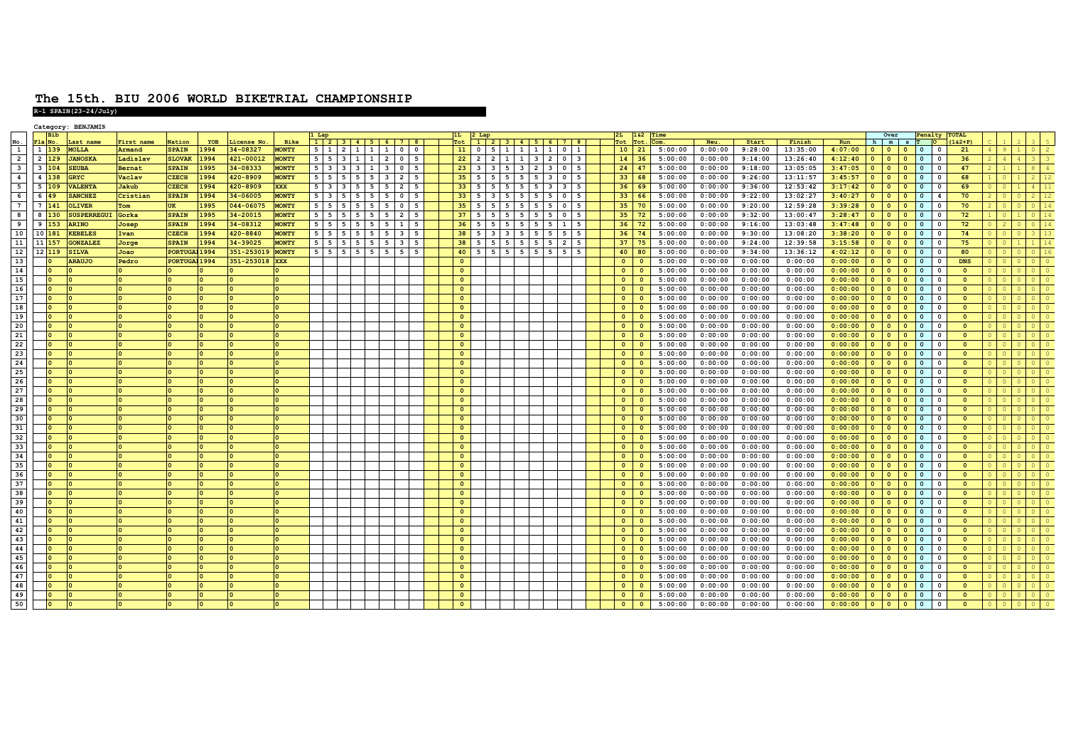# The 15th. BIU 2006 WORLD BIKETRIAL CHAMPIONSHIP

**R-1 SPAIN(23-24/July)**

Category: BENJAMIN

| No. | Pla | Bib No. | Last name | First name | Nation | YOB | License No. | Bike | 1 Lap 1 | 2 | 3 | 4 | 5 | 6 | 7 | 8 | 1L Tot | 2 Lap 1 | 2 | 3 | 4 | 5 | 6 | 7 | 8 | 2L Tot | 1&2 Tot. | Time Com. | Neu. | Start | Finish | Run | Over h | m | s | Penalty T | O | TOTAL (1&2+P) | C | 1 | 2 | 3 | 5 |
|---|---|---|---|---|---|---|---|---|---|---|---|---|---|---|---|---|---|---|---|---|---|---|---|---|---|---|---|---|---|---|---|---|---|---|---|---|---|---|---|---|---|---|---|
| 1 | 1 | 139 | MOLLA | Armand | SPAIN | 1994 | 34-08327 | MONTY | 5 | 1 | 2 | 1 | 1 | 1 | 0 | 0 | 11 | 0 | 5 | 1 | 1 | 1 | 1 | 0 | 1 | 10 | 21 | 5:00:00 | 0:00:00 | 9:28:00 | 13:35:00 | 4:07:00 | 0 | 0 | 0 | 0 | 0 | 21 | 4 | 9 | 1 | 0 | 2 |
| 2 | 2 | 129 | JANOSKA | Ladislav | SLOVAK | 1994 | 421-00012 | MONTY | 5 | 5 | 3 | 1 | 1 | 2 | 0 | 5 | 22 | 2 | 2 | 1 | 1 | 3 | 2 | 0 | 3 | 14 | 36 | 5:00:00 | 0:00:00 | 9:14:00 | 13:26:40 | 4:12:40 | 0 | 0 | 0 | 0 | 0 | 36 | 2 | 4 | 4 | 3 | 3 |
| 3 | 3 | 104 | SEUBA | Bernat | SPAIN | 1995 | 34-08333 | MONTY | 5 | 3 | 3 | 3 | 1 | 3 | 0 | 5 | 23 | 3 | 3 | 5 | 3 | 2 | 3 | 0 | 5 | 24 | 47 | 5:00:00 | 0:00:00 | 9:18:00 | 13:05:05 | 3:47:05 | 0 | 0 | 0 | 0 | 0 | 47 | 2 | 1 | 1 | 8 | 4 |
| 4 | 4 | 138 | GRYC | Vaclav | CZECH | 1994 | 420-8909 | MONTY | 5 | 5 | 5 | 5 | 5 | 3 | 2 | 5 | 35 | 5 | 5 | 5 | 5 | 5 | 3 | 0 | 5 | 33 | 68 | 5:00:00 | 0:00:00 | 9:26:00 | 13:11:57 | 3:45:57 | 0 | 0 | 0 | 0 | 0 | 68 | 1 | 0 | 1 | 2 | 12 |
| 5 | 5 | 109 | VALENTA | Jakub | CZECH | 1994 | 420-8909 | XXX | 5 | 3 | 3 | 5 | 5 | 5 | 2 | 5 | 33 | 5 | 5 | 5 | 5 | 5 | 3 | 3 | 5 | 36 | 69 | 5:00:00 | 0:00:00 | 9:36:00 | 12:53:42 | 3:17:42 | 0 | 0 | 0 | 0 | 0 | 69 | 0 | 0 | 1 | 4 | 11 |
| 6 | 6 | 49 | SANCHEZ | Cristian | SPAIN | 1994 | 34-06005 | MONTY | 5 | 3 | 5 | 5 | 5 | 5 | 0 | 5 | 33 | 5 | 3 | 5 | 5 | 5 | 5 | 0 | 5 | 33 | 66 | 5:00:00 | 0:00:00 | 9:22:00 | 13:02:27 | 3:40:27 | 0 | 0 | 0 | 0 | 4 | 70 | 2 | 0 | 0 | 2 | 12 |
| 7 | 7 | 141 | OLIVER | Tom | UK | 1995 | 044-06075 | MONTY | 5 | 5 | 5 | 5 | 5 | 5 | 0 | 5 | 35 | 5 | 5 | 5 | 5 | 5 | 5 | 0 | 5 | 35 | 70 | 5:00:00 | 0:00:00 | 9:20:00 | 12:59:28 | 3:39:28 | 0 | 0 | 0 | 0 | 0 | 70 | 2 | 0 | 0 | 0 | 14 |
| 8 | 8 | 130 | SUSPERREGUI | Gorka | SPAIN | 1995 | 34-20015 | MONTY | 5 | 5 | 5 | 5 | 5 | 5 | 2 | 5 | 37 | 5 | 5 | 5 | 5 | 5 | 5 | 0 | 5 | 35 | 72 | 5:00:00 | 0:00:00 | 9:32:00 | 13:00:47 | 3:28:47 | 0 | 0 | 0 | 0 | 0 | 72 | 1 | 0 | 1 | 0 | 14 |
| 9 | 9 | 153 | ARINO | Josep | SPAIN | 1994 | 34-08312 | MONTY | 5 | 5 | 5 | 5 | 5 | 5 | 1 | 5 | 36 | 5 | 5 | 5 | 5 | 5 | 5 | 1 | 5 | 36 | 72 | 5:00:00 | 0:00:00 | 9:16:00 | 13:03:48 | 3:47:48 | 0 | 0 | 0 | 0 | 0 | 72 | 0 | 2 | 0 | 0 | 14 |
| 10 | 10 | 181 | KEBELES | Ivan | CZECH | 1994 | 420-8840 | MONTY | 5 | 5 | 5 | 5 | 5 | 5 | 3 | 5 | 38 | 5 | 3 | 3 | 5 | 5 | 5 | 5 | 5 | 36 | 74 | 5:00:00 | 0:00:00 | 9:30:00 | 13:08:20 | 3:38:20 | 0 | 0 | 0 | 0 | 0 | 74 | 0 | 0 | 0 | 3 | 13 |
| 11 | 11 | 157 | GONZALEZ | Jorge | SPAIN | 1994 | 34-39025 | MONTY | 5 | 5 | 5 | 5 | 5 | 5 | 3 | 5 | 38 | 5 | 5 | 5 | 5 | 5 | 5 | 2 | 5 | 37 | 75 | 5:00:00 | 0:00:00 | 9:24:00 | 12:39:58 | 3:15:58 | 0 | 0 | 0 | 0 | 0 | 75 | 0 | 0 | 1 | 1 | 14 |
| 12 | 12 | 119 | SILVA | Joao | PORTUGAI | 1994 | 351-253019 | MONTY | 5 | 5 | 5 | 5 | 5 | 5 | 5 | 5 | 40 | 5 | 5 | 5 | 5 | 5 | 5 | 5 | 5 | 40 | 80 | 5:00:00 | 0:00:00 | 9:34:00 | 13:36:12 | 4:02:12 | 0 | 0 | 0 | 0 | 0 | 80 | 0 | 0 | 0 | 0 | 16 |
| 13 | | 0 | ARAUJO | Pedro | PORTUGAI | 1994 | 351-253018 | XXX | | | | | | | | | 0 | | | | | | | | | 0 | 0 | 5:00:00 | 0:00:00 | 0:00:00 | 0:00:00 | 0:00:00 | 0 | 0 | 0 | 0 | 0 | DNS | 0 | 0 | 0 | 0 | 0 |
| 14 | | 0 | 0 | 0 | 0 | 0 | 0 | 0 | | | | | | | | | 0 | | | | | | | | | 0 | 0 | 5:00:00 | 0:00:00 | 0:00:00 | 0:00:00 | 0:00:00 | 0 | 0 | 0 | 0 | 0 | 0 | 0 | 0 | 0 | 0 | 0 |
| 15 | | 0 | 0 | | 0 | 0 | 0 | 0 | | | | | | | | | 0 | | | | | | | | | 0 | 0 | 5:00:00 | 0:00:00 | 0:00:00 | 0:00:00 | 0:00:00 | 0 | 0 | 0 | 0 | 0 | 0 | 0 | 0 | 0 | 0 | 0 |
| 16 | | 0 | 0 | | 0 | 0 | 0 | 0 | | | | | | | | | 0 | | | | | | | | | 0 | 0 | 5:00:00 | 0:00:00 | 0:00:00 | 0:00:00 | 0:00:00 | 0 | 0 | 0 | 0 | 0 | 0 | 0 | 0 | 0 | 0 | 0 |
| 17 | | 0 | 0 | | 0 | 0 | 0 | 0 | | | | | | | | | 0 | | | | | | | | | 0 | 0 | 5:00:00 | 0:00:00 | 0:00:00 | 0:00:00 | 0:00:00 | 0 | 0 | 0 | 0 | 0 | 0 | 0 | 0 | 0 | 0 | 0 |
| 18 | | 0 | 0 | | 0 | 0 | 0 | 0 | | | | | | | | | 0 | | | | | | | | | 0 | 0 | 5:00:00 | 0:00:00 | 0:00:00 | 0:00:00 | 0:00:00 | 0 | 0 | 0 | 0 | 0 | 0 | 0 | 0 | 0 | 0 | 0 |
| 19 | | 0 | 0 | | 0 | 0 | 0 | 0 | | | | | | | | | 0 | | | | | | | | | 0 | 0 | 5:00:00 | 0:00:00 | 0:00:00 | 0:00:00 | 0:00:00 | 0 | 0 | 0 | 0 | 0 | 0 | 0 | 0 | 0 | 0 | 0 |
| 20 | | 0 | 0 | | 0 | 0 | 0 | 0 | | | | | | | | | 0 | | | | | | | | | 0 | 0 | 5:00:00 | 0:00:00 | 0:00:00 | 0:00:00 | 0:00:00 | 0 | 0 | 0 | 0 | 0 | 0 | 0 | 0 | 0 | 0 | 0 |
| 21 | | 0 | 0 | | 0 | 0 | 0 | 0 | | | | | | | | | 0 | | | | | | | | | 0 | 0 | 5:00:00 | 0:00:00 | 0:00:00 | 0:00:00 | 0:00:00 | 0 | 0 | 0 | 0 | 0 | 0 | 0 | 0 | 0 | 0 | 0 |
| 22 | | 0 | 0 | | 0 | 0 | 0 | 0 | | | | | | | | | 0 | | | | | | | | | 0 | 0 | 5:00:00 | 0:00:00 | 0:00:00 | 0:00:00 | 0:00:00 | 0 | 0 | 0 | 0 | 0 | 0 | 0 | 0 | 0 | 0 | 0 |
| 23 | | 0 | 0 | | 0 | 0 | 0 | 0 | | | | | | | | | 0 | | | | | | | | | 0 | 0 | 5:00:00 | 0:00:00 | 0:00:00 | 0:00:00 | 0:00:00 | 0 | 0 | 0 | 0 | 0 | 0 | 0 | 0 | 0 | 0 | 0 |
| 24 | | 0 | 0 | | 0 | 0 | 0 | 0 | | | | | | | | | 0 | | | | | | | | | 0 | 0 | 5:00:00 | 0:00:00 | 0:00:00 | 0:00:00 | 0:00:00 | 0 | 0 | 0 | 0 | 0 | 0 | 0 | 0 | 0 | 0 | 0 |
| 25 | | 0 | 0 | | 0 | 0 | 0 | 0 | | | | | | | | | 0 | | | | | | | | | 0 | 0 | 5:00:00 | 0:00:00 | 0:00:00 | 0:00:00 | 0:00:00 | 0 | 0 | 0 | 0 | 0 | 0 | 0 | 0 | 0 | 0 | 0 |
| 26 | | 0 | 0 | | 0 | 0 | 0 | 0 | | | | | | | | | 0 | | | | | | | | | 0 | 0 | 5:00:00 | 0:00:00 | 0:00:00 | 0:00:00 | 0:00:00 | 0 | 0 | 0 | 0 | 0 | 0 | 0 | 0 | 0 | 0 | 0 |
| 27 | | 0 | 0 | | 0 | 0 | 0 | 0 | | | | | | | | | 0 | | | | | | | | | 0 | 0 | 5:00:00 | 0:00:00 | 0:00:00 | 0:00:00 | 0:00:00 | 0 | 0 | 0 | 0 | 0 | 0 | 0 | 0 | 0 | 0 | 0 |
| 28 | | 0 | 0 | | 0 | 0 | 0 | 0 | | | | | | | | | 0 | | | | | | | | | 0 | 0 | 5:00:00 | 0:00:00 | 0:00:00 | 0:00:00 | 0:00:00 | 0 | 0 | 0 | 0 | 0 | 0 | 0 | 0 | 0 | 0 | 0 |
| 29 | | 0 | 0 | | 0 | 0 | 0 | 0 | | | | | | | | | 0 | | | | | | | | | 0 | 0 | 5:00:00 | 0:00:00 | 0:00:00 | 0:00:00 | 0:00:00 | 0 | 0 | 0 | 0 | 0 | 0 | 0 | 0 | 0 | 0 | 0 |
| 30 | | 0 | 0 | | 0 | 0 | 0 | 0 | | | | | | | | | 0 | | | | | | | | | 0 | 0 | 5:00:00 | 0:00:00 | 0:00:00 | 0:00:00 | 0:00:00 | 0 | 0 | 0 | 0 | 0 | 0 | 0 | 0 | 0 | 0 | 0 |
| 31 | | 0 | 0 | | 0 | 0 | 0 | 0 | | | | | | | | | 0 | | | | | | | | | 0 | 0 | 5:00:00 | 0:00:00 | 0:00:00 | 0:00:00 | 0:00:00 | 0 | 0 | 0 | 0 | 0 | 0 | 0 | 0 | 0 | 0 | 0 |
| 32 | | 0 | 0 | | 0 | 0 | 0 | 0 | | | | | | | | | 0 | | | | | | | | | 0 | 0 | 5:00:00 | 0:00:00 | 0:00:00 | 0:00:00 | 0:00:00 | 0 | 0 | 0 | 0 | 0 | 0 | 0 | 0 | 0 | 0 | 0 |
| 33 | | 0 | 0 | | 0 | 0 | 0 | 0 | | | | | | | | | 0 | | | | | | | | | 0 | 0 | 5:00:00 | 0:00:00 | 0:00:00 | 0:00:00 | 0:00:00 | 0 | 0 | 0 | 0 | 0 | 0 | 0 | 0 | 0 | 0 | 0 |
| 34 | | 0 | 0 | | 0 | 0 | 0 | 0 | | | | | | | | | 0 | | | | | | | | | 0 | 0 | 5:00:00 | 0:00:00 | 0:00:00 | 0:00:00 | 0:00:00 | 0 | 0 | 0 | 0 | 0 | 0 | 0 | 0 | 0 | 0 | 0 |
| 35 | | 0 | 0 | | 0 | 0 | 0 | 0 | | | | | | | | | 0 | | | | | | | | | 0 | 0 | 5:00:00 | 0:00:00 | 0:00:00 | 0:00:00 | 0:00:00 | 0 | 0 | 0 | 0 | 0 | 0 | 0 | 0 | 0 | 0 | 0 |
| 36 | | 0 | 0 | | 0 | 0 | 0 | 0 | | | | | | | | | 0 | | | | | | | | | 0 | 0 | 5:00:00 | 0:00:00 | 0:00:00 | 0:00:00 | 0:00:00 | 0 | 0 | 0 | 0 | 0 | 0 | 0 | 0 | 0 | 0 | 0 |
| 37 | | 0 | 0 | | 0 | 0 | 0 | 0 | | | | | | | | | 0 | | | | | | | | | 0 | 0 | 5:00:00 | 0:00:00 | 0:00:00 | 0:00:00 | 0:00:00 | 0 | 0 | 0 | 0 | 0 | 0 | 0 | 0 | 0 | 0 | 0 |
| 38 | | 0 | 0 | | 0 | 0 | 0 | 0 | | | | | | | | | 0 | | | | | | | | | 0 | 0 | 5:00:00 | 0:00:00 | 0:00:00 | 0:00:00 | 0:00:00 | 0 | 0 | 0 | 0 | 0 | 0 | 0 | 0 | 0 | 0 | 0 |
| 39 | | 0 | 0 | | 0 | 0 | 0 | 0 | | | | | | | | | 0 | | | | | | | | | 0 | 0 | 5:00:00 | 0:00:00 | 0:00:00 | 0:00:00 | 0:00:00 | 0 | 0 | 0 | 0 | 0 | 0 | 0 | 0 | 0 | 0 | 0 |
| 40 | | 0 | 0 | | 0 | 0 | 0 | 0 | | | | | | | | | 0 | | | | | | | | | 0 | 0 | 5:00:00 | 0:00:00 | 0:00:00 | 0:00:00 | 0:00:00 | 0 | 0 | 0 | 0 | 0 | 0 | 0 | 0 | 0 | 0 | 0 |
| 41 | | 0 | 0 | | 0 | 0 | 0 | 0 | | | | | | | | | 0 | | | | | | | | | 0 | 0 | 5:00:00 | 0:00:00 | 0:00:00 | 0:00:00 | 0:00:00 | 0 | 0 | 0 | 0 | 0 | 0 | 0 | 0 | 0 | 0 | 0 |
| 42 | | 0 | 0 | | 0 | 0 | 0 | 0 | | | | | | | | | 0 | | | | | | | | | 0 | 0 | 5:00:00 | 0:00:00 | 0:00:00 | 0:00:00 | 0:00:00 | 0 | 0 | 0 | 0 | 0 | 0 | 0 | 0 | 0 | 0 | 0 |
| 43 | | 0 | 0 | | 0 | 0 | 0 | 0 | | | | | | | | | 0 | | | | | | | | | 0 | 0 | 5:00:00 | 0:00:00 | 0:00:00 | 0:00:00 | 0:00:00 | 0 | 0 | 0 | 0 | 0 | 0 | 0 | 0 | 0 | 0 | 0 |
| 44 | | 0 | 0 | | 0 | 0 | 0 | 0 | | | | | | | | | 0 | | | | | | | | | 0 | 0 | 5:00:00 | 0:00:00 | 0:00:00 | 0:00:00 | 0:00:00 | 0 | 0 | 0 | 0 | 0 | 0 | 0 | 0 | 0 | 0 | 0 |
| 45 | | 0 | 0 | | 0 | 0 | 0 | 0 | | | | | | | | | 0 | | | | | | | | | 0 | 0 | 5:00:00 | 0:00:00 | 0:00:00 | 0:00:00 | 0:00:00 | 0 | 0 | 0 | 0 | 0 | 0 | 0 | 0 | 0 | 0 | 0 |
| 46 | | 0 | 0 | | 0 | 0 | 0 | 0 | | | | | | | | | 0 | | | | | | | | | 0 | 0 | 5:00:00 | 0:00:00 | 0:00:00 | 0:00:00 | 0:00:00 | 0 | 0 | 0 | 0 | 0 | 0 | 0 | 0 | 0 | 0 | 0 |
| 47 | | 0 | 0 | | 0 | 0 | 0 | 0 | | | | | | | | | 0 | | | | | | | | | 0 | 0 | 5:00:00 | 0:00:00 | 0:00:00 | 0:00:00 | 0:00:00 | 0 | 0 | 0 | 0 | 0 | 0 | 0 | 0 | 0 | 0 | 0 |
| 48 | | 0 | 0 | | 0 | 0 | 0 | 0 | | | | | | | | | 0 | | | | | | | | | 0 | 0 | 5:00:00 | 0:00:00 | 0:00:00 | 0:00:00 | 0:00:00 | 0 | 0 | 0 | 0 | 0 | 0 | 0 | 0 | 0 | 0 | 0 |
| 49 | | 0 | 0 | | 0 | 0 | 0 | 0 | | | | | | | | | 0 | | | | | | | | | 0 | 0 | 5:00:00 | 0:00:00 | 0:00:00 | 0:00:00 | 0:00:00 | 0 | 0 | 0 | 0 | 0 | 0 | 0 | 0 | 0 | 0 | 0 |
| 50 | | 0 | 0 | | 0 | 0 | 0 | 0 | | | | | | | | | 0 | | | | | | | | | 0 | 0 | 5:00:00 | 0:00:00 | 0:00:00 | 0:00:00 | 0:00:00 | 0 | 0 | 0 | 0 | 0 | 0 | 0 | 0 | 0 | 0 | 0 |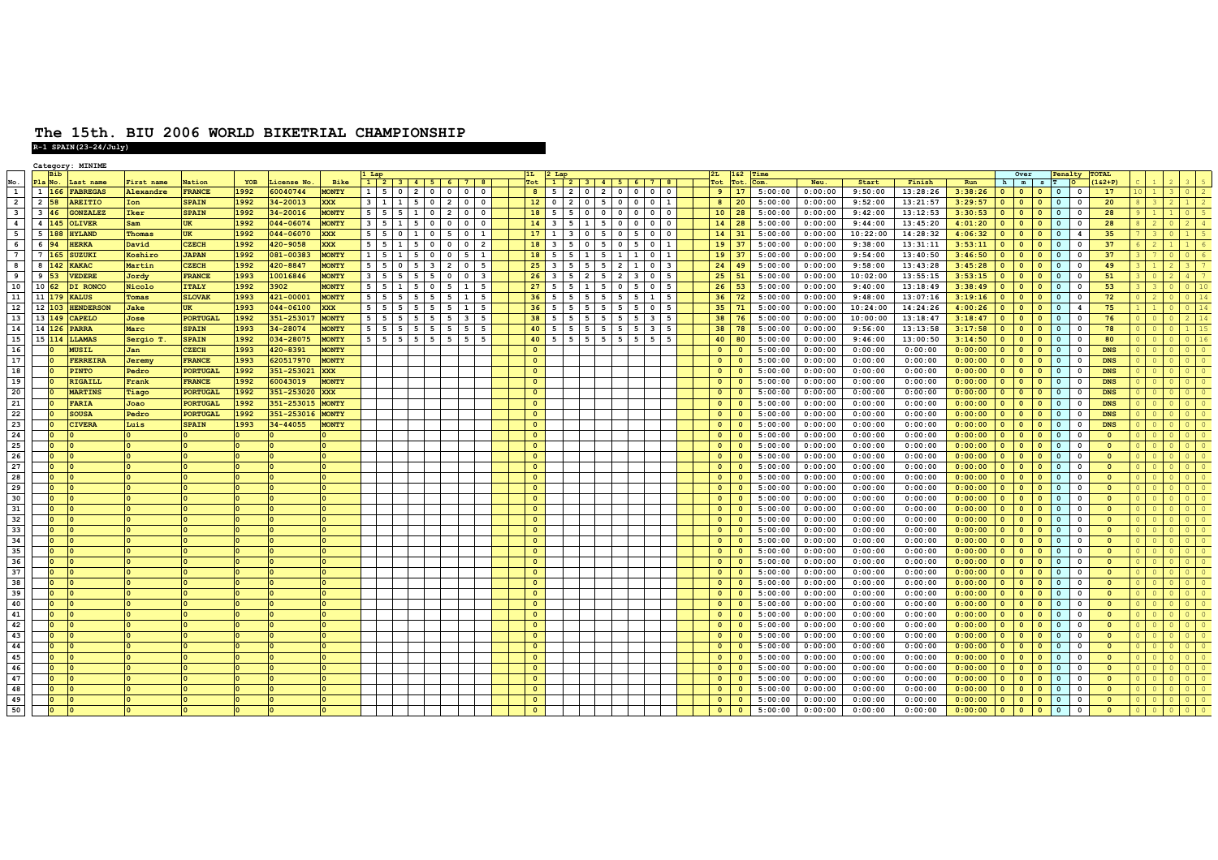# The 15th. BIU 2006 WORLD BIKETRIAL CHAMPIONSHIP

**R-1 SPAIN(23-24/July)**

Category: MINIME

| No. | Pla | Bib No. | Last name | First name | Nation | YOB | License No. | Bike | 1 Lap | | | | | | | | 1L | 2 Lap | | | | | | | | 2L | 1&2 | Time | | | | | Over | | | Penalty | | TOTAL | | | | | |
|---|---|---|---|---|---|---|---|---|---|---|---|---|---|---|---|---|---|---|---|---|---|---|---|---|---|---|---|---|---|---|---|---|---|---|---|---|---|---|---|---|---|---|---|
| | | | | | | | | | 1 | 2 | 3 | 4 | 5 | 6 | 7 | 8 | Tot | 1 | 2 | 3 | 4 | 5 | 6 | 7 | 8 | Tot | Tot. | Com. | Neu. | Start | Finish | Run | h | m | s | T | O | (1&2+P) | C | 1 | 2 | 3 | 5 |
| 1 | 1 | 166 | FABREGAS | Alexandre | FRANCE | 1992 | 60040744 | MONTY | 1 | 5 | 0 | 2 | 0 | 0 | 0 | 0 | 8 | 5 | 2 | 0 | 2 | 0 | 0 | 0 | 0 | 9 | 17 | 5:00:00 | 0:00:00 | 9:50:00 | 13:28:26 | 3:38:26 | 0 | 0 | 0 | 0 | 0 | 17 | 10 | 1 | 3 | 0 | 2 |
| 2 | 2 | 58 | AREITIO | Ion | SPAIN | 1992 | 34-20013 | XXX | 3 | 1 | 1 | 5 | 0 | 2 | 0 | 0 | 12 | 0 | 2 | 0 | 5 | 0 | 0 | 0 | 1 | 8 | 20 | 5:00:00 | 0:00:00 | 9:52:00 | 13:21:57 | 3:29:57 | 0 | 0 | 0 | 0 | 0 | 20 | 8 | 3 | 2 | 1 | 2 |
| 3 | 3 | 46 | GONZALEZ | Iker | SPAIN | 1992 | 34-20016 | MONTY | 5 | 5 | 5 | 1 | 0 | 2 | 0 | 0 | 18 | 5 | 5 | 0 | 0 | 0 | 0 | 0 | 0 | 10 | 28 | 5:00:00 | 0:00:00 | 9:42:00 | 13:12:53 | 3:30:53 | 0 | 0 | 0 | 0 | 0 | 28 | 9 | 1 | 1 | 0 | 5 |
| 4 | 4 | 145 | OLIVER | Sam | UK | 1992 | 044-06074 | MONTY | 3 | 5 | 1 | 5 | 0 | 0 | 0 | 0 | 14 | 3 | 5 | 1 | 5 | 0 | 0 | 0 | 0 | 14 | 28 | 5:00:00 | 0:00:00 | 9:44:00 | 13:45:20 | 4:01:20 | 0 | 0 | 0 | 0 | 0 | 28 | 8 | 2 | 0 | 2 | 4 |
| 5 | 5 | 188 | HYLAND | Thomas | UK | 1992 | 044-06070 | XXX | 5 | 5 | 0 | 1 | 0 | 5 | 0 | 1 | 17 | 1 | 3 | 0 | 5 | 0 | 5 | 0 | 0 | 14 | 31 | 5:00:00 | 0:00:00 | 10:22:00 | 14:28:32 | 4:06:32 | 0 | 0 | 0 | 0 | 4 | 35 | 7 | 3 | 0 | 1 | 5 |
| 6 | 6 | 94 | HERKA | David | CZECH | 1992 | 420-9058 | XXX | 5 | 5 | 1 | 5 | 0 | 0 | 0 | 2 | 18 | 3 | 5 | 0 | 5 | 0 | 5 | 0 | 1 | 19 | 37 | 5:00:00 | 0:00:00 | 9:38:00 | 13:31:11 | 3:53:11 | 0 | 0 | 0 | 0 | 0 | 37 | 6 | 2 | 1 | 1 | 6 |
| 7 | 7 | 165 | SUZUKI | Koshiro | JAPAN | 1992 | 081-00383 | MONTY | 1 | 5 | 1 | 5 | 0 | 0 | 5 | 1 | 18 | 5 | 5 | 1 | 5 | 1 | 1 | 0 | 1 | 19 | 37 | 5:00:00 | 0:00:00 | 9:54:00 | 13:40:50 | 3:46:50 | 0 | 0 | 0 | 0 | 0 | 37 | 3 | 7 | 0 | 0 | 6 |
| 8 | 8 | 142 | KAKAC | Martin | CZECH | 1992 | 420-8847 | MONTY | 5 | 5 | 0 | 5 | 3 | 2 | 0 | 5 | 25 | 3 | 5 | 5 | 5 | 2 | 1 | 0 | 3 | 24 | 49 | 5:00:00 | 0:00:00 | 9:58:00 | 13:43:28 | 3:45:28 | 0 | 0 | 0 | 0 | 0 | 49 | 3 | 1 | 2 | 3 | 7 |
| 9 | 9 | 53 | VEDERE | Jordy | FRANCE | 1993 | 10016846 | MONTY | 3 | 5 | 5 | 5 | 5 | 0 | 0 | 3 | 26 | 3 | 5 | 2 | 5 | 2 | 3 | 0 | 5 | 25 | 51 | 5:00:00 | 0:00:00 | 10:02:00 | 13:55:15 | 3:53:15 | 0 | 0 | 0 | 0 | 0 | 51 | 3 | 0 | 2 | 4 | 7 |
| 10 | 10 | 62 | DI RONCO | Nicolo | ITALY | 1992 | 3902 | MONTY | 5 | 5 | 1 | 5 | 0 | 5 | 1 | 5 | 27 | 5 | 5 | 1 | 5 | 0 | 5 | 0 | 5 | 26 | 53 | 5:00:00 | 0:00:00 | 9:40:00 | 13:18:49 | 3:38:49 | 0 | 0 | 0 | 0 | 0 | 53 | 3 | 3 | 0 | 0 | 10 |
| 11 | 11 | 179 | KALUS | Tomas | SLOVAK | 1993 | 421-00001 | MONTY | 5 | 5 | 5 | 5 | 5 | 5 | 1 | 5 | 36 | 5 | 5 | 5 | 5 | 5 | 5 | 1 | 5 | 36 | 72 | 5:00:00 | 0:00:00 | 9:48:00 | 13:07:16 | 3:19:16 | 0 | 0 | 0 | 0 | 0 | 72 | 0 | 2 | 0 | 0 | 14 |
| 12 | 12 | 103 | HENDERSON | Jake | UK | 1993 | 044-06100 | XXX | 5 | 5 | 5 | 5 | 5 | 5 | 1 | 5 | 36 | 5 | 5 | 5 | 5 | 5 | 5 | 0 | 5 | 35 | 71 | 5:00:00 | 0:00:00 | 10:24:00 | 14:24:26 | 4:00:26 | 0 | 0 | 0 | 0 | 4 | 75 | 1 | 1 | 0 | 0 | 14 |
| 13 | 13 | 149 | CAPELO | Jose | PORTUGAL | 1992 | 351-253017 | MONTY | 5 | 5 | 5 | 5 | 5 | 5 | 3 | 5 | 38 | 5 | 5 | 5 | 5 | 5 | 5 | 3 | 5 | 38 | 76 | 5:00:00 | 0:00:00 | 10:00:00 | 13:18:47 | 3:18:47 | 0 | 0 | 0 | 0 | 0 | 76 | 0 | 0 | 0 | 2 | 14 |
| 14 | 14 | 126 | PARRA | Marc | SPAIN | 1993 | 34-28074 | MONTY | 5 | 5 | 5 | 5 | 5 | 5 | 5 | 5 | 40 | 5 | 5 | 5 | 5 | 5 | 5 | 3 | 5 | 38 | 78 | 5:00:00 | 0:00:00 | 9:56:00 | 13:13:58 | 3:17:58 | 0 | 0 | 0 | 0 | 0 | 78 | 0 | 0 | 0 | 1 | 15 |
| 15 | 15 | 114 | LLAMAS | Sergio T. | SPAIN | 1992 | 034-28075 | MONTY | 5 | 5 | 5 | 5 | 5 | 5 | 5 | 5 | 40 | 5 | 5 | 5 | 5 | 5 | 5 | 5 | 5 | 40 | 80 | 5:00:00 | 0:00:00 | 9:46:00 | 13:00:50 | 3:14:50 | 0 | 0 | 0 | 0 | 0 | 80 | 0 | 0 | 0 | 0 | 16 |
| 16 | | 0 | MUSIL | Jan | CZECH | 1993 | 420-8391 | MONTY | | | | | | | | | 0 | | | | | | | | | 0 | 0 | 5:00:00 | 0:00:00 | 0:00:00 | 0:00:00 | 0:00:00 | 0 | 0 | 0 | 0 | 0 | DNS | 0 | 0 | 0 | 0 | 0 |
| 17 | | 0 | FERREIRA | Jeremy | FRANCE | 1993 | 620517970 | MONTY | | | | | | | | | 0 | | | | | | | | | 0 | 0 | 5:00:00 | 0:00:00 | 0:00:00 | 0:00:00 | 0:00:00 | 0 | 0 | 0 | 0 | 0 | DNS | 0 | 0 | 0 | 0 | 0 |
| 18 | | 0 | PINTO | Pedro | PORTUGAL | 1992 | 351-253021 | XXX | | | | | | | | | 0 | | | | | | | | | 0 | 0 | 5:00:00 | 0:00:00 | 0:00:00 | 0:00:00 | 0:00:00 | 0 | 0 | 0 | 0 | 0 | DNS | 0 | 0 | 0 | 0 | 0 |
| 19 | | 0 | RIGAILL | Frank | FRANCE | 1992 | 60043019 | MONTY | | | | | | | | | 0 | | | | | | | | | 0 | 0 | 5:00:00 | 0:00:00 | 0:00:00 | 0:00:00 | 0:00:00 | 0 | 0 | 0 | 0 | 0 | DNS | 0 | 0 | 0 | 0 | 0 |
| 20 | | 0 | MARTINS | Tiago | PORTUGAL | 1992 | 351-253020 | XXX | | | | | | | | | 0 | | | | | | | | | 0 | 0 | 5:00:00 | 0:00:00 | 0:00:00 | 0:00:00 | 0:00:00 | 0 | 0 | 0 | 0 | 0 | DNS | 0 | 0 | 0 | 0 | 0 |
| 21 | | 0 | FARIA | Joao | PORTUGAL | 1992 | 351-253015 | MONTY | | | | | | | | | 0 | | | | | | | | | 0 | 0 | 5:00:00 | 0:00:00 | 0:00:00 | 0:00:00 | 0:00:00 | 0 | 0 | 0 | 0 | 0 | DNS | 0 | 0 | 0 | 0 | 0 |
| 22 | | 0 | SOUSA | Pedro | PORTUGAL | 1992 | 351-253016 | MONTY | | | | | | | | | 0 | | | | | | | | | 0 | 0 | 5:00:00 | 0:00:00 | 0:00:00 | 0:00:00 | 0:00:00 | 0 | 0 | 0 | 0 | 0 | DNS | 0 | 0 | 0 | 0 | 0 |
| 23 | | 0 | CIVERA | Luis | SPAIN | 1993 | 34-44055 | MONTY | | | | | | | | | 0 | | | | | | | | | 0 | 0 | 5:00:00 | 0:00:00 | 0:00:00 | 0:00:00 | 0:00:00 | 0 | 0 | 0 | 0 | 0 | DNS | 0 | 0 | 0 | 0 | 0 |
| 24 | | 0 | 0 | 0 | 0 | 0 | 0 | 0 | | | | | | | | | 0 | | | | | | | | | 0 | 0 | 5:00:00 | 0:00:00 | 0:00:00 | 0:00:00 | 0:00:00 | 0 | 0 | 0 | 0 | 0 | 0 | 0 | 0 | 0 | 0 | 0 |
| 25 | | 0 | 0 | 0 | 0 | 0 | 0 | 0 | | | | | | | | | 0 | | | | | | | | | 0 | 0 | 5:00:00 | 0:00:00 | 0:00:00 | 0:00:00 | 0:00:00 | 0 | 0 | 0 | 0 | 0 | 0 | 0 | 0 | 0 | 0 | 0 |
| 26 | | 0 | 0 | 0 | 0 | 0 | 0 | 0 | | | | | | | | | 0 | | | | | | | | | 0 | 0 | 5:00:00 | 0:00:00 | 0:00:00 | 0:00:00 | 0:00:00 | 0 | 0 | 0 | 0 | 0 | 0 | 0 | 0 | 0 | 0 | 0 |
| 27 | | 0 | 0 | 0 | 0 | 0 | 0 | 0 | | | | | | | | | 0 | | | | | | | | | 0 | 0 | 5:00:00 | 0:00:00 | 0:00:00 | 0:00:00 | 0:00:00 | 0 | 0 | 0 | 0 | 0 | 0 | 0 | 0 | 0 | 0 | 0 |
| 28 | | 0 | 0 | 0 | 0 | 0 | 0 | 0 | | | | | | | | | 0 | | | | | | | | | 0 | 0 | 5:00:00 | 0:00:00 | 0:00:00 | 0:00:00 | 0:00:00 | 0 | 0 | 0 | 0 | 0 | 0 | 0 | 0 | 0 | 0 | 0 |
| 29 | | 0 | 0 | 0 | 0 | 0 | 0 | 0 | | | | | | | | | 0 | | | | | | | | | 0 | 0 | 5:00:00 | 0:00:00 | 0:00:00 | 0:00:00 | 0:00:00 | 0 | 0 | 0 | 0 | 0 | 0 | 0 | 0 | 0 | 0 | 0 |
| 30 | | 0 | 0 | 0 | 0 | 0 | 0 | 0 | | | | | | | | | 0 | | | | | | | | | 0 | 0 | 5:00:00 | 0:00:00 | 0:00:00 | 0:00:00 | 0:00:00 | 0 | 0 | 0 | 0 | 0 | 0 | 0 | 0 | 0 | 0 | 0 |
| 31 | | 0 | 0 | 0 | 0 | 0 | 0 | 0 | | | | | | | | | 0 | | | | | | | | | 0 | 0 | 5:00:00 | 0:00:00 | 0:00:00 | 0:00:00 | 0:00:00 | 0 | 0 | 0 | 0 | 0 | 0 | 0 | 0 | 0 | 0 | 0 |
| 32 | | 0 | 0 | 0 | 0 | 0 | 0 | 0 | | | | | | | | | 0 | | | | | | | | | 0 | 0 | 5:00:00 | 0:00:00 | 0:00:00 | 0:00:00 | 0:00:00 | 0 | 0 | 0 | 0 | 0 | 0 | 0 | 0 | 0 | 0 | 0 |
| 33 | | 0 | 0 | 0 | 0 | 0 | 0 | 0 | | | | | | | | | 0 | | | | | | | | | 0 | 0 | 5:00:00 | 0:00:00 | 0:00:00 | 0:00:00 | 0:00:00 | 0 | 0 | 0 | 0 | 0 | 0 | 0 | 0 | 0 | 0 | 0 |
| 34 | | 0 | 0 | 0 | 0 | 0 | 0 | 0 | | | | | | | | | 0 | | | | | | | | | 0 | 0 | 5:00:00 | 0:00:00 | 0:00:00 | 0:00:00 | 0:00:00 | 0 | 0 | 0 | 0 | 0 | 0 | 0 | 0 | 0 | 0 | 0 |
| 35 | | 0 | 0 | 0 | 0 | 0 | 0 | 0 | | | | | | | | | 0 | | | | | | | | | 0 | 0 | 5:00:00 | 0:00:00 | 0:00:00 | 0:00:00 | 0:00:00 | 0 | 0 | 0 | 0 | 0 | 0 | 0 | 0 | 0 | 0 | 0 |
| 36 | | 0 | 0 | 0 | 0 | 0 | 0 | 0 | | | | | | | | | 0 | | | | | | | | | 0 | 0 | 5:00:00 | 0:00:00 | 0:00:00 | 0:00:00 | 0:00:00 | 0 | 0 | 0 | 0 | 0 | 0 | 0 | 0 | 0 | 0 | 0 |
| 37 | | 0 | 0 | 0 | 0 | 0 | 0 | 0 | | | | | | | | | 0 | | | | | | | | | 0 | 0 | 5:00:00 | 0:00:00 | 0:00:00 | 0:00:00 | 0:00:00 | 0 | 0 | 0 | 0 | 0 | 0 | 0 | 0 | 0 | 0 | 0 |
| 38 | | 0 | 0 | 0 | 0 | 0 | 0 | 0 | | | | | | | | | 0 | | | | | | | | | 0 | 0 | 5:00:00 | 0:00:00 | 0:00:00 | 0:00:00 | 0:00:00 | 0 | 0 | 0 | 0 | 0 | 0 | 0 | 0 | 0 | 0 | 0 |
| 39 | | 0 | 0 | 0 | 0 | 0 | 0 | 0 | | | | | | | | | 0 | | | | | | | | | 0 | 0 | 5:00:00 | 0:00:00 | 0:00:00 | 0:00:00 | 0:00:00 | 0 | 0 | 0 | 0 | 0 | 0 | 0 | 0 | 0 | 0 | 0 |
| 40 | | 0 | 0 | 0 | 0 | 0 | 0 | 0 | | | | | | | | | 0 | | | | | | | | | 0 | 0 | 5:00:00 | 0:00:00 | 0:00:00 | 0:00:00 | 0:00:00 | 0 | 0 | 0 | 0 | 0 | 0 | 0 | 0 | 0 | 0 | 0 |
| 41 | | 0 | 0 | 0 | 0 | 0 | 0 | 0 | | | | | | | | | 0 | | | | | | | | | 0 | 0 | 5:00:00 | 0:00:00 | 0:00:00 | 0:00:00 | 0:00:00 | 0 | 0 | 0 | 0 | 0 | 0 | 0 | 0 | 0 | 0 | 0 |
| 42 | | 0 | 0 | 0 | 0 | 0 | 0 | 0 | | | | | | | | | 0 | | | | | | | | | 0 | 0 | 5:00:00 | 0:00:00 | 0:00:00 | 0:00:00 | 0:00:00 | 0 | 0 | 0 | 0 | 0 | 0 | 0 | 0 | 0 | 0 | 0 |
| 43 | | 0 | 0 | 0 | 0 | 0 | 0 | 0 | | | | | | | | | 0 | | | | | | | | | 0 | 0 | 5:00:00 | 0:00:00 | 0:00:00 | 0:00:00 | 0:00:00 | 0 | 0 | 0 | 0 | 0 | 0 | 0 | 0 | 0 | 0 | 0 |
| 44 | | 0 | 0 | 0 | 0 | 0 | 0 | 0 | | | | | | | | | 0 | | | | | | | | | 0 | 0 | 5:00:00 | 0:00:00 | 0:00:00 | 0:00:00 | 0:00:00 | 0 | 0 | 0 | 0 | 0 | 0 | 0 | 0 | 0 | 0 | 0 |
| 45 | | 0 | 0 | 0 | 0 | 0 | 0 | 0 | | | | | | | | | 0 | | | | | | | | | 0 | 0 | 5:00:00 | 0:00:00 | 0:00:00 | 0:00:00 | 0:00:00 | 0 | 0 | 0 | 0 | 0 | 0 | 0 | 0 | 0 | 0 | 0 |
| 46 | | 0 | 0 | 0 | 0 | 0 | 0 | 0 | | | | | | | | | 0 | | | | | | | | | 0 | 0 | 5:00:00 | 0:00:00 | 0:00:00 | 0:00:00 | 0:00:00 | 0 | 0 | 0 | 0 | 0 | 0 | 0 | 0 | 0 | 0 | 0 |
| 47 | | 0 | 0 | 0 | 0 | 0 | 0 | 0 | | | | | | | | | 0 | | | | | | | | | 0 | 0 | 5:00:00 | 0:00:00 | 0:00:00 | 0:00:00 | 0:00:00 | 0 | 0 | 0 | 0 | 0 | 0 | 0 | 0 | 0 | 0 | 0 |
| 48 | | 0 | 0 | 0 | 0 | 0 | 0 | 0 | | | | | | | | | 0 | | | | | | | | | 0 | 0 | 5:00:00 | 0:00:00 | 0:00:00 | 0:00:00 | 0:00:00 | 0 | 0 | 0 | 0 | 0 | 0 | 0 | 0 | 0 | 0 | 0 |
| 49 | | 0 | 0 | 0 | 0 | 0 | 0 | 0 | | | | | | | | | 0 | | | | | | | | | 0 | 0 | 5:00:00 | 0:00:00 | 0:00:00 | 0:00:00 | 0:00:00 | 0 | 0 | 0 | 0 | 0 | 0 | 0 | 0 | 0 | 0 | 0 |
| 50 | | 0 | 0 | 0 | 0 | 0 | 0 | 0 | | | | | | | | | 0 | | | | | | | | | 0 | 0 | 5:00:00 | 0:00:00 | 0:00:00 | 0:00:00 | 0:00:00 | 0 | 0 | 0 | 0 | 0 | 0 | 0 | 0 | 0 | 0 | 0 |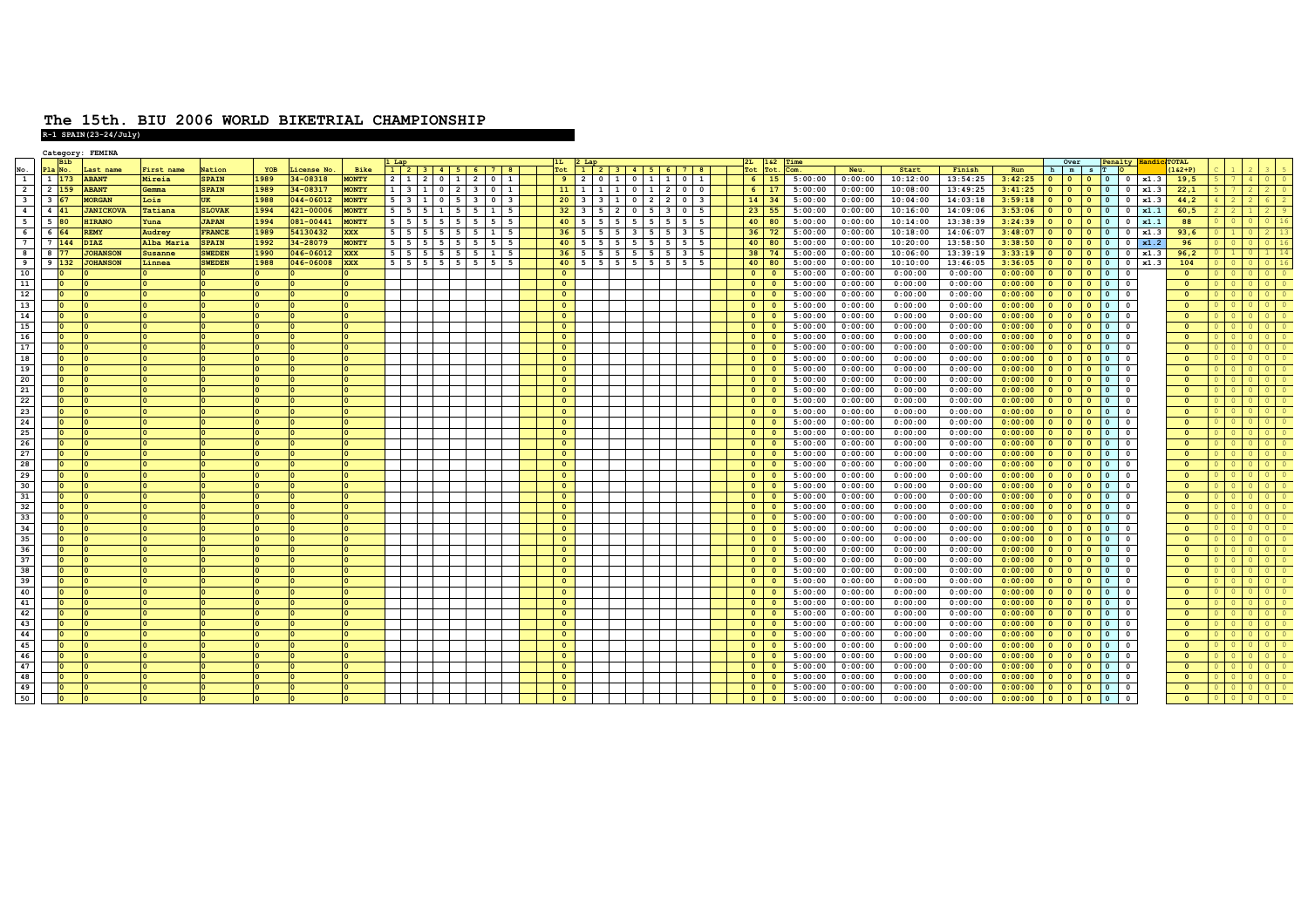# The 15th. BIU 2006 WORLD BIKETRIAL CHAMPIONSHIP

**R-1 SPAIN(23-24/July)**

Category: FEMINA

| No. | Pla | Bib No. | Last name | First name | Nation | YOB | License No. | Bike | 1 Lap 1 | 2 | 3 | 4 | 5 | 6 | 7 | 8 | 1L Tot | 2 Lap 1 | 2 | 3 | 4 | 5 | 6 | 7 | 8 | 2L Tot | 1&2 Tot. | Time Com. | Neu. | Start | Finish | Run | Over h | m | s | Penalty T | O | Handicap | TOTAL (1&2+P) | C | 1 | 2 | 3 | 5 |
|---|---|---|---|---|---|---|---|---|---|---|---|---|---|---|---|---|---|---|---|---|---|---|---|---|---|---|---|---|---|---|---|---|---|---|---|---|---|---|---|---|---|---|---|---|
| 1 | 1 | 173 | ABANT | Mireia | SPAIN | 1989 | 34-08318 | MONTY | 2 | 1 | 2 | 0 | 1 | 2 | 0 | 1 | 9 | 2 | 0 | 1 | 0 | 1 | 1 | 0 | 1 | 6 | 15 | 5:00:00 | 0:00:00 | 10:12:00 | 13:54:25 | 3:42:25 | 0 | 0 | 0 | 0 | 0 | x1.3 | 19,5 | 5 | 7 | 4 | 0 | 0 |
| 2 | 2 | 159 | ABANT | Gemma | SPAIN | 1989 | 34-08317 | MONTY | 1 | 3 | 1 | 0 | 2 | 3 | 0 | 1 | 11 | 1 | 1 | 1 | 0 | 1 | 2 | 0 | 0 | 6 | 17 | 5:00:00 | 0:00:00 | 10:08:00 | 13:49:25 | 3:41:25 | 0 | 0 | 0 | 0 | 0 | x1.3 | 22,1 | 5 | 7 | 2 | 2 | 0 |
| 3 | 3 | 67 | MORGAN | Lois | UK | 1988 | 044-06012 | MONTY | 5 | 3 | 1 | 0 | 5 | 3 | 0 | 3 | 20 | 3 | 3 | 1 | 0 | 2 | 2 | 0 | 3 | 14 | 34 | 5:00:00 | 0:00:00 | 10:04:00 | 14:03:18 | 3:59:18 | 0 | 0 | 0 | 0 | 0 | x1.3 | 44,2 | 4 | 2 | 2 | 6 | 2 |
| 4 | 4 | 41 | JANICKOVA | Tatiana | SLOVAK | 1994 | 421-00006 | MONTY | 5 | 5 | 5 | 1 | 5 | 5 | 1 | 5 | 32 | 3 | 5 | 2 | 0 | 5 | 3 | 0 | 5 | 23 | 55 | 5:00:00 | 0:00:00 | 10:16:00 | 14:09:06 | 3:53:06 | 0 | 0 | 0 | 0 | 0 | x1.1 | 60,5 | 2 | 2 | 1 | 2 | 9 |
| 5 | 5 | 80 | HIRANO | Yuna | JAPAN | 1994 | 081-00441 | MONTY | 5 | 5 | 5 | 5 | 5 | 5 | 5 | 5 | 40 | 5 | 5 | 5 | 5 | 5 | 5 | 5 | 5 | 40 | 80 | 5:00:00 | 0:00:00 | 10:14:00 | 13:38:39 | 3:24:39 | 0 | 0 | 0 | 0 | 0 | x1.1 | 88 | 0 | 0 | 0 | 0 | 16 |
| 6 | 6 | 64 | REMY | Audrey | FRANCE | 1989 | 54130432 | XXX | 5 | 5 | 5 | 5 | 5 | 5 | 1 | 5 | 36 | 5 | 5 | 5 | 3 | 5 | 5 | 3 | 5 | 36 | 72 | 5:00:00 | 0:00:00 | 10:18:00 | 14:06:07 | 3:48:07 | 0 | 0 | 0 | 0 | 0 | x1.3 | 93,6 | 0 | 1 | 0 | 2 | 13 |
| 7 | 7 | 144 | DIAZ | Alba Maria | SPAIN | 1992 | 34-28079 | MONTY | 5 | 5 | 5 | 5 | 5 | 5 | 5 | 5 | 40 | 5 | 5 | 5 | 5 | 5 | 5 | 5 | 5 | 40 | 80 | 5:00:00 | 0:00:00 | 10:20:00 | 13:58:50 | 3:38:50 | 0 | 0 | 0 | 0 | 0 | x1.2 | 96 | 0 | 0 | 0 | 0 | 16 |
| 8 | 8 | 77 | JOHANSON | Susanne | SWEDEN | 1990 | 046-06012 | XXX | 5 | 5 | 5 | 5 | 5 | 5 | 1 | 5 | 36 | 5 | 5 | 5 | 5 | 5 | 5 | 3 | 5 | 38 | 74 | 5:00:00 | 0:00:00 | 10:06:00 | 13:39:19 | 3:33:19 | 0 | 0 | 0 | 0 | 0 | x1.3 | 96,2 | 0 | 1 | 0 | 1 | 14 |
| 9 | 9 | 132 | JOHANSON | Linnea | SWEDEN | 1988 | 046-06008 | XXX | 5 | 5 | 5 | 5 | 5 | 5 | 5 | 5 | 40 | 5 | 5 | 5 | 5 | 5 | 5 | 5 | 5 | 40 | 80 | 5:00:00 | 0:00:00 | 10:10:00 | 13:46:05 | 3:36:05 | 0 | 0 | 0 | 0 | 0 | x1.3 | 104 | 0 | 0 | 0 | 0 | 16 |
| 10 | | 0 | 0 | 0 | 0 | 0 | 0 | 0 | | | | | | | | | 0 | | | | | | | | | 0 | 0 | 5:00:00 | 0:00:00 | 0:00:00 | 0:00:00 | 0:00:00 | 0 | 0 | 0 | 0 | 0 | | 0 | 0 | 0 | 0 | 0 | 0 |
| 11 | | 0 | 0 | 0 | 0 | 0 | 0 | 0 | | | | | | | | | 0 | | | | | | | | | 0 | 0 | 5:00:00 | 0:00:00 | 0:00:00 | 0:00:00 | 0:00:00 | 0 | 0 | 0 | 0 | 0 | | 0 | 0 | 0 | 0 | 0 | 0 |
| 12 | | 0 | 0 | 0 | 0 | 0 | 0 | 0 | | | | | | | | | 0 | | | | | | | | | 0 | 0 | 5:00:00 | 0:00:00 | 0:00:00 | 0:00:00 | 0:00:00 | 0 | 0 | 0 | 0 | 0 | | 0 | 0 | 0 | 0 | 0 | 0 |
| 13 | | 0 | 0 | 0 | 0 | 0 | 0 | 0 | | | | | | | | | 0 | | | | | | | | | 0 | 0 | 5:00:00 | 0:00:00 | 0:00:00 | 0:00:00 | 0:00:00 | 0 | 0 | 0 | 0 | 0 | | 0 | 0 | 0 | 0 | 0 | 0 |
| 14 | | 0 | 0 | 0 | 0 | 0 | 0 | 0 | | | | | | | | | 0 | | | | | | | | | 0 | 0 | 5:00:00 | 0:00:00 | 0:00:00 | 0:00:00 | 0:00:00 | 0 | 0 | 0 | 0 | 0 | | 0 | 0 | 0 | 0 | 0 | 0 |
| 15 | | 0 | 0 | 0 | 0 | 0 | 0 | 0 | | | | | | | | | 0 | | | | | | | | | 0 | 0 | 5:00:00 | 0:00:00 | 0:00:00 | 0:00:00 | 0:00:00 | 0 | 0 | 0 | 0 | 0 | | 0 | 0 | 0 | 0 | 0 | 0 |
| 16 | | 0 | 0 | 0 | 0 | 0 | 0 | 0 | | | | | | | | | 0 | | | | | | | | | 0 | 0 | 5:00:00 | 0:00:00 | 0:00:00 | 0:00:00 | 0:00:00 | 0 | 0 | 0 | 0 | 0 | | 0 | 0 | 0 | 0 | 0 | 0 |
| 17 | | 0 | 0 | 0 | 0 | 0 | 0 | 0 | | | | | | | | | 0 | | | | | | | | | 0 | 0 | 5:00:00 | 0:00:00 | 0:00:00 | 0:00:00 | 0:00:00 | 0 | 0 | 0 | 0 | 0 | | 0 | 0 | 0 | 0 | 0 | 0 |
| 18 | | 0 | 0 | 0 | 0 | 0 | 0 | 0 | | | | | | | | | 0 | | | | | | | | | 0 | 0 | 5:00:00 | 0:00:00 | 0:00:00 | 0:00:00 | 0:00:00 | 0 | 0 | 0 | 0 | 0 | | 0 | 0 | 0 | 0 | 0 | 0 |
| 19 | | 0 | 0 | 0 | 0 | 0 | 0 | 0 | | | | | | | | | 0 | | | | | | | | | 0 | 0 | 5:00:00 | 0:00:00 | 0:00:00 | 0:00:00 | 0:00:00 | 0 | 0 | 0 | 0 | 0 | | 0 | 0 | 0 | 0 | 0 | 0 |
| 20 | | 0 | 0 | 0 | 0 | 0 | 0 | 0 | | | | | | | | | 0 | | | | | | | | | 0 | 0 | 5:00:00 | 0:00:00 | 0:00:00 | 0:00:00 | 0:00:00 | 0 | 0 | 0 | 0 | 0 | | 0 | 0 | 0 | 0 | 0 | 0 |
| 21 | | 0 | 0 | 0 | 0 | 0 | 0 | 0 | | | | | | | | | 0 | | | | | | | | | 0 | 0 | 5:00:00 | 0:00:00 | 0:00:00 | 0:00:00 | 0:00:00 | 0 | 0 | 0 | 0 | 0 | | 0 | 0 | 0 | 0 | 0 | 0 |
| 22 | | 0 | 0 | 0 | 0 | 0 | 0 | 0 | | | | | | | | | 0 | | | | | | | | | 0 | 0 | 5:00:00 | 0:00:00 | 0:00:00 | 0:00:00 | 0:00:00 | 0 | 0 | 0 | 0 | 0 | | 0 | 0 | 0 | 0 | 0 | 0 |
| 23 | | 0 | 0 | 0 | 0 | 0 | 0 | 0 | | | | | | | | | 0 | | | | | | | | | 0 | 0 | 5:00:00 | 0:00:00 | 0:00:00 | 0:00:00 | 0:00:00 | 0 | 0 | 0 | 0 | 0 | | 0 | 0 | 0 | 0 | 0 | 0 |
| 24 | | 0 | 0 | 0 | 0 | 0 | 0 | 0 | | | | | | | | | 0 | | | | | | | | | 0 | 0 | 5:00:00 | 0:00:00 | 0:00:00 | 0:00:00 | 0:00:00 | 0 | 0 | 0 | 0 | 0 | | 0 | 0 | 0 | 0 | 0 | 0 |
| 25 | | 0 | 0 | 0 | 0 | 0 | 0 | 0 | | | | | | | | | 0 | | | | | | | | | 0 | 0 | 5:00:00 | 0:00:00 | 0:00:00 | 0:00:00 | 0:00:00 | 0 | 0 | 0 | 0 | 0 | | 0 | 0 | 0 | 0 | 0 | 0 |
| 26 | | 0 | 0 | 0 | 0 | 0 | 0 | 0 | | | | | | | | | 0 | | | | | | | | | 0 | 0 | 5:00:00 | 0:00:00 | 0:00:00 | 0:00:00 | 0:00:00 | 0 | 0 | 0 | 0 | 0 | | 0 | 0 | 0 | 0 | 0 | 0 |
| 27 | | 0 | 0 | 0 | 0 | 0 | 0 | 0 | | | | | | | | | 0 | | | | | | | | | 0 | 0 | 5:00:00 | 0:00:00 | 0:00:00 | 0:00:00 | 0:00:00 | 0 | 0 | 0 | 0 | 0 | | 0 | 0 | 0 | 0 | 0 | 0 |
| 28 | | 0 | 0 | 0 | 0 | 0 | 0 | 0 | | | | | | | | | 0 | | | | | | | | | 0 | 0 | 5:00:00 | 0:00:00 | 0:00:00 | 0:00:00 | 0:00:00 | 0 | 0 | 0 | 0 | 0 | | 0 | 0 | 0 | 0 | 0 | 0 |
| 29 | | 0 | 0 | 0 | 0 | 0 | 0 | 0 | | | | | | | | | 0 | | | | | | | | | 0 | 0 | 5:00:00 | 0:00:00 | 0:00:00 | 0:00:00 | 0:00:00 | 0 | 0 | 0 | 0 | 0 | | 0 | 0 | 0 | 0 | 0 | 0 |
| 30 | | 0 | 0 | 0 | 0 | 0 | 0 | 0 | | | | | | | | | 0 | | | | | | | | | 0 | 0 | 5:00:00 | 0:00:00 | 0:00:00 | 0:00:00 | 0:00:00 | 0 | 0 | 0 | 0 | 0 | | 0 | 0 | 0 | 0 | 0 | 0 |
| 31 | | 0 | 0 | 0 | 0 | 0 | 0 | 0 | | | | | | | | | 0 | | | | | | | | | 0 | 0 | 5:00:00 | 0:00:00 | 0:00:00 | 0:00:00 | 0:00:00 | 0 | 0 | 0 | 0 | 0 | | 0 | 0 | 0 | 0 | 0 | 0 |
| 32 | | 0 | 0 | 0 | 0 | 0 | 0 | 0 | | | | | | | | | 0 | | | | | | | | | 0 | 0 | 5:00:00 | 0:00:00 | 0:00:00 | 0:00:00 | 0:00:00 | 0 | 0 | 0 | 0 | 0 | | 0 | 0 | 0 | 0 | 0 | 0 |
| 33 | | 0 | 0 | 0 | 0 | 0 | 0 | 0 | | | | | | | | | 0 | | | | | | | | | 0 | 0 | 5:00:00 | 0:00:00 | 0:00:00 | 0:00:00 | 0:00:00 | 0 | 0 | 0 | 0 | 0 | | 0 | 0 | 0 | 0 | 0 | 0 |
| 34 | | 0 | 0 | 0 | 0 | 0 | 0 | 0 | | | | | | | | | 0 | | | | | | | | | 0 | 0 | 5:00:00 | 0:00:00 | 0:00:00 | 0:00:00 | 0:00:00 | 0 | 0 | 0 | 0 | 0 | | 0 | 0 | 0 | 0 | 0 | 0 |
| 35 | | 0 | 0 | 0 | 0 | 0 | 0 | 0 | | | | | | | | | 0 | | | | | | | | | 0 | 0 | 5:00:00 | 0:00:00 | 0:00:00 | 0:00:00 | 0:00:00 | 0 | 0 | 0 | 0 | 0 | | 0 | 0 | 0 | 0 | 0 | 0 |
| 36 | | 0 | 0 | 0 | 0 | 0 | 0 | 0 | | | | | | | | | 0 | | | | | | | | | 0 | 0 | 5:00:00 | 0:00:00 | 0:00:00 | 0:00:00 | 0:00:00 | 0 | 0 | 0 | 0 | 0 | | 0 | 0 | 0 | 0 | 0 | 0 |
| 37 | | 0 | 0 | 0 | 0 | 0 | 0 | 0 | | | | | | | | | 0 | | | | | | | | | 0 | 0 | 5:00:00 | 0:00:00 | 0:00:00 | 0:00:00 | 0:00:00 | 0 | 0 | 0 | 0 | 0 | | 0 | 0 | 0 | 0 | 0 | 0 |
| 38 | | 0 | 0 | 0 | 0 | 0 | 0 | 0 | | | | | | | | | 0 | | | | | | | | | 0 | 0 | 5:00:00 | 0:00:00 | 0:00:00 | 0:00:00 | 0:00:00 | 0 | 0 | 0 | 0 | 0 | | 0 | 0 | 0 | 0 | 0 | 0 |
| 39 | | 0 | 0 | 0 | 0 | 0 | 0 | 0 | | | | | | | | | 0 | | | | | | | | | 0 | 0 | 5:00:00 | 0:00:00 | 0:00:00 | 0:00:00 | 0:00:00 | 0 | 0 | 0 | 0 | 0 | | 0 | 0 | 0 | 0 | 0 | 0 |
| 40 | | 0 | 0 | 0 | 0 | 0 | 0 | 0 | | | | | | | | | 0 | | | | | | | | | 0 | 0 | 5:00:00 | 0:00:00 | 0:00:00 | 0:00:00 | 0:00:00 | 0 | 0 | 0 | 0 | 0 | | 0 | 0 | 0 | 0 | 0 | 0 |
| 41 | | 0 | 0 | 0 | 0 | 0 | 0 | 0 | | | | | | | | | 0 | | | | | | | | | 0 | 0 | 5:00:00 | 0:00:00 | 0:00:00 | 0:00:00 | 0:00:00 | 0 | 0 | 0 | 0 | 0 | | 0 | 0 | 0 | 0 | 0 | 0 |
| 42 | | 0 | 0 | 0 | 0 | 0 | 0 | 0 | | | | | | | | | 0 | | | | | | | | | 0 | 0 | 5:00:00 | 0:00:00 | 0:00:00 | 0:00:00 | 0:00:00 | 0 | 0 | 0 | 0 | 0 | | 0 | 0 | 0 | 0 | 0 | 0 |
| 43 | | 0 | 0 | 0 | 0 | 0 | 0 | 0 | | | | | | | | | 0 | | | | | | | | | 0 | 0 | 5:00:00 | 0:00:00 | 0:00:00 | 0:00:00 | 0:00:00 | 0 | 0 | 0 | 0 | 0 | | 0 | 0 | 0 | 0 | 0 | 0 |
| 44 | | 0 | 0 | 0 | 0 | 0 | 0 | 0 | | | | | | | | | 0 | | | | | | | | | 0 | 0 | 5:00:00 | 0:00:00 | 0:00:00 | 0:00:00 | 0:00:00 | 0 | 0 | 0 | 0 | 0 | | 0 | 0 | 0 | 0 | 0 | 0 |
| 45 | | 0 | 0 | 0 | 0 | 0 | 0 | 0 | | | | | | | | | 0 | | | | | | | | | 0 | 0 | 5:00:00 | 0:00:00 | 0:00:00 | 0:00:00 | 0:00:00 | 0 | 0 | 0 | 0 | 0 | | 0 | 0 | 0 | 0 | 0 | 0 |
| 46 | | 0 | 0 | 0 | 0 | 0 | 0 | 0 | | | | | | | | | 0 | | | | | | | | | 0 | 0 | 5:00:00 | 0:00:00 | 0:00:00 | 0:00:00 | 0:00:00 | 0 | 0 | 0 | 0 | 0 | | 0 | 0 | 0 | 0 | 0 | 0 |
| 47 | | 0 | 0 | 0 | 0 | 0 | 0 | 0 | | | | | | | | | 0 | | | | | | | | | 0 | 0 | 5:00:00 | 0:00:00 | 0:00:00 | 0:00:00 | 0:00:00 | 0 | 0 | 0 | 0 | 0 | | 0 | 0 | 0 | 0 | 0 | 0 |
| 48 | | 0 | 0 | 0 | 0 | 0 | 0 | 0 | | | | | | | | | 0 | | | | | | | | | 0 | 0 | 5:00:00 | 0:00:00 | 0:00:00 | 0:00:00 | 0:00:00 | 0 | 0 | 0 | 0 | 0 | | 0 | 0 | 0 | 0 | 0 | 0 |
| 49 | | 0 | 0 | 0 | 0 | 0 | 0 | 0 | | | | | | | | | 0 | | | | | | | | | 0 | 0 | 5:00:00 | 0:00:00 | 0:00:00 | 0:00:00 | 0:00:00 | 0 | 0 | 0 | 0 | 0 | | 0 | 0 | 0 | 0 | 0 | 0 |
| 50 | | 0 | 0 | 0 | 0 | 0 | 0 | 0 | | | | | | | | | 0 | | | | | | | | | 0 | 0 | 5:00:00 | 0:00:00 | 0:00:00 | 0:00:00 | 0:00:00 | 0 | 0 | 0 | 0 | 0 | | 0 | 0 | 0 | 0 | 0 | 0 |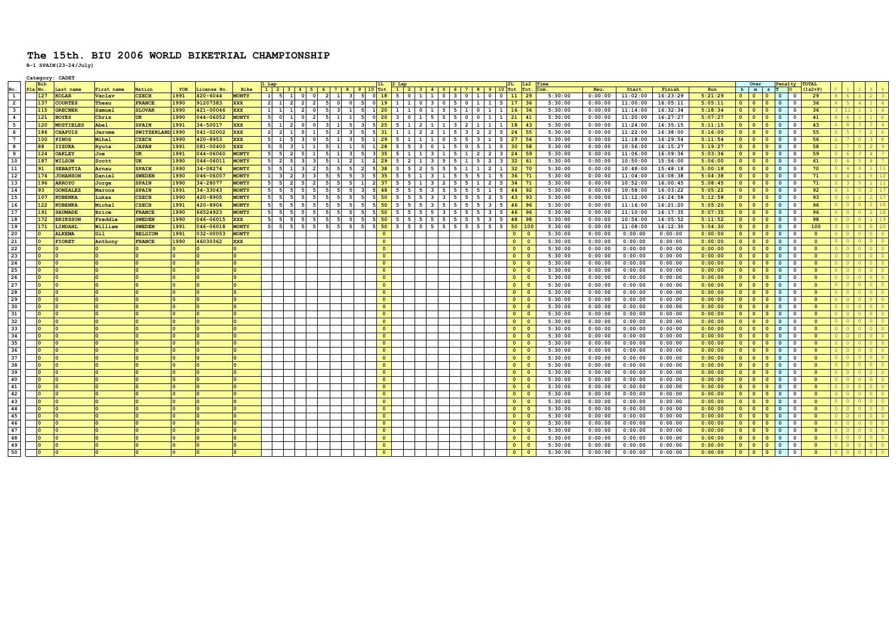# The 15th. BIU 2006 WORLD BIKETRIAL CHAMPIONSHIP

**R-1 SPAIN(23-24/July)**

Category: CADET

| No. | Pla | Bib No. | Last name | First name | Nation | YOB | License No. | Bike | 1 Lap 1 | 2 | 3 | 4 | 5 | 6 | 7 | 8 | 9 | 10 | 1L Tot | 2 Lap 1 | 2 | 3 | 4 | 5 | 6 | 7 | 8 | 9 | 10 | 2L Tot | 1&2 Tot. | Time Com. | Neu. | Start | Finish | Run | Over h | m | s | Penalty T | O | TOTAL (1&2+P) | C | 1 | 2 | 3 | 5 |
|---|---|---|---|---|---|---|---|---|---|---|---|---|---|---|---|---|---|---|---|---|---|---|---|---|---|---|---|---|---|---|---|---|---|---|---|---|---|---|---|---|---|---|---|---|---|---|---|
| 1 | | 127 | KOLAR | Vaclav | CZECH | 1991 | 420-6044 | MONTY | 1 | 5 | 1 | 0 | 0 | 2 | 1 | 3 | 5 | 0 | 18 | 5 | 0 | 1 | 1 | 0 | 3 | 0 | 1 | 0 | 0 | 11 | 29 | 5:30:00 | 0:00:00 | 11:02:00 | 16:23:29 | 5:21:29 | 0 | 0 | 0 | 0 | 0 | 29 | 8 | 6 | 1 | 2 | 3 |
| 2 | | 137 | COURTES | Theau | FRANCE | 1990 | 91207383 | XXX | 2 | 1 | 2 | 2 | 2 | 5 | 0 | 0 | 5 | 0 | 19 | 1 | 1 | 0 | 3 | 0 | 5 | 0 | 1 | 1 | 5 | 17 | 36 | 5:30:00 | 0:00:00 | 11:00:00 | 16:05:11 | 5:05:11 | 0 | 0 | 0 | 0 | 0 | 36 | 6 | 5 | 4 | 1 | 4 |
| 3 | | 115 | GRECNER | Samuel | SLOVAK | 1990 | 421-00046 | XXX | 1 | 1 | 1 | 2 | 0 | 5 | 3 | 1 | 5 | 1 | 20 | 1 | 1 | 0 | 1 | 5 | 5 | 1 | 0 | 1 | 1 | 16 | 36 | 5:30:00 | 0:00:00 | 11:14:00 | 16:32:34 | 5:18:34 | 0 | 0 | 0 | 0 | 0 | 36 | 3 | 11 | 1 | 1 | 4 |
| 4 | | 121 | BOYES | Chris | UK | 1990 | 044-06052 | MONTY | 5 | 0 | 1 | 0 | 2 | 5 | 1 | 1 | 5 | 0 | 20 | 3 | 0 | 1 | 5 | 5 | 5 | 0 | 0 | 1 | 1 | 21 | 41 | 5:30:00 | 0:00:00 | 11:20:00 | 16:27:27 | 5:07:27 | 0 | 0 | 0 | 0 | 0 | 41 | 6 | 6 | 1 | 1 | 6 |
| 5 | | 120 | MUSTIELES | Abel | SPAIN | 1991 | 34-50017 | XXX | 5 | 1 | 2 | 0 | 0 | 3 | 1 | 5 | 3 | 5 | 25 | 5 | 1 | 2 | 1 | 1 | 3 | 2 | 1 | 1 | 1 | 18 | 43 | 5:30:00 | 0:00:00 | 11:24:00 | 16:35:15 | 5:11:15 | 0 | 0 | 0 | 0 | 0 | 43 | 2 | 8 | 3 | 3 | 4 |
| 6 | | 186 | CHAPUIS | Jerome | SWITZERLAND | 1990 | 041-02002 | XXX | 2 | 2 | 1 | 5 | 1 | 5 | 2 | 3 | 5 | 5 | 31 | 1 | 1 | 2 | 2 | 1 | 5 | 3 | 2 | 2 | 5 | 24 | 55 | 5:30:00 | 0:00:00 | 11:22:00 | 16:38:00 | 5:16:00 | 0 | 0 | 0 | 0 | 0 | 55 | 0 | 5 | 7 | 2 | 6 |
| 7 | | 100 | PINOS | Mihal | CZECH | 1990 | 420-8953 | XXX | 5 | 1 | 5 | 3 | 0 | 5 | 1 | 3 | 5 | 1 | 29 | 5 | 1 | 1 | 1 | 0 | 5 | 5 | 3 | 1 | 5 | 27 | 56 | 5:30:00 | 0:00:00 | 11:18:00 | 16:29:54 | 5:11:54 | 0 | 0 | 0 | 0 | 0 | 56 | 2 | 7 | 0 | 3 | 8 |
| 8 | | 88 | IIZUKA | Ryuta | JAPAN | 1991 | 081-00400 | XXX | 5 | 5 | 3 | 1 | 1 | 5 | 1 | 1 | 5 | 1 | 28 | 5 | 5 | 3 | 0 | 1 | 5 | 0 | 5 | 1 | 5 | 30 | 58 | 5:30:00 | 0:00:00 | 10:56:00 | 16:15:27 | 5:19:27 | 0 | 0 | 0 | 0 | 0 | 58 | 2 | 7 | 0 | 2 | 9 |
| 9 | | 124 | OAKLEY | Joe | UK | 1991 | 044-06060 | MONTY | 5 | 5 | 2 | 5 | 1 | 5 | 1 | 3 | 5 | 3 | 35 | 5 | 1 | 1 | 3 | 1 | 5 | 1 | 2 | 2 | 3 | 24 | 59 | 5:30:00 | 0:00:00 | 11:06:00 | 16:09:36 | 5:03:36 | 0 | 0 | 0 | 0 | 0 | 59 | 0 | 6 | 3 | 4 | 7 |
| 10 | | 187 | WILSON | Scott | UK | 1990 | 044-06011 | MONTY | 5 | 2 | 5 | 3 | 3 | 5 | 1 | 2 | 1 | 2 | 29 | 5 | 2 | 1 | 3 | 5 | 5 | 1 | 5 | 2 | 3 | 32 | 61 | 5:30:00 | 0:00:00 | 10:50:00 | 15:56:00 | 5:06:00 | 0 | 0 | 0 | 0 | 0 | 61 | 0 | 4 | 5 | 4 | 7 |
| 11 | | 91 | SEBASTIA | Arnau | SPAIN | 1990 | 34-08274 | MONTY | 5 | 5 | 1 | 3 | 2 | 5 | 5 | 5 | 2 | 5 | 38 | 5 | 5 | 2 | 5 | 5 | 5 | 1 | 1 | 2 | 1 | 32 | 70 | 5:30:00 | 0:00:00 | 10:48:00 | 15:48:18 | 5:00:18 | 0 | 0 | 0 | 0 | 0 | 70 | 0 | 4 | 4 | 1 | 11 |
| 12 | | 174 | JOHANSON | Daniel | SWEDEN | 1990 | 046-06007 | MONTY | 1 | 3 | 2 | 3 | 3 | 5 | 5 | 5 | 3 | 5 | 35 | 5 | 5 | 1 | 3 | 1 | 5 | 5 | 5 | 1 | 5 | 36 | 71 | 5:30:00 | 0:00:00 | 11:04:00 | 16:08:38 | 5:04:38 | 0 | 0 | 0 | 0 | 0 | 71 | 0 | 4 | 1 | 5 | 10 |
| 13 | | 196 | ARROYO | Jorge | SPAIN | 1990 | 34-28077 | MONTY | 5 | 5 | 2 | 5 | 2 | 5 | 5 | 5 | 1 | 2 | 37 | 5 | 5 | 1 | 3 | 2 | 5 | 5 | 1 | 2 | 5 | 34 | 71 | 5:30:00 | 0:00:00 | 10:52:00 | 16:00:45 | 5:08:45 | 0 | 0 | 0 | 0 | 0 | 71 | 0 | 3 | 5 | 1 | 11 |
| 14 | | 93 | GONZALEZ | Marcos | SPAIN | 1991 | 34-33043 | MONTY | 5 | 5 | 5 | 5 | 5 | 5 | 5 | 5 | 3 | 5 | 48 | 5 | 5 | 5 | 3 | 5 | 5 | 5 | 5 | 1 | 5 | 44 | 92 | 5:30:00 | 0:00:00 | 10:58:00 | 16:03:22 | 5:05:22 | 0 | 0 | 0 | 0 | 0 | 92 | 0 | 1 | 0 | 2 | 17 |
| 15 | | 107 | KUBENKA | Lukas | CZECH | 1990 | 420-8905 | MONTY | 5 | 5 | 5 | 5 | 5 | 5 | 5 | 5 | 5 | 5 | 50 | 5 | 5 | 5 | 3 | 3 | 5 | 5 | 5 | 2 | 5 | 43 | 93 | 5:30:00 | 0:00:00 | 11:12:00 | 16:24:58 | 5:12:58 | 0 | 0 | 0 | 0 | 0 | 93 | 0 | 0 | 1 | 2 | 17 |
| 16 | | 122 | KUBENKA | Michal | CZECH | 1991 | 420-8904 | MONTY | 5 | 5 | 5 | 5 | 5 | 5 | 5 | 5 | 5 | 5 | 50 | 5 | 5 | 5 | 3 | 5 | 5 | 5 | 5 | 3 | 5 | 46 | 96 | 5:30:00 | 0:00:00 | 11:16:00 | 16:21:20 | 5:05:20 | 0 | 0 | 0 | 0 | 0 | 96 | 0 | 0 | 0 | 2 | 18 |
| 17 | | 191 | SAUMADE | Brice | FRANCE | 1990 | 66524923 | MONTY | 5 | 5 | 5 | 5 | 5 | 5 | 5 | 5 | 5 | 5 | 50 | 5 | 5 | 5 | 5 | 3 | 5 | 5 | 5 | 3 | 5 | 46 | 96 | 5:30:00 | 0:00:00 | 11:10:00 | 16:17:35 | 5:07:35 | 0 | 0 | 0 | 0 | 0 | 96 | 0 | 0 | 0 | 2 | 18 |
| 18 | | 172 | ERIKSSON | Freddie | SWEDEN | 1990 | 046-06015 | XXX | 5 | 5 | 5 | 5 | 5 | 5 | 5 | 5 | 5 | 5 | 50 | 5 | 5 | 5 | 5 | 5 | 5 | 5 | 5 | 3 | 5 | 48 | 98 | 5:30:00 | 0:00:00 | 10:54:00 | 16:05:52 | 5:11:52 | 0 | 0 | 0 | 0 | 0 | 98 | 0 | 0 | 0 | 1 | 19 |
| 19 | | 171 | LINDAHL | William | SWEDEN | 1991 | 046-06018 | MONTY | 5 | 5 | 5 | 5 | 5 | 5 | 5 | 5 | 5 | 5 | 50 | 5 | 5 | 5 | 5 | 5 | 5 | 5 | 5 | 5 | 5 | 50 | 100 | 5:30:00 | 0:00:00 | 11:08:00 | 16:12:30 | 5:04:30 | 0 | 0 | 0 | 0 | 0 | 100 | 0 | 0 | 0 | 0 | 20 |
| 20 | | 0 | ALKEMA | Gil | BELGIUM | 1991 | 032-00053 | MONTY | | | | | | | | | | | 0 | | | | | | | | | | | 0 | 0 | 5:30:00 | 0:00:00 | 0:00:00 | 0:00:00 | 0:00:00 | 0 | 0 | 0 | 0 | 0 | 0 | 0 | 0 | 0 | 0 | 0 |
| 21 | | 0 | FIORET | Anthony | FRANCE | 1990 | 46030362 | XXX | | | | | | | | | | | 0 | | | | | | | | | | | 0 | 0 | 5:30:00 | 0:00:00 | 0:00:00 | 0:00:00 | 0:00:00 | 0 | 0 | 0 | 0 | 0 | 0 | 0 | 0 | 0 | 0 | 0 |
| 22 | | 0 | 0 | 0 | 0 | 0 | 0 | 0 | | | | | | | | | | | 0 | | | | | | | | | | | 0 | 0 | 5:30:00 | 0:00:00 | 0:00:00 | 0:00:00 | 0:00:00 | 0 | 0 | 0 | 0 | 0 | 0 | 0 | 0 | 0 | 0 | 0 |
| 23 | | 0 | 0 | 0 | 0 | 0 | 0 | 0 | | | | | | | | | | | 0 | | | | | | | | | | | 0 | 0 | 5:30:00 | 0:00:00 | 0:00:00 | 0:00:00 | 0:00:00 | 0 | 0 | 0 | 0 | 0 | 0 | 0 | 0 | 0 | 0 | 0 |
| 24 | | 0 | 0 | 0 | 0 | 0 | 0 | 0 | | | | | | | | | | | 0 | | | | | | | | | | | 0 | 0 | 5:30:00 | 0:00:00 | 0:00:00 | 0:00:00 | 0:00:00 | 0 | 0 | 0 | 0 | 0 | 0 | 0 | 0 | 0 | 0 | 0 |
| 25 | | 0 | 0 | 0 | 0 | 0 | 0 | 0 | | | | | | | | | | | 0 | | | | | | | | | | | 0 | 0 | 5:30:00 | 0:00:00 | 0:00:00 | 0:00:00 | 0:00:00 | 0 | 0 | 0 | 0 | 0 | 0 | 0 | 0 | 0 | 0 | 0 |
| 26 | | 0 | 0 | 0 | 0 | 0 | 0 | 0 | | | | | | | | | | | 0 | | | | | | | | | | | 0 | 0 | 5:30:00 | 0:00:00 | 0:00:00 | 0:00:00 | 0:00:00 | 0 | 0 | 0 | 0 | 0 | 0 | 0 | 0 | 0 | 0 | 0 |
| 27 | | 0 | 0 | 0 | 0 | 0 | 0 | 0 | | | | | | | | | | | 0 | | | | | | | | | | | 0 | 0 | 5:30:00 | 0:00:00 | 0:00:00 | 0:00:00 | 0:00:00 | 0 | 0 | 0 | 0 | 0 | 0 | 0 | 0 | 0 | 0 | 0 |
| 28 | | 0 | 0 | 0 | 0 | 0 | 0 | 0 | | | | | | | | | | | 0 | | | | | | | | | | | 0 | 0 | 5:30:00 | 0:00:00 | 0:00:00 | 0:00:00 | 0:00:00 | 0 | 0 | 0 | 0 | 0 | 0 | 0 | 0 | 0 | 0 | 0 |
| 29 | | 0 | 0 | 0 | 0 | 0 | 0 | 0 | | | | | | | | | | | 0 | | | | | | | | | | | 0 | 0 | 5:30:00 | 0:00:00 | 0:00:00 | 0:00:00 | 0:00:00 | 0 | 0 | 0 | 0 | 0 | 0 | 0 | 0 | 0 | 0 | 0 |
| 30 | | 0 | 0 | 0 | 0 | 0 | 0 | 0 | | | | | | | | | | | 0 | | | | | | | | | | | 0 | 0 | 5:30:00 | 0:00:00 | 0:00:00 | 0:00:00 | 0:00:00 | 0 | 0 | 0 | 0 | 0 | 0 | 0 | 0 | 0 | 0 | 0 |
| 31 | | 0 | 0 | 0 | 0 | 0 | 0 | 0 | | | | | | | | | | | 0 | | | | | | | | | | | 0 | 0 | 5:30:00 | 0:00:00 | 0:00:00 | 0:00:00 | 0:00:00 | 0 | 0 | 0 | 0 | 0 | 0 | 0 | 0 | 0 | 0 | 0 |
| 32 | | 0 | 0 | 0 | 0 | 0 | 0 | 0 | | | | | | | | | | | 0 | | | | | | | | | | | 0 | 0 | 5:30:00 | 0:00:00 | 0:00:00 | 0:00:00 | 0:00:00 | 0 | 0 | 0 | 0 | 0 | 0 | 0 | 0 | 0 | 0 | 0 |
| 33 | | 0 | 0 | 0 | 0 | 0 | 0 | 0 | | | | | | | | | | | 0 | | | | | | | | | | | 0 | 0 | 5:30:00 | 0:00:00 | 0:00:00 | 0:00:00 | 0:00:00 | 0 | 0 | 0 | 0 | 0 | 0 | 0 | 0 | 0 | 0 | 0 |
| 34 | | 0 | 0 | 0 | 0 | 0 | 0 | 0 | | | | | | | | | | | 0 | | | | | | | | | | | 0 | 0 | 5:30:00 | 0:00:00 | 0:00:00 | 0:00:00 | 0:00:00 | 0 | 0 | 0 | 0 | 0 | 0 | 0 | 0 | 0 | 0 | 0 |
| 35 | | 0 | 0 | 0 | 0 | 0 | 0 | 0 | | | | | | | | | | | 0 | | | | | | | | | | | 0 | 0 | 5:30:00 | 0:00:00 | 0:00:00 | 0:00:00 | 0:00:00 | 0 | 0 | 0 | 0 | 0 | 0 | 0 | 0 | 0 | 0 | 0 |
| 36 | | 0 | 0 | 0 | 0 | 0 | 0 | 0 | | | | | | | | | | | 0 | | | | | | | | | | | 0 | 0 | 5:30:00 | 0:00:00 | 0:00:00 | 0:00:00 | 0:00:00 | 0 | 0 | 0 | 0 | 0 | 0 | 0 | 0 | 0 | 0 | 0 |
| 37 | | 0 | 0 | 0 | 0 | 0 | 0 | 0 | | | | | | | | | | | 0 | | | | | | | | | | | 0 | 0 | 5:30:00 | 0:00:00 | 0:00:00 | 0:00:00 | 0:00:00 | 0 | 0 | 0 | 0 | 0 | 0 | 0 | 0 | 0 | 0 | 0 |
| 38 | | 0 | 0 | 0 | 0 | 0 | 0 | 0 | | | | | | | | | | | 0 | | | | | | | | | | | 0 | 0 | 5:30:00 | 0:00:00 | 0:00:00 | 0:00:00 | 0:00:00 | 0 | 0 | 0 | 0 | 0 | 0 | 0 | 0 | 0 | 0 | 0 |
| 39 | | 0 | 0 | 0 | 0 | 0 | 0 | 0 | | | | | | | | | | | 0 | | | | | | | | | | | 0 | 0 | 5:30:00 | 0:00:00 | 0:00:00 | 0:00:00 | 0:00:00 | 0 | 0 | 0 | 0 | 0 | 0 | 0 | 0 | 0 | 0 | 0 |
| 40 | | 0 | 0 | 0 | 0 | 0 | 0 | 0 | | | | | | | | | | | 0 | | | | | | | | | | | 0 | 0 | 5:30:00 | 0:00:00 | 0:00:00 | 0:00:00 | 0:00:00 | 0 | 0 | 0 | 0 | 0 | 0 | 0 | 0 | 0 | 0 | 0 |
| 41 | | 0 | 0 | 0 | 0 | 0 | 0 | 0 | | | | | | | | | | | 0 | | | | | | | | | | | 0 | 0 | 5:30:00 | 0:00:00 | 0:00:00 | 0:00:00 | 0:00:00 | 0 | 0 | 0 | 0 | 0 | 0 | 0 | 0 | 0 | 0 | 0 |
| 42 | | 0 | 0 | 0 | 0 | 0 | 0 | 0 | | | | | | | | | | | 0 | | | | | | | | | | | 0 | 0 | 5:30:00 | 0:00:00 | 0:00:00 | 0:00:00 | 0:00:00 | 0 | 0 | 0 | 0 | 0 | 0 | 0 | 0 | 0 | 0 | 0 |
| 43 | | 0 | 0 | 0 | 0 | 0 | 0 | 0 | | | | | | | | | | | 0 | | | | | | | | | | | 0 | 0 | 5:30:00 | 0:00:00 | 0:00:00 | 0:00:00 | 0:00:00 | 0 | 0 | 0 | 0 | 0 | 0 | 0 | 0 | 0 | 0 | 0 |
| 44 | | 0 | 0 | 0 | 0 | 0 | 0 | 0 | | | | | | | | | | | 0 | | | | | | | | | | | 0 | 0 | 5:30:00 | 0:00:00 | 0:00:00 | 0:00:00 | 0:00:00 | 0 | 0 | 0 | 0 | 0 | 0 | 0 | 0 | 0 | 0 | 0 |
| 45 | | 0 | 0 | 0 | 0 | 0 | 0 | 0 | | | | | | | | | | | 0 | | | | | | | | | | | 0 | 0 | 5:30:00 | 0:00:00 | 0:00:00 | 0:00:00 | 0:00:00 | 0 | 0 | 0 | 0 | 0 | 0 | 0 | 0 | 0 | 0 | 0 |
| 46 | | 0 | 0 | 0 | 0 | 0 | 0 | 0 | | | | | | | | | | | 0 | | | | | | | | | | | 0 | 0 | 5:30:00 | 0:00:00 | 0:00:00 | 0:00:00 | 0:00:00 | 0 | 0 | 0 | 0 | 0 | 0 | 0 | 0 | 0 | 0 | 0 |
| 47 | | 0 | 0 | 0 | 0 | 0 | 0 | 0 | | | | | | | | | | | 0 | | | | | | | | | | | 0 | 0 | 5:30:00 | 0:00:00 | 0:00:00 | 0:00:00 | 0:00:00 | 0 | 0 | 0 | 0 | 0 | 0 | 0 | 0 | 0 | 0 | 0 |
| 48 | | 0 | 0 | 0 | 0 | 0 | 0 | 0 | | | | | | | | | | | 0 | | | | | | | | | | | 0 | 0 | 5:30:00 | 0:00:00 | 0:00:00 | 0:00:00 | 0:00:00 | 0 | 0 | 0 | 0 | 0 | 0 | 0 | 0 | 0 | 0 | 0 |
| 49 | | 0 | 0 | 0 | 0 | 0 | 0 | 0 | | | | | | | | | | | 0 | | | | | | | | | | | 0 | 0 | 5:30:00 | 0:00:00 | 0:00:00 | 0:00:00 | 0:00:00 | 0 | 0 | 0 | 0 | 0 | 0 | 0 | 0 | 0 | 0 | 0 |
| 50 | | 0 | 0 | 0 | 0 | 0 | 0 | 0 | | | | | | | | | | | 0 | | | | | | | | | | | 0 | 0 | 5:30:00 | 0:00:00 | 0:00:00 | 0:00:00 | 0:00:00 | 0 | 0 | 0 | 0 | 0 | 0 | 0 | 0 | 0 | 0 | 0 |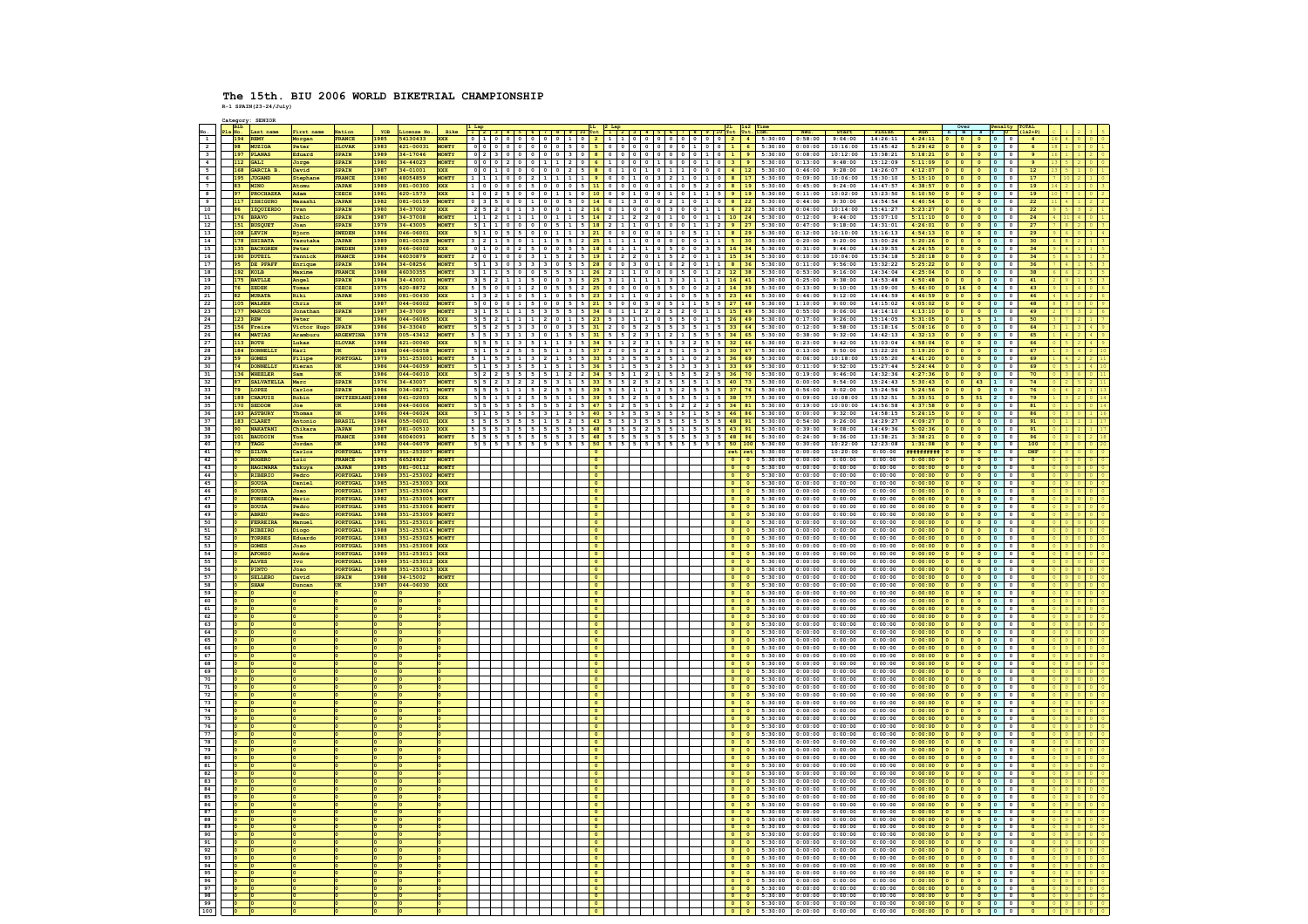# The 15th. BIU 2006 WORLD BIKETRIAL CHAMPIONSHIP

R-1 SPAIN(23-24/July)

Category: SENIOR

Only the main columns are transcribed below. The per-section scores for each lap (sections 1–10) are not legible at this resolution, and the table columns after TOTAL are left out.

| No. | Bib No. | Last name | First name | Nation | YOB | License No. | Bike | 1L Tot | 2L Tot | 1&2 Tot | Time Com. | Ret. | Start | Finish | Run | Over | Penalty | TOTAL (1&2+P) |
|---|---|---|---|---|---|---|---|---|---|---|---|---|---|---|---|---|---|---|
| 1 | 194 | REMY | Morgan | FRANCE | 1985 | 54130433 | XXX | 2 | 2 | 4 | 5:30:00 | 0:58:00 | 9:04:00 | 14:26:11 | 4:24:11 | 0 | 0 | 4 |
| 2 | 98 | MUZIGA | Peter | SLOVAK | 1983 | 421-00031 | MONTY | 5 | 1 | 6 | 5:30:00 | 0:00:00 | 10:16:00 | 15:45:42 | 5:29:42 | 0 | 0 | 6 |
| 3 | 197 | PLANAS | Eduard | SPAIN | 1989 | 34-17046 | MONTY | 8 | 1 | 9 | 5:30:00 | 0:08:00 | 10:12:00 | 15:38:21 | 5:18:21 | 0 | 0 | 9 |
| 4 | 112 | GALI | Jorge | SPAIN | 1980 | 34-44023 | MONTY | 6 | 3 | 9 | 5:30:00 | 0:13:00 | 9:48:00 | 15:12:09 | 5:11:09 | 0 | 0 | 9 |
| 5 | 168 | GARCIA B. | David | SPAIN | 1987 | 34-01001 | XXX | 8 | 4 | 12 | 5:30:00 | 0:46:00 | 9:28:00 | 14:26:07 | 4:12:07 | 0 | 0 | 12 |
| 6 | 195 | JOGAND | Stephane | FRANCE | 1980 | 48054859 | MONTY | 9 | 8 | 17 | 5:30:00 | 0:09:00 | 10:06:00 | 15:30:10 | 5:15:10 | 0 | 0 | 17 |
| 7 | 83 | MINO | Atomu | JAPAN | 1989 | 081-00300 | XXX | 11 | 8 | 19 | 5:30:00 | 0:45:00 | 9:24:00 | 14:47:57 | 4:38:57 | 0 | 0 | 19 |
| 8 | 97 | PROCHAZKA | Adam | CZECH | 1981 | 420-1573 | XXX | 10 | 9 | 19 | 5:30:00 | 0:11:00 | 10:02:00 | 15:23:50 | 5:10:50 | 0 | 0 | 19 |
| 9 | 117 | ISHIGURO | Masashi | JAPAN | 1982 | 081-00159 | MONTY | 14 | 8 | 22 | 5:30:00 | 0:44:00 | 9:30:00 | 14:54:54 | 4:40:54 | 0 | 0 | 22 |
| 10 | 86 | IZQUIERDO | Ivan | SPAIN | 1980 | 34-37002 | XXX | 16 | 6 | 22 | 5:30:00 | 0:04:00 | 10:14:00 | 15:41:27 | 5:23:27 | 0 | 0 | 22 |
| 11 | 176 | BRAVO | Pablo | SPAIN | 1987 | 34-37008 | MONTY | 14 | 10 | 24 | 5:30:00 | 0:12:00 | 9:44:00 | 15:07:10 | 5:11:10 | 0 | 0 | 24 |
| 12 | 151 | BUSQUET | Joan | SPAIN | 1979 | 34-43005 | MONTY | 18 | 9 | 27 | 5:30:00 | 0:47:00 | 9:18:00 | 14:31:01 | 4:26:01 | 0 | 0 | 27 |
| 13 | 108 | LEVIN | Bjorn | SWEDEN | 1986 | 046-06001 | XXX | 21 | 8 | 29 | 5:30:00 | 0:12:00 | 10:10:00 | 15:16:13 | 4:54:13 | 0 | 0 | 29 |
| 14 | 178 | SHIBATA | Yasutaka | JAPAN | 1989 | 081-00328 | MONTY | 25 | 5 | 30 | 5:30:00 | 0:20:00 | 9:20:00 | 15:00:26 | 5:20:26 | 0 | 0 | 30 |
| 15 | 135 | BACRGREN | Peter | SWEDEN | 1989 | 046-06002 | XXX | 18 | 16 | 34 | 5:30:00 | 0:31:00 | 9:44:00 | 14:39:55 | 4:24:55 | 0 | 0 | 34 |
| 16 | 190 | DUTEIL | Yannick | FRANCE | 1984 | 46030879 | MONTY | 19 | 15 | 34 | 5:30:00 | 0:10:00 | 10:04:00 | 15:34:18 | 5:20:18 | 0 | 0 | 34 |
| 17 | 95 | DE PFAFF | Enrique | SPAIN | 1984 | 34-08256 | MONTY | 28 | 8 | 36 | 5:30:00 | 0:11:00 | 9:56:00 | 15:32:22 | 5:25:22 | 0 | 0 | 36 |
| 18 | 192 | KOLB | Maxime | FRANCE | 1988 | 46030355 | MONTY | 26 | 12 | 38 | 5:30:00 | 0:53:00 | 9:16:00 | 14:34:04 | 4:25:04 | 0 | 0 | 38 |
| 19 | 175 | BATLLE | Angel | SPAIN | 1984 | 34-43001 | MONTY | 27 | 14 | 41 | 5:30:00 | 0:25:00 | 9:38:00 | 14:53:48 | 4:50:48 | 0 | 0 | 41 |
| 20 | 76 | SEDEK | Tomas | CZECH | 1975 | 420-8872 | XXX | 25 | 14 | 39 | 5:30:00 | 0:13:00 | 9:10:00 | 15:09:00 | 5:46:00 | 16 | 4 | 43 |
| 21 | 82 | MURATA | Riki | JAPAN | 1980 | 081-00430 | XXX | 23 | 23 | 46 | 5:30:00 | 0:46:00 | 9:12:00 | 14:44:59 | 4:46:59 | 0 | 0 | 46 |
| 22 | 105 | WALKER | Chris | UK | 1987 | 044-06002 | MONTY | 21 | 27 | 48 | 5:30:00 | 1:10:00 | 10:00:00 | 14:15:02 | 4:05:02 | 0 | 0 | 48 |
| 23 | 177 | MARCOS | Jonathan | SPAIN | 1987 | 34-37009 | MONTY | 34 | 15 | 49 | 5:30:00 | 0:55:00 | 9:06:00 | 14:14:10 | 4:13:10 | 0 | 0 | 49 |
| 24 | 123 | REW | Peter | UK | 1984 | 044-06085 | XXX | 23 | 26 | 49 | 5:30:00 | 0:17:00 | 9:26:00 | 15:14:05 | 5:31:05 | 1 5 | 1 | 50 |
| 25 | 156 | Freire | Victor Hugo | SPAIN | 1986 | 34-33040 | MONTY | 31 | 33 | 64 | 5:30:00 | 0:12:00 | 9:58:00 | 15:18:16 | 5:08:16 | 0 | 0 | 64 |
| 26 | 84 | MATIAS | Aramburu | ARGENTINA | 1978 | 005-43412 | MONTY | 31 | 34 | 65 | 5:30:00 | 0:38:00 | 9:32:00 | 14:42:13 | 4:32:13 | 0 | 0 | 65 |
| 27 | 113 | ROTH | Lukas | SLOVAK | 1988 | 421-00040 | XXX | 34 | 32 | 66 | 5:30:00 | 0:23:00 | 9:42:00 | 15:03:04 | 4:58:04 | 0 | 0 | 66 |
| 28 | 184 | DONNELLY | Earl | UK | 1988 | 044-06058 | MONTY | 37 | 30 | 67 | 5:30:00 | 0:13:00 | 9:50:00 | 15:22:20 | 5:19:20 | 0 | 0 | 67 |
| 29 | 59 | GOMES | Filipe | PORTUGAL | 1979 | 351-253001 | MONTY | 33 | 36 | 69 | 5:30:00 | 0:06:00 | 10:18:00 | 15:05:20 | 4:41:20 | 0 | 0 | 69 |
| 30 | 74 | DONNELLY | Kieran | UK | 1986 | 044-06059 | MONTY | 36 | 33 | 69 | 5:30:00 | 0:11:00 | 9:52:00 | 15:27:44 | 5:24:44 | 0 | 0 | 69 |
| 31 | 136 | WHEELER | Sam | UK | 1986 | 044-06010 | XXX | 34 | 36 | 70 | 5:30:00 | 0:19:00 | 8:46:00 | 14:32:36 | 4:27:36 | 0 | 0 | 70 |
| 32 | 87 | SALVATELLA | Marc | SPAIN | 1976 | 34-43007 | MONTY | 33 | 40 | 73 | 5:30:00 | 0:00:00 | 9:54:00 | 15:24:43 | 5:30:43 | 43 | 1 | 74 |
| 33 | 79 | LOPEZ | Carlos | SPAIN | 1986 | 034-08271 | MONTY | 39 | 37 | 76 | 5:30:00 | 0:56:00 | 9:02:00 | 15:24:56 | 5:24:56 | 0 | 0 | 76 |
| 34 | 189 | CHAPUIS | Robin | SWITZERLAND | 1988 | 041-02003 | XXX | 39 | 38 | 77 | 5:30:00 | 0:09:00 | 10:08:00 | 15:52:51 | 5:35:51 | 5 51 | 2 | 79 |
| 35 | 170 | SEDDON | Joe | UK | 1988 | 044-06006 | MONTY | 47 | 34 | 81 | 5:30:00 | 0:19:00 | 10:00:00 | 14:56:58 | 4:37:58 | 0 | 0 | 81 |
| 36 | 193 | ASTBURY | Thomas | UK | 1986 | 044-06024 | XXX | 40 | 46 | 86 | 5:30:00 | 0:00:00 | 9:32:00 | 14:58:15 | 5:26:15 | 0 | 0 | 86 |
| 37 | 183 | CLARET | Antonio | BRASIL | 1984 | 055-06001 | XXX | 43 | 48 | 91 | 5:30:00 | 0:54:00 | 9:26:00 | 14:29:27 | 4:09:27 | 0 | 0 | 91 |
| 38 | 90 | NAKATANI | Chikara | JAPAN | 1987 | 081-00510 | XXX | 48 | 43 | 91 | 5:30:00 | 0:39:00 | 9:08:00 | 14:49:36 | 5:02:36 | 0 | 0 | 91 |
| 39 | 101 | BAUDOIN | Tom | FRANCE | 1988 | 60040091 | MONTY | 48 | 48 | 96 | 5:30:00 | 0:24:00 | 9:36:00 | 13:38:21 | 3:38:21 | 0 | 0 | 96 |
| 40 | 73 | TAGG | Jordan | UK | 1982 | 044-06079 | MONTY | 50 | 50 | 100 | 5:30:00 | 0:30:00 | 10:22:00 | 12:23:08 | 1:31:08 | 0 | 0 | 100 |
| 41 | 70 | SILVA | Carlos | PORTUGAL | 1979 | 351-253007 | MONTY |  |  | ret ret | 5:30:00 | 0:00:00 | 10:20:00 | 0:00:00 | ######### | 0 | 0 | DNF |
| 42 | 0 | ROGERO | Loic | FRANCE | 1983 | 46524922 | MONTY | 0 |  | 0 0 | 5:30:00 | 0:00:00 | 0:00:00 | 0:00:00 | 0:00:00 | 0 | 0 | 0 |
| 43 | 0 | HAGINARA | Takuya | JAPAN | 1985 | 081-00112 | MONTY | 0 |  | 0 0 | 5:30:00 | 0:00:00 | 0:00:00 | 0:00:00 | 0:00:00 | 0 | 0 | 0 |
| 44 | 0 | RIBEIRO | Pedro | PORTUGAL | 1989 | 351-253002 | MONTY | 0 |  | 0 0 | 5:30:00 | 0:00:00 | 0:00:00 | 0:00:00 | 0:00:00 | 0 | 0 | 0 |
| 45 | 0 | SOUSA | Daniel | PORTUGAL | 1985 | 351-253003 | XXX | 0 |  | 0 0 | 5:30:00 | 0:00:00 | 0:00:00 | 0:00:00 | 0:00:00 | 0 | 0 | 0 |
| 46 | 0 | SOUSA | Joao | PORTUGAL | 1987 | 351-253004 | XXX | 0 |  | 0 0 | 5:30:00 | 0:00:00 | 0:00:00 | 0:00:00 | 0:00:00 | 0 | 0 | 0 |
| 47 | 0 | FONSECA | Mario | PORTUGAL | 1982 | 351-253005 | MONTY | 0 |  | 0 0 | 5:30:00 | 0:00:00 | 0:00:00 | 0:00:00 | 0:00:00 | 0 | 0 | 0 |
| 48 | 0 | SOUSA | Pedro | PORTUGAL | 1985 | 351-253006 | MONTY | 0 |  | 0 0 | 5:30:00 | 0:00:00 | 0:00:00 | 0:00:00 | 0:00:00 | 0 | 0 | 0 |
| 49 | 0 | ABREU | Pedro | PORTUGAL | 1988 | 351-253009 | MONTY | 0 |  | 0 0 | 5:30:00 | 0:00:00 | 0:00:00 | 0:00:00 | 0:00:00 | 0 | 0 | 0 |
| 50 | 0 | FERREIRA | Manuel | PORTUGAL | 1981 | 351-253010 | MONTY | 0 |  | 0 0 | 5:30:00 | 0:00:00 | 0:00:00 | 0:00:00 | 0:00:00 | 0 | 0 | 0 |
| 51 | 0 | RIBEIRO | Diogo | PORTUGAL | 1988 | 351-253014 | MONTY | 0 |  | 0 0 | 5:30:00 | 0:00:00 | 0:00:00 | 0:00:00 | 0:00:00 | 0 | 0 | 0 |
| 52 | 0 | TORRES | Eduardo | PORTUGAL | 1983 | 351-253025 | MONTY | 0 |  | 0 0 | 5:30:00 | 0:00:00 | 0:00:00 | 0:00:00 | 0:00:00 | 0 | 0 | 0 |
| 53 | 0 | GOMES | Joao | PORTUGAL | 1985 | 351-253008 | XXX | 0 |  | 0 0 | 5:30:00 | 0:00:00 | 0:00:00 | 0:00:00 | 0:00:00 | 0 | 0 | 0 |
| 54 | 0 | AFONSO | Andre | PORTUGAL | 1989 | 351-253011 | XXX | 0 |  | 0 0 | 5:30:00 | 0:00:00 | 0:00:00 | 0:00:00 | 0:00:00 | 0 | 0 | 0 |
| 55 | 0 | ALVES | Ivo | PORTUGAL | 1989 | 351-253012 | XXX | 0 |  | 0 0 | 5:30:00 | 0:00:00 | 0:00:00 | 0:00:00 | 0:00:00 | 0 | 0 | 0 |
| 56 | 0 | PINTO | Joao | PORTUGAL | 1988 | 351-253013 | XXX | 0 |  | 0 0 | 5:30:00 | 0:00:00 | 0:00:00 | 0:00:00 | 0:00:00 | 0 | 0 | 0 |
| 57 | 0 | SELLERO | David | SPAIN | 1988 | 34-15002 | MONTY | 0 |  | 0 0 | 5:30:00 | 0:00:00 | 0:00:00 | 0:00:00 | 0:00:00 | 0 | 0 | 0 |
| 58 | 0 | SHAW | Duncan | UK | 1987 | 044-06030 | XXX | 0 |  | 0 0 | 5:30:00 | 0:00:00 | 0:00:00 | 0:00:00 | 0:00:00 | 0 | 0 | 0 |

Rows 59 to 100 are unfilled placeholder rows. Each has 0 in the Bib No., Last name, First name, Nation, YOB and License No. columns; 0 in 1L Tot; 0 0 in 1&2 Tot; Time Com. 5:30:00; 0:00:00 in Ret., Start, Finish and Run; 0 in Over and Penalty; and TOTAL 0.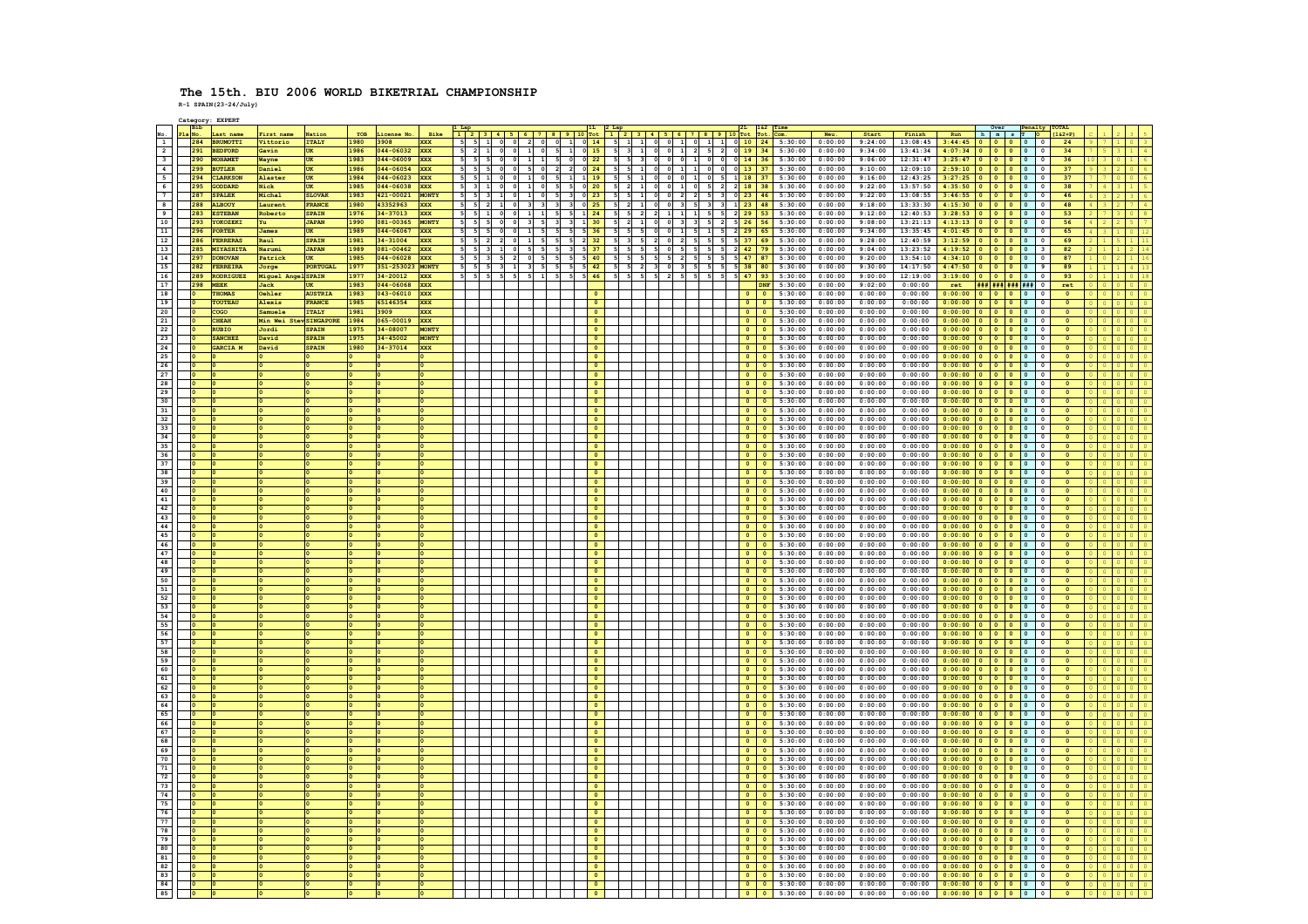# The 15th. BIU 2006 WORLD BIKETRIAL CHAMPIONSHIP

R-1 SPAIN(23-24/July)

Category: EXPERT

| No. | Pla | Bib No. | Last name | First name | Nation | YOB | License No. | Bike | 1 Lap | | | | | | | | | | 1L Tot | 2 Lap | | | | | | | | | | 2L Tot | 1&2 Tot | Time | | | | | Over | | | Penalty | | TOTAL (1&2+P) | | | | | |
|---|---|---|---|---|---|---|---|---|---|---|---|---|---|---|---|---|---|---|---|---|---|---|---|---|---|---|---|---|---|---|---|---|---|---|---|---|---|---|---|---|---|---|---|---|---|---|---|
| | | | | | | | | | 1 | 2 | 3 | 4 | 5 | 6 | 7 | 8 | 9 | 10 | | 1 | 2 | 3 | 4 | 5 | 6 | 7 | 8 | 9 | 10 | Tot | Tot | Com. | Neu. | Start | Finish | Run | h | m | s | T | O | | 0 | 1 | 2 | 3 | 5 |
| 1 | | 284 | BRUMOTTI | Vittorio | ITALY | 1980 | 3908 | XXX | 5 | 5 | 1 | 0 | 0 | 2 | 0 | 0 | 1 | 0 | 14 | 5 | 1 | 1 | 0 | 0 | 1 | 0 | 1 | 1 | 0 | 10 | 24 | 5:30:00 | 0:00:00 | 9:24:00 | 13:08:45 | 3:44:45 | 0 | 0 | 0 | 0 | 0 | 24 | 9 | 7 | 1 | 0 | 3 |
| 2 | | 291 | BEDFORD | Gavin | UK | 1986 | 044-06032 | XXX | 5 | 2 | 1 | 0 | 0 | 1 | 0 | 5 | 1 | 0 | 15 | 5 | 3 | 1 | 0 | 0 | 1 | 2 | 5 | 2 | 0 | 19 | 34 | 5:30:00 | 0:00:00 | 9:34:00 | 13:41:34 | 4:07:34 | 0 | 0 | 0 | 0 | 0 | 34 | 7 | 5 | 3 | 1 | 4 |
| 3 | | 290 | MOHAMET | Wayne | UK | 1983 | 044-06009 | XXX | 5 | 5 | 5 | 0 | 0 | 1 | 1 | 5 | 0 | 0 | 22 | 5 | 5 | 3 | 0 | 0 | 0 | 1 | 0 | 0 | 0 | 14 | 36 | 5:30:00 | 0:00:00 | 9:06:00 | 12:31:47 | 3:25:47 | 0 | 0 | 0 | 0 | 0 | 36 | 10 | 3 | 0 | 1 | 6 |
| 4 | | 299 | BUTLER | Daniel | UK | 1986 | 044-06054 | XXX | 5 | 5 | 5 | 0 | 0 | 5 | 0 | 2 | 2 | 0 | 24 | 5 | 5 | 1 | 0 | 0 | 1 | 1 | 0 | 0 | 0 | 13 | 37 | 5:30:00 | 0:00:00 | 9:10:00 | 12:09:10 | 2:59:10 | 0 | 0 | 0 | 0 | 0 | 37 | 9 | 3 | 2 | 0 | 6 |
| 5 | | 294 | CLARKSON | Alaster | UK | 1984 | 044-06023 | XXX | 5 | 5 | 1 | 0 | 0 | 1 | 0 | 5 | 1 | 1 | 19 | 5 | 5 | 1 | 0 | 0 | 0 | 1 | 0 | 5 | 1 | 18 | 37 | 5:30:00 | 0:00:00 | 9:16:00 | 12:43:25 | 3:27:25 | 0 | 0 | 0 | 0 | 0 | 37 | 7 | 7 | 0 | 0 | 6 |
| 6 | | 295 | GODDARD | Nick | UK | 1985 | 044-06038 | XXX | 5 | 3 | 1 | 0 | 0 | 1 | 0 | 5 | 5 | 0 | 20 | 5 | 2 | 1 | 0 | 0 | 1 | 0 | 5 | 2 | 2 | 18 | 38 | 5:30:00 | 0:00:00 | 9:22:00 | 13:57:50 | 4:35:50 | 0 | 0 | 0 | 0 | 0 | 38 | 7 | 4 | 3 | 1 | 5 |
| 7 | | 287 | SPALEK | Michal | SLOVAK | 1983 | 421-00021 | MONTY | 5 | 5 | 3 | 1 | 0 | 1 | 0 | 5 | 3 | 0 | 23 | 5 | 5 | 1 | 0 | 0 | 2 | 2 | 5 | 3 | 0 | 23 | 46 | 5:30:00 | 0:00:00 | 9:22:00 | 13:08:55 | 3:46:55 | 0 | 0 | 0 | 0 | 0 | 46 | 6 | 3 | 2 | 3 | 6 |
| 8 | | 288 | ALBOUY | Laurent | FRANCE | 1980 | 43352963 | XXX | 5 | 5 | 2 | 1 | 0 | 3 | 3 | 3 | 3 | 0 | 25 | 5 | 2 | 1 | 0 | 0 | 3 | 5 | 3 | 3 | 1 | 23 | 48 | 5:30:00 | 0:00:00 | 9:18:00 | 13:33:30 | 4:15:30 | 0 | 0 | 0 | 0 | 0 | 48 | 4 | 3 | 2 | 7 | 4 |
| 9 | | 283 | ESTEBAN | Roberto | SPAIN | 1976 | 34-37013 | XXX | 5 | 5 | 1 | 0 | 0 | 1 | 1 | 5 | 5 | 1 | 24 | 5 | 5 | 2 | 2 | 1 | 1 | 1 | 5 | 5 | 2 | 29 | 53 | 5:30:00 | 0:00:00 | 9:12:00 | 12:40:53 | 3:28:53 | 0 | 0 | 0 | 0 | 0 | 53 | 2 | 7 | 3 | 0 | 8 |
| 10 | | 293 | YOKOZEKI | Yu | JAPAN | 1990 | 081-00365 | MONTY | 5 | 5 | 5 | 0 | 0 | 3 | 5 | 3 | 3 | 1 | 30 | 5 | 2 | 1 | 0 | 0 | 3 | 3 | 5 | 2 | 5 | 26 | 56 | 5:30:00 | 0:00:00 | 9:08:00 | 13:21:13 | 4:13:13 | 0 | 0 | 0 | 0 | 0 | 56 | 4 | 2 | 2 | 5 | 7 |
| 11 | | 296 | PORTER | James | UK | 1989 | 044-06067 | XXX | 5 | 5 | 5 | 0 | 0 | 1 | 5 | 5 | 5 | 5 | 36 | 5 | 5 | 5 | 0 | 0 | 1 | 5 | 1 | 5 | 2 | 29 | 65 | 5:30:00 | 0:00:00 | 9:34:00 | 13:35:45 | 4:01:45 | 0 | 0 | 0 | 0 | 0 | 65 | 4 | 3 | 1 | 0 | 12 |
| 12 | | 286 | FERRERAS | Raul | SPAIN | 1981 | 34-31004 | XXX | 5 | 5 | 2 | 2 | 0 | 1 | 5 | 5 | 5 | 2 | 32 | 5 | 3 | 5 | 2 | 0 | 2 | 5 | 5 | 5 | 5 | 37 | 69 | 5:30:00 | 0:00:00 | 9:28:00 | 12:40:59 | 3:12:59 | 0 | 0 | 0 | 0 | 0 | 69 | 2 | 1 | 5 | 1 | 11 |
| 13 | | 285 | MIYASHITA | Narumi | JAPAN | 1989 | 081-00462 | XXX | 5 | 5 | 3 | 1 | 0 | 5 | 5 | 5 | 3 | 5 | 37 | 5 | 5 | 5 | 5 | 0 | 5 | 5 | 5 | 5 | 2 | 42 | 79 | 5:30:00 | 0:00:00 | 9:04:00 | 13:23:52 | 4:19:52 | 0 | 0 | 0 | 0 | 3 | 82 | 2 | 1 | 1 | 2 | 14 |
| 14 | | 297 | DONOVAN | Patrick | UK | 1985 | 044-06028 | XXX | 5 | 5 | 3 | 5 | 2 | 0 | 5 | 5 | 5 | 5 | 40 | 5 | 5 | 5 | 5 | 5 | 2 | 5 | 5 | 5 | 5 | 47 | 87 | 5:30:00 | 0:00:00 | 9:20:00 | 13:54:10 | 4:34:10 | 0 | 0 | 0 | 0 | 0 | 87 | 1 | 0 | 2 | 1 | 16 |
| 15 | | 282 | FERREIRA | Jorge | PORTUGAL | 1977 | 351-253023 | MONTY | 5 | 5 | 5 | 3 | 1 | 3 | 5 | 5 | 5 | 5 | 42 | 5 | 5 | 2 | 3 | 0 | 3 | 5 | 5 | 5 | 5 | 38 | 80 | 5:30:00 | 0:00:00 | 9:30:00 | 14:17:50 | 4:47:50 | 0 | 0 | 0 | 0 | 9 | 89 | 1 | 1 | 1 | 4 | 13 |
| 16 | | 289 | RODRIGUEZ | Miguel Angel | SPAIN | 1977 | 34-20012 | XXX | 5 | 5 | 5 | 5 | 5 | 1 | 5 | 5 | 5 | 5 | 46 | 5 | 5 | 5 | 5 | 2 | 5 | 5 | 5 | 5 | 5 | 47 | 93 | 5:30:00 | 0:00:00 | 9:00:00 | 12:19:00 | 3:19:00 | 0 | 0 | 0 | 0 | 0 | 93 | 0 | 1 | 1 | 0 | 18 |
| 17 | | 298 | MEEK | Jack | UK | 1983 | 044-06068 | XXX | | | | | | | | | | | | | | | | | | | | | | | DNF | 5:30:00 | 0:00:00 | 9:02:00 | 0:00:00 | ret | ### | ### | ### | ### | 0 | ret | 0 | 0 | 0 | 0 | 0 |
| 18 | | 0 | THOMAS | Oehler | AUSTRIA | 1983 | 043-06010 | XXX | | | | | | | | | | | 0 | | | | | | | | | | | 0 | 0 | 5:30:00 | 0:00:00 | 0:00:00 | 0:00:00 | 0:00:00 | 0 | 0 | 0 | 0 | 0 | 0 | 0 | 0 | 0 | 0 | 0 |
| 19 | | 0 | TOUTEAU | Alexis | FRANCE | 1985 | 65146354 | XXX | | | | | | | | | | | 0 | | | | | | | | | | | 0 | 0 | 5:30:00 | 0:00:00 | 0:00:00 | 0:00:00 | 0:00:00 | 0 | 0 | 0 | 0 | 0 | 0 | 0 | 0 | 0 | 0 | 0 |
| 20 | | 0 | COGO | Samuele | ITALY | 1981 | 3909 | XXX | | | | | | | | | | | 0 | | | | | | | | | | | 0 | 0 | 5:30:00 | 0:00:00 | 0:00:00 | 0:00:00 | 0:00:00 | 0 | 0 | 0 | 0 | 0 | 0 | 0 | 0 | 0 | 0 | 0 |
| 21 | | 0 | CHEAH | Min Wei Stev | SINGAPORE | 1984 | 065-00019 | XXX | | | | | | | | | | | 0 | | | | | | | | | | | 0 | 0 | 5:30:00 | 0:00:00 | 0:00:00 | 0:00:00 | 0:00:00 | 0 | 0 | 0 | 0 | 0 | 0 | 0 | 0 | 0 | 0 | 0 |
| 22 | | 0 | RUBIO | Jordi | SPAIN | 1975 | 34-08007 | MONTY | | | | | | | | | | | 0 | | | | | | | | | | | 0 | 0 | 5:30:00 | 0:00:00 | 0:00:00 | 0:00:00 | 0:00:00 | 0 | 0 | 0 | 0 | 0 | 0 | 0 | 0 | 0 | 0 | 0 |
| 23 | | 0 | SANCHEZ | David | SPAIN | 1975 | 34-45002 | MONTY | | | | | | | | | | | 0 | | | | | | | | | | | 0 | 0 | 5:30:00 | 0:00:00 | 0:00:00 | 0:00:00 | 0:00:00 | 0 | 0 | 0 | 0 | 0 | 0 | 0 | 0 | 0 | 0 | 0 |
| 24 | | 0 | GARCIA M | David | SPAIN | 1980 | 34-37014 | XXX | | | | | | | | | | | 0 | | | | | | | | | | | 0 | 0 | 5:30:00 | 0:00:00 | 0:00:00 | 0:00:00 | 0:00:00 | 0 | 0 | 0 | 0 | 0 | 0 | 0 | 0 | 0 | 0 | 0 |
| 25 | | 0 | 0 | 0 | 0 | 0 | 0 | 0 | | | | | | | | | | | 0 | | | | | | | | | | | 0 | 0 | 5:30:00 | 0:00:00 | 0:00:00 | 0:00:00 | 0:00:00 | 0 | 0 | 0 | 0 | 0 | 0 | 0 | 0 | 0 | 0 | 0 |
| 26 | | 0 | 0 | 0 | 0 | 0 | 0 | 0 | | | | | | | | | | | 0 | | | | | | | | | | | 0 | 0 | 5:30:00 | 0:00:00 | 0:00:00 | 0:00:00 | 0:00:00 | 0 | 0 | 0 | 0 | 0 | 0 | 0 | 0 | 0 | 0 | 0 |
| 27 | | 0 | 0 | 0 | 0 | 0 | 0 | 0 | | | | | | | | | | | 0 | | | | | | | | | | | 0 | 0 | 5:30:00 | 0:00:00 | 0:00:00 | 0:00:00 | 0:00:00 | 0 | 0 | 0 | 0 | 0 | 0 | 0 | 0 | 0 | 0 | 0 |
| 28 | | 0 | 0 | 0 | 0 | 0 | 0 | 0 | | | | | | | | | | | 0 | | | | | | | | | | | 0 | 0 | 5:30:00 | 0:00:00 | 0:00:00 | 0:00:00 | 0:00:00 | 0 | 0 | 0 | 0 | 0 | 0 | 0 | 0 | 0 | 0 | 0 |
| 29 | | 0 | 0 | 0 | 0 | 0 | 0 | 0 | | | | | | | | | | | 0 | | | | | | | | | | | 0 | 0 | 5:30:00 | 0:00:00 | 0:00:00 | 0:00:00 | 0:00:00 | 0 | 0 | 0 | 0 | 0 | 0 | 0 | 0 | 0 | 0 | 0 |
| 30 | | 0 | 0 | 0 | 0 | 0 | 0 | 0 | | | | | | | | | | | 0 | | | | | | | | | | | 0 | 0 | 5:30:00 | 0:00:00 | 0:00:00 | 0:00:00 | 0:00:00 | 0 | 0 | 0 | 0 | 0 | 0 | 0 | 0 | 0 | 0 | 0 |
| 31 | | 0 | 0 | 0 | 0 | 0 | 0 | 0 | | | | | | | | | | | 0 | | | | | | | | | | | 0 | 0 | 5:30:00 | 0:00:00 | 0:00:00 | 0:00:00 | 0:00:00 | 0 | 0 | 0 | 0 | 0 | 0 | 0 | 0 | 0 | 0 | 0 |
| 32 | | 0 | 0 | 0 | 0 | 0 | 0 | 0 | | | | | | | | | | | 0 | | | | | | | | | | | 0 | 0 | 5:30:00 | 0:00:00 | 0:00:00 | 0:00:00 | 0:00:00 | 0 | 0 | 0 | 0 | 0 | 0 | 0 | 0 | 0 | 0 | 0 |
| 33 | | 0 | 0 | 0 | 0 | 0 | 0 | 0 | | | | | | | | | | | 0 | | | | | | | | | | | 0 | 0 | 5:30:00 | 0:00:00 | 0:00:00 | 0:00:00 | 0:00:00 | 0 | 0 | 0 | 0 | 0 | 0 | 0 | 0 | 0 | 0 | 0 |
| 34 | | 0 | 0 | 0 | 0 | 0 | 0 | 0 | | | | | | | | | | | 0 | | | | | | | | | | | 0 | 0 | 5:30:00 | 0:00:00 | 0:00:00 | 0:00:00 | 0:00:00 | 0 | 0 | 0 | 0 | 0 | 0 | 0 | 0 | 0 | 0 | 0 |
| 35 | | 0 | 0 | 0 | 0 | 0 | 0 | 0 | | | | | | | | | | | 0 | | | | | | | | | | | 0 | 0 | 5:30:00 | 0:00:00 | 0:00:00 | 0:00:00 | 0:00:00 | 0 | 0 | 0 | 0 | 0 | 0 | 0 | 0 | 0 | 0 | 0 |
| 36 | | 0 | 0 | 0 | 0 | 0 | 0 | 0 | | | | | | | | | | | 0 | | | | | | | | | | | 0 | 0 | 5:30:00 | 0:00:00 | 0:00:00 | 0:00:00 | 0:00:00 | 0 | 0 | 0 | 0 | 0 | 0 | 0 | 0 | 0 | 0 | 0 |
| 37 | | 0 | 0 | 0 | 0 | 0 | 0 | 0 | | | | | | | | | | | 0 | | | | | | | | | | | 0 | 0 | 5:30:00 | 0:00:00 | 0:00:00 | 0:00:00 | 0:00:00 | 0 | 0 | 0 | 0 | 0 | 0 | 0 | 0 | 0 | 0 | 0 |
| 38 | | 0 | 0 | 0 | 0 | 0 | 0 | 0 | | | | | | | | | | | 0 | | | | | | | | | | | 0 | 0 | 5:30:00 | 0:00:00 | 0:00:00 | 0:00:00 | 0:00:00 | 0 | 0 | 0 | 0 | 0 | 0 | 0 | 0 | 0 | 0 | 0 |
| 39 | | 0 | 0 | 0 | 0 | 0 | 0 | 0 | | | | | | | | | | | 0 | | | | | | | | | | | 0 | 0 | 5:30:00 | 0:00:00 | 0:00:00 | 0:00:00 | 0:00:00 | 0 | 0 | 0 | 0 | 0 | 0 | 0 | 0 | 0 | 0 | 0 |
| 40 | | 0 | 0 | 0 | 0 | 0 | 0 | 0 | | | | | | | | | | | 0 | | | | | | | | | | | 0 | 0 | 5:30:00 | 0:00:00 | 0:00:00 | 0:00:00 | 0:00:00 | 0 | 0 | 0 | 0 | 0 | 0 | 0 | 0 | 0 | 0 | 0 |
| 41 | | 0 | 0 | 0 | 0 | 0 | 0 | 0 | | | | | | | | | | | 0 | | | | | | | | | | | 0 | 0 | 5:30:00 | 0:00:00 | 0:00:00 | 0:00:00 | 0:00:00 | 0 | 0 | 0 | 0 | 0 | 0 | 0 | 0 | 0 | 0 | 0 |
| 42 | | 0 | 0 | 0 | 0 | 0 | 0 | 0 | | | | | | | | | | | 0 | | | | | | | | | | | 0 | 0 | 5:30:00 | 0:00:00 | 0:00:00 | 0:00:00 | 0:00:00 | 0 | 0 | 0 | 0 | 0 | 0 | 0 | 0 | 0 | 0 | 0 |
| 43 | | 0 | 0 | 0 | 0 | 0 | 0 | 0 | | | | | | | | | | | 0 | | | | | | | | | | | 0 | 0 | 5:30:00 | 0:00:00 | 0:00:00 | 0:00:00 | 0:00:00 | 0 | 0 | 0 | 0 | 0 | 0 | 0 | 0 | 0 | 0 | 0 |
| 44 | | 0 | 0 | 0 | 0 | 0 | 0 | 0 | | | | | | | | | | | 0 | | | | | | | | | | | 0 | 0 | 5:30:00 | 0:00:00 | 0:00:00 | 0:00:00 | 0:00:00 | 0 | 0 | 0 | 0 | 0 | 0 | 0 | 0 | 0 | 0 | 0 |
| 45 | | 0 | 0 | 0 | 0 | 0 | 0 | 0 | | | | | | | | | | | 0 | | | | | | | | | | | 0 | 0 | 5:30:00 | 0:00:00 | 0:00:00 | 0:00:00 | 0:00:00 | 0 | 0 | 0 | 0 | 0 | 0 | 0 | 0 | 0 | 0 | 0 |
| 46 | | 0 | 0 | 0 | 0 | 0 | 0 | 0 | | | | | | | | | | | 0 | | | | | | | | | | | 0 | 0 | 5:30:00 | 0:00:00 | 0:00:00 | 0:00:00 | 0:00:00 | 0 | 0 | 0 | 0 | 0 | 0 | 0 | 0 | 0 | 0 | 0 |
| 47 | | 0 | 0 | 0 | 0 | 0 | 0 | 0 | | | | | | | | | | | 0 | | | | | | | | | | | 0 | 0 | 5:30:00 | 0:00:00 | 0:00:00 | 0:00:00 | 0:00:00 | 0 | 0 | 0 | 0 | 0 | 0 | 0 | 0 | 0 | 0 | 0 |
| 48 | | 0 | 0 | 0 | 0 | 0 | 0 | 0 | | | | | | | | | | | 0 | | | | | | | | | | | 0 | 0 | 5:30:00 | 0:00:00 | 0:00:00 | 0:00:00 | 0:00:00 | 0 | 0 | 0 | 0 | 0 | 0 | 0 | 0 | 0 | 0 | 0 |
| 49 | | 0 | 0 | 0 | 0 | 0 | 0 | 0 | | | | | | | | | | | 0 | | | | | | | | | | | 0 | 0 | 5:30:00 | 0:00:00 | 0:00:00 | 0:00:00 | 0:00:00 | 0 | 0 | 0 | 0 | 0 | 0 | 0 | 0 | 0 | 0 | 0 |
| 50 | | 0 | 0 | 0 | 0 | 0 | 0 | 0 | | | | | | | | | | | 0 | | | | | | | | | | | 0 | 0 | 5:30:00 | 0:00:00 | 0:00:00 | 0:00:00 | 0:00:00 | 0 | 0 | 0 | 0 | 0 | 0 | 0 | 0 | 0 | 0 | 0 |
| 51 | | 0 | 0 | 0 | 0 | 0 | 0 | 0 | | | | | | | | | | | 0 | | | | | | | | | | | 0 | 0 | 5:30:00 | 0:00:00 | 0:00:00 | 0:00:00 | 0:00:00 | 0 | 0 | 0 | 0 | 0 | 0 | 0 | 0 | 0 | 0 | 0 |
| 52 | | 0 | 0 | 0 | 0 | 0 | 0 | 0 | | | | | | | | | | | 0 | | | | | | | | | | | 0 | 0 | 5:30:00 | 0:00:00 | 0:00:00 | 0:00:00 | 0:00:00 | 0 | 0 | 0 | 0 | 0 | 0 | 0 | 0 | 0 | 0 | 0 |
| 53 | | 0 | 0 | 0 | 0 | 0 | 0 | 0 | | | | | | | | | | | 0 | | | | | | | | | | | 0 | 0 | 5:30:00 | 0:00:00 | 0:00:00 | 0:00:00 | 0:00:00 | 0 | 0 | 0 | 0 | 0 | 0 | 0 | 0 | 0 | 0 | 0 |
| 54 | | 0 | 0 | 0 | 0 | 0 | 0 | 0 | | | | | | | | | | | 0 | | | | | | | | | | | 0 | 0 | 5:30:00 | 0:00:00 | 0:00:00 | 0:00:00 | 0:00:00 | 0 | 0 | 0 | 0 | 0 | 0 | 0 | 0 | 0 | 0 | 0 |
| 55 | | 0 | 0 | 0 | 0 | 0 | 0 | 0 | | | | | | | | | | | 0 | | | | | | | | | | | 0 | 0 | 5:30:00 | 0:00:00 | 0:00:00 | 0:00:00 | 0:00:00 | 0 | 0 | 0 | 0 | 0 | 0 | 0 | 0 | 0 | 0 | 0 |
| 56 | | 0 | 0 | 0 | 0 | 0 | 0 | 0 | | | | | | | | | | | 0 | | | | | | | | | | | 0 | 0 | 5:30:00 | 0:00:00 | 0:00:00 | 0:00:00 | 0:00:00 | 0 | 0 | 0 | 0 | 0 | 0 | 0 | 0 | 0 | 0 | 0 |
| 57 | | 0 | 0 | 0 | 0 | 0 | 0 | 0 | | | | | | | | | | | 0 | | | | | | | | | | | 0 | 0 | 5:30:00 | 0:00:00 | 0:00:00 | 0:00:00 | 0:00:00 | 0 | 0 | 0 | 0 | 0 | 0 | 0 | 0 | 0 | 0 | 0 |
| 58 | | 0 | 0 | 0 | 0 | 0 | 0 | 0 | | | | | | | | | | | 0 | | | | | | | | | | | 0 | 0 | 5:30:00 | 0:00:00 | 0:00:00 | 0:00:00 | 0:00:00 | 0 | 0 | 0 | 0 | 0 | 0 | 0 | 0 | 0 | 0 | 0 |
| 59 | | 0 | 0 | 0 | 0 | 0 | 0 | 0 | | | | | | | | | | | 0 | | | | | | | | | | | 0 | 0 | 5:30:00 | 0:00:00 | 0:00:00 | 0:00:00 | 0:00:00 | 0 | 0 | 0 | 0 | 0 | 0 | 0 | 0 | 0 | 0 | 0 |
| 60 | | 0 | 0 | 0 | 0 | 0 | 0 | 0 | | | | | | | | | | | 0 | | | | | | | | | | | 0 | 0 | 5:30:00 | 0:00:00 | 0:00:00 | 0:00:00 | 0:00:00 | 0 | 0 | 0 | 0 | 0 | 0 | 0 | 0 | 0 | 0 | 0 |
| 61 | | 0 | 0 | 0 | 0 | 0 | 0 | 0 | | | | | | | | | | | 0 | | | | | | | | | | | 0 | 0 | 5:30:00 | 0:00:00 | 0:00:00 | 0:00:00 | 0:00:00 | 0 | 0 | 0 | 0 | 0 | 0 | 0 | 0 | 0 | 0 | 0 |
| 62 | | 0 | 0 | 0 | 0 | 0 | 0 | 0 | | | | | | | | | | | 0 | | | | | | | | | | | 0 | 0 | 5:30:00 | 0:00:00 | 0:00:00 | 0:00:00 | 0:00:00 | 0 | 0 | 0 | 0 | 0 | 0 | 0 | 0 | 0 | 0 | 0 |
| 63 | | 0 | 0 | 0 | 0 | 0 | 0 | 0 | | | | | | | | | | | 0 | | | | | | | | | | | 0 | 0 | 5:30:00 | 0:00:00 | 0:00:00 | 0:00:00 | 0:00:00 | 0 | 0 | 0 | 0 | 0 | 0 | 0 | 0 | 0 | 0 | 0 |
| 64 | | 0 | 0 | 0 | 0 | 0 | 0 | 0 | | | | | | | | | | | 0 | | | | | | | | | | | 0 | 0 | 5:30:00 | 0:00:00 | 0:00:00 | 0:00:00 | 0:00:00 | 0 | 0 | 0 | 0 | 0 | 0 | 0 | 0 | 0 | 0 | 0 |
| 65 | | 0 | 0 | 0 | 0 | 0 | 0 | 0 | | | | | | | | | | | 0 | | | | | | | | | | | 0 | 0 | 5:30:00 | 0:00:00 | 0:00:00 | 0:00:00 | 0:00:00 | 0 | 0 | 0 | 0 | 0 | 0 | 0 | 0 | 0 | 0 | 0 |
| 66 | | 0 | 0 | 0 | 0 | 0 | 0 | 0 | | | | | | | | | | | 0 | | | | | | | | | | | 0 | 0 | 5:30:00 | 0:00:00 | 0:00:00 | 0:00:00 | 0:00:00 | 0 | 0 | 0 | 0 | 0 | 0 | 0 | 0 | 0 | 0 | 0 |
| 67 | | 0 | 0 | 0 | 0 | 0 | 0 | 0 | | | | | | | | | | | 0 | | | | | | | | | | | 0 | 0 | 5:30:00 | 0:00:00 | 0:00:00 | 0:00:00 | 0:00:00 | 0 | 0 | 0 | 0 | 0 | 0 | 0 | 0 | 0 | 0 | 0 |
| 68 | | 0 | 0 | 0 | 0 | 0 | 0 | 0 | | | | | | | | | | | 0 | | | | | | | | | | | 0 | 0 | 5:30:00 | 0:00:00 | 0:00:00 | 0:00:00 | 0:00:00 | 0 | 0 | 0 | 0 | 0 | 0 | 0 | 0 | 0 | 0 | 0 |
| 69 | | 0 | 0 | 0 | 0 | 0 | 0 | 0 | | | | | | | | | | | 0 | | | | | | | | | | | 0 | 0 | 5:30:00 | 0:00:00 | 0:00:00 | 0:00:00 | 0:00:00 | 0 | 0 | 0 | 0 | 0 | 0 | 0 | 0 | 0 | 0 | 0 |
| 70 | | 0 | 0 | 0 | 0 | 0 | 0 | 0 | | | | | | | | | | | 0 | | | | | | | | | | | 0 | 0 | 5:30:00 | 0:00:00 | 0:00:00 | 0:00:00 | 0:00:00 | 0 | 0 | 0 | 0 | 0 | 0 | 0 | 0 | 0 | 0 | 0 |
| 71 | | 0 | 0 | 0 | 0 | 0 | 0 | 0 | | | | | | | | | | | 0 | | | | | | | | | | | 0 | 0 | 5:30:00 | 0:00:00 | 0:00:00 | 0:00:00 | 0:00:00 | 0 | 0 | 0 | 0 | 0 | 0 | 0 | 0 | 0 | 0 | 0 |
| 72 | | 0 | 0 | 0 | 0 | 0 | 0 | 0 | | | | | | | | | | | 0 | | | | | | | | | | | 0 | 0 | 5:30:00 | 0:00:00 | 0:00:00 | 0:00:00 | 0:00:00 | 0 | 0 | 0 | 0 | 0 | 0 | 0 | 0 | 0 | 0 | 0 |
| 73 | | 0 | 0 | 0 | 0 | 0 | 0 | 0 | | | | | | | | | | | 0 | | | | | | | | | | | 0 | 0 | 5:30:00 | 0:00:00 | 0:00:00 | 0:00:00 | 0:00:00 | 0 | 0 | 0 | 0 | 0 | 0 | 0 | 0 | 0 | 0 | 0 |
| 74 | | 0 | 0 | 0 | 0 | 0 | 0 | 0 | | | | | | | | | | | 0 | | | | | | | | | | | 0 | 0 | 5:30:00 | 0:00:00 | 0:00:00 | 0:00:00 | 0:00:00 | 0 | 0 | 0 | 0 | 0 | 0 | 0 | 0 | 0 | 0 | 0 |
| 75 | | 0 | 0 | 0 | 0 | 0 | 0 | 0 | | | | | | | | | | | 0 | | | | | | | | | | | 0 | 0 | 5:30:00 | 0:00:00 | 0:00:00 | 0:00:00 | 0:00:00 | 0 | 0 | 0 | 0 | 0 | 0 | 0 | 0 | 0 | 0 | 0 |
| 76 | | 0 | 0 | 0 | 0 | 0 | 0 | 0 | | | | | | | | | | | 0 | | | | | | | | | | | 0 | 0 | 5:30:00 | 0:00:00 | 0:00:00 | 0:00:00 | 0:00:00 | 0 | 0 | 0 | 0 | 0 | 0 | 0 | 0 | 0 | 0 | 0 |
| 77 | | 0 | 0 | 0 | 0 | 0 | 0 | 0 | | | | | | | | | | | 0 | | | | | | | | | | | 0 | 0 | 5:30:00 | 0:00:00 | 0:00:00 | 0:00:00 | 0:00:00 | 0 | 0 | 0 | 0 | 0 | 0 | 0 | 0 | 0 | 0 | 0 |
| 78 | | 0 | 0 | 0 | 0 | 0 | 0 | 0 | | | | | | | | | | | 0 | | | | | | | | | | | 0 | 0 | 5:30:00 | 0:00:00 | 0:00:00 | 0:00:00 | 0:00:00 | 0 | 0 | 0 | 0 | 0 | 0 | 0 | 0 | 0 | 0 | 0 |
| 79 | | 0 | 0 | 0 | 0 | 0 | 0 | 0 | | | | | | | | | | | 0 | | | | | | | | | | | 0 | 0 | 5:30:00 | 0:00:00 | 0:00:00 | 0:00:00 | 0:00:00 | 0 | 0 | 0 | 0 | 0 | 0 | 0 | 0 | 0 | 0 | 0 |
| 80 | | 0 | 0 | 0 | 0 | 0 | 0 | 0 | | | | | | | | | | | 0 | | | | | | | | | | | 0 | 0 | 5:30:00 | 0:00:00 | 0:00:00 | 0:00:00 | 0:00:00 | 0 | 0 | 0 | 0 | 0 | 0 | 0 | 0 | 0 | 0 | 0 |
| 81 | | 0 | 0 | 0 | 0 | 0 | 0 | 0 | | | | | | | | | | | 0 | | | | | | | | | | | 0 | 0 | 5:30:00 | 0:00:00 | 0:00:00 | 0:00:00 | 0:00:00 | 0 | 0 | 0 | 0 | 0 | 0 | 0 | 0 | 0 | 0 | 0 |
| 82 | | 0 | 0 | 0 | 0 | 0 | 0 | 0 | | | | | | | | | | | 0 | | | | | | | | | | | 0 | 0 | 5:30:00 | 0:00:00 | 0:00:00 | 0:00:00 | 0:00:00 | 0 | 0 | 0 | 0 | 0 | 0 | 0 | 0 | 0 | 0 | 0 |
| 83 | | 0 | 0 | 0 | 0 | 0 | 0 | 0 | | | | | | | | | | | 0 | | | | | | | | | | | 0 | 0 | 5:30:00 | 0:00:00 | 0:00:00 | 0:00:00 | 0:00:00 | 0 | 0 | 0 | 0 | 0 | 0 | 0 | 0 | 0 | 0 | 0 |
| 84 | | 0 | 0 | 0 | 0 | 0 | 0 | 0 | | | | | | | | | | | 0 | | | | | | | | | | | 0 | 0 | 5:30:00 | 0:00:00 | 0:00:00 | 0:00:00 | 0:00:00 | 0 | 0 | 0 | 0 | 0 | 0 | 0 | 0 | 0 | 0 | 0 |
| 85 | | 0 | 0 | 0 | 0 | 0 | 0 | 0 | | | | | | | | | | | 0 | | | | | | | | | | | 0 | 0 | 5:30:00 | 0:00:00 | 0:00:00 | 0:00:00 | 0:00:00 | 0 | 0 | 0 | 0 | 0 | 0 | 0 | 0 | 0 | 0 | 0 |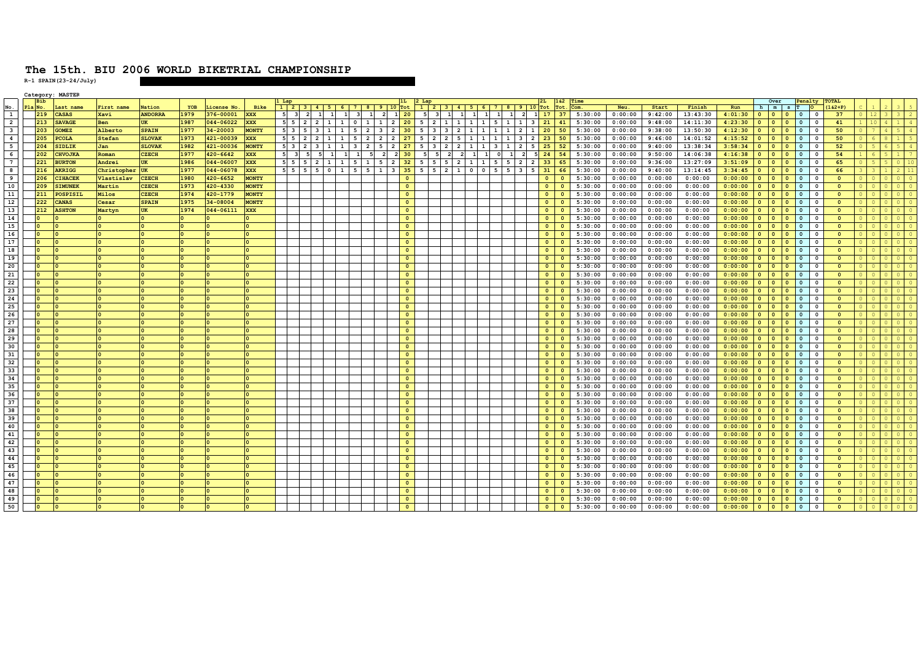# The 15th. BIU 2006 WORLD BIKETRIAL CHAMPIONSHIP

**R-1 SPAIN(23-24/July)**

Category: MASTER

| | | Bib | | | | | | | 1 Lap | | | | | | | | | | 1L | 2 Lap | | | | | | | | | | 2L | 1&2 | Time | | | | | Over | | | Penalty | | TOTAL | | | | | |
|---|---|---|---|---|---|---|---|---|---|---|---|---|---|---|---|---|---|---|---|---|---|---|---|---|---|---|---|---|---|---|---|---|---|---|---|---|---|---|---|---|---|---|---|---|---|---|---|
| No. | Pla | No. | Last name | First name | Nation | YOB | License No. | Bike | 1 | 2 | 3 | 4 | 5 | 6 | 7 | 8 | 9 | 10 | Tot | 1 | 2 | 3 | 4 | 5 | 6 | 7 | 8 | 9 | 10 | Tot | Tot. | Com. | Neu. | Start | Finish | Run | h | m | s | T | O | (1&2+P) | C | 1 | 2 | 3 | 5 |
| 1 | | 219 | CASAS | Xavi | ANDORRA | 1979 | 376-00001 | XXX | 5 | 3 | 2 | 1 | 1 | 1 | 3 | 1 | 2 | 1 | 20 | 5 | 3 | 1 | 1 | 1 | 1 | 1 | 1 | 2 | 1 | 17 | 37 | 5:30:00 | 0:00:00 | 9:42:00 | 13:43:30 | 4:01:30 | 0 | 0 | 0 | 0 | 0 | 37 | 0 | 12 | 3 | 3 | 2 |
| 2 | | 213 | SAVAGE | Ben | UK | 1987 | 044-06022 | XXX | 5 | 5 | 2 | 2 | 1 | 1 | 0 | 1 | 1 | 2 | 20 | 5 | 2 | 1 | 1 | 1 | 1 | 5 | 1 | 1 | 3 | 21 | 41 | 5:30:00 | 0:00:00 | 9:48:00 | 14:11:30 | 4:23:30 | 0 | 0 | 0 | 0 | 0 | 41 | 1 | 10 | 4 | 1 | 4 |
| 3 | | 203 | GOMEZ | Alberto | SPAIN | 1977 | 34-20003 | MONTY | 5 | 3 | 5 | 3 | 1 | 1 | 5 | 2 | 3 | 2 | 30 | 5 | 3 | 3 | 2 | 1 | 1 | 1 | 1 | 2 | 1 | 20 | 50 | 5:30:00 | 0:00:00 | 9:38:00 | 13:50:30 | 4:12:30 | 0 | 0 | 0 | 0 | 0 | 50 | 0 | 7 | 4 | 5 | 4 |
| 4 | | 205 | PCOLA | Stefan | SLOVAK | 1973 | 421-00039 | XXX | 5 | 5 | 2 | 2 | 1 | 1 | 5 | 2 | 2 | 2 | 27 | 5 | 2 | 2 | 5 | 1 | 1 | 1 | 1 | 3 | 2 | 23 | 50 | 5:30:00 | 0:00:00 | 9:46:00 | 14:01:52 | 4:15:52 | 0 | 0 | 0 | 0 | 0 | 50 | 0 | 6 | 8 | 1 | 5 |
| 5 | | 204 | SIDLIK | Jan | SLOVAK | 1982 | 421-00036 | MONTY | 5 | 3 | 2 | 3 | 1 | 1 | 3 | 2 | 5 | 2 | 27 | 5 | 3 | 2 | 2 | 1 | 1 | 3 | 1 | 2 | 5 | 25 | 52 | 5:30:00 | 0:00:00 | 9:40:00 | 13:38:34 | 3:58:34 | 0 | 0 | 0 | 0 | 0 | 52 | 0 | 5 | 6 | 5 | 4 |
| 6 | | 202 | CHVOJKA | Roman | CZECH | 1977 | 420-6642 | XXX | 5 | 3 | 5 | 5 | 1 | 1 | 1 | 5 | 2 | 2 | 30 | 5 | 5 | 2 | 2 | 1 | 1 | 0 | 1 | 2 | 5 | 24 | 54 | 5:30:00 | 0:00:00 | 9:50:00 | 14:06:38 | 4:16:38 | 0 | 0 | 0 | 0 | 0 | 54 | 1 | 6 | 5 | 1 | 7 |
| 7 | | 221 | BURTON | Andrei | UK | 1986 | 044-06007 | XXX | 5 | 5 | 5 | 2 | 1 | 1 | 5 | 1 | 5 | 2 | 32 | 5 | 5 | 5 | 2 | 1 | 1 | 5 | 5 | 2 | 2 | 33 | 65 | 5:30:00 | 0:00:00 | 9:36:00 | 13:27:09 | 3:51:09 | 0 | 0 | 0 | 0 | 0 | 65 | 0 | 5 | 5 | 0 | 10 |
| 8 | | 216 | AKRIGG | Christopher | UK | 1977 | 044-06078 | XXX | 5 | 5 | 5 | 5 | 0 | 1 | 5 | 5 | 1 | 3 | 35 | 5 | 5 | 2 | 1 | 0 | 0 | 5 | 5 | 3 | 5 | 31 | 66 | 5:30:00 | 0:00:00 | 9:40:00 | 13:14:45 | 3:34:45 | 0 | 0 | 0 | 0 | 0 | 66 | 3 | 3 | 1 | 2 | 11 |
| 9 | | 206 | CIHACEK | Vlastislav | CZECH | 1980 | 420-6652 | MONTY | | | | | | | | | | | 0 | | | | | | | | | | | 0 | 0 | 5:30:00 | 0:00:00 | 0:00:00 | 0:00:00 | 0:00:00 | 0 | 0 | 0 | 0 | 0 | 0 | 0 | 0 | 0 | 0 | 0 |
| 10 | | 209 | SIMUNEK | Martin | CZECH | 1973 | 420-4330 | MONTY | | | | | | | | | | | 0 | | | | | | | | | | | 0 | 0 | 5:30:00 | 0:00:00 | 0:00:00 | 0:00:00 | 0:00:00 | 0 | 0 | 0 | 0 | 0 | 0 | 0 | 0 | 0 | 0 | 0 |
| 11 | | 211 | POSPISIL | Milos | CZECH | 1974 | 420-1779 | MONTY | | | | | | | | | | | 0 | | | | | | | | | | | 0 | 0 | 5:30:00 | 0:00:00 | 0:00:00 | 0:00:00 | 0:00:00 | 0 | 0 | 0 | 0 | 0 | 0 | 0 | 0 | 0 | 0 | 0 |
| 12 | | 222 | CANAS | Cesar | SPAIN | 1975 | 34-08004 | MONTY | | | | | | | | | | | 0 | | | | | | | | | | | 0 | 0 | 5:30:00 | 0:00:00 | 0:00:00 | 0:00:00 | 0:00:00 | 0 | 0 | 0 | 0 | 0 | 0 | 0 | 0 | 0 | 0 | 0 |
| 13 | | 212 | ASHTON | Martyn | UK | 1974 | 044-06111 | XXX | | | | | | | | | | | 0 | | | | | | | | | | | 0 | 0 | 5:30:00 | 0:00:00 | 0:00:00 | 0:00:00 | 0:00:00 | 0 | 0 | 0 | 0 | 0 | 0 | 0 | 0 | 0 | 0 | 0 |
| 14 | | 0 | 0 | 0 | 0 | 0 | 0 | 0 | | | | | | | | | | | 0 | | | | | | | | | | | 0 | 0 | 5:30:00 | 0:00:00 | 0:00:00 | 0:00:00 | 0:00:00 | 0 | 0 | 0 | 0 | 0 | 0 | 0 | 0 | 0 | 0 | 0 |
| 15 | | 0 | 0 | 0 | 0 | 0 | 0 | 0 | | | | | | | | | | | 0 | | | | | | | | | | | 0 | 0 | 5:30:00 | 0:00:00 | 0:00:00 | 0:00:00 | 0:00:00 | 0 | 0 | 0 | 0 | 0 | 0 | 0 | 0 | 0 | 0 | 0 |
| 16 | | 0 | 0 | 0 | 0 | 0 | 0 | 0 | | | | | | | | | | | 0 | | | | | | | | | | | 0 | 0 | 5:30:00 | 0:00:00 | 0:00:00 | 0:00:00 | 0:00:00 | 0 | 0 | 0 | 0 | 0 | 0 | 0 | 0 | 0 | 0 | 0 |
| 17 | | 0 | 0 | 0 | 0 | 0 | 0 | 0 | | | | | | | | | | | 0 | | | | | | | | | | | 0 | 0 | 5:30:00 | 0:00:00 | 0:00:00 | 0:00:00 | 0:00:00 | 0 | 0 | 0 | 0 | 0 | 0 | 0 | 0 | 0 | 0 | 0 |
| 18 | | 0 | 0 | 0 | 0 | 0 | 0 | 0 | | | | | | | | | | | 0 | | | | | | | | | | | 0 | 0 | 5:30:00 | 0:00:00 | 0:00:00 | 0:00:00 | 0:00:00 | 0 | 0 | 0 | 0 | 0 | 0 | 0 | 0 | 0 | 0 | 0 |
| 19 | | 0 | 0 | 0 | 0 | 0 | 0 | 0 | | | | | | | | | | | 0 | | | | | | | | | | | 0 | 0 | 5:30:00 | 0:00:00 | 0:00:00 | 0:00:00 | 0:00:00 | 0 | 0 | 0 | 0 | 0 | 0 | 0 | 0 | 0 | 0 | 0 |
| 20 | | 0 | 0 | 0 | 0 | 0 | 0 | 0 | | | | | | | | | | | 0 | | | | | | | | | | | 0 | 0 | 5:30:00 | 0:00:00 | 0:00:00 | 0:00:00 | 0:00:00 | 0 | 0 | 0 | 0 | 0 | 0 | 0 | 0 | 0 | 0 | 0 |
| 21 | | 0 | 0 | 0 | 0 | 0 | 0 | 0 | | | | | | | | | | | 0 | | | | | | | | | | | 0 | 0 | 5:30:00 | 0:00:00 | 0:00:00 | 0:00:00 | 0:00:00 | 0 | 0 | 0 | 0 | 0 | 0 | 0 | 0 | 0 | 0 | 0 |
| 22 | | 0 | 0 | 0 | 0 | 0 | 0 | 0 | | | | | | | | | | | 0 | | | | | | | | | | | 0 | 0 | 5:30:00 | 0:00:00 | 0:00:00 | 0:00:00 | 0:00:00 | 0 | 0 | 0 | 0 | 0 | 0 | 0 | 0 | 0 | 0 | 0 |
| 23 | | 0 | 0 | 0 | 0 | 0 | 0 | 0 | | | | | | | | | | | 0 | | | | | | | | | | | 0 | 0 | 5:30:00 | 0:00:00 | 0:00:00 | 0:00:00 | 0:00:00 | 0 | 0 | 0 | 0 | 0 | 0 | 0 | 0 | 0 | 0 | 0 |
| 24 | | 0 | 0 | 0 | 0 | 0 | 0 | 0 | | | | | | | | | | | 0 | | | | | | | | | | | 0 | 0 | 5:30:00 | 0:00:00 | 0:00:00 | 0:00:00 | 0:00:00 | 0 | 0 | 0 | 0 | 0 | 0 | 0 | 0 | 0 | 0 | 0 |
| 25 | | 0 | 0 | 0 | 0 | 0 | 0 | 0 | | | | | | | | | | | 0 | | | | | | | | | | | 0 | 0 | 5:30:00 | 0:00:00 | 0:00:00 | 0:00:00 | 0:00:00 | 0 | 0 | 0 | 0 | 0 | 0 | 0 | 0 | 0 | 0 | 0 |
| 26 | | 0 | 0 | 0 | 0 | 0 | 0 | 0 | | | | | | | | | | | 0 | | | | | | | | | | | 0 | 0 | 5:30:00 | 0:00:00 | 0:00:00 | 0:00:00 | 0:00:00 | 0 | 0 | 0 | 0 | 0 | 0 | 0 | 0 | 0 | 0 | 0 |
| 27 | | 0 | 0 | 0 | 0 | 0 | 0 | 0 | | | | | | | | | | | 0 | | | | | | | | | | | 0 | 0 | 5:30:00 | 0:00:00 | 0:00:00 | 0:00:00 | 0:00:00 | 0 | 0 | 0 | 0 | 0 | 0 | 0 | 0 | 0 | 0 | 0 |
| 28 | | 0 | 0 | 0 | 0 | 0 | 0 | 0 | | | | | | | | | | | 0 | | | | | | | | | | | 0 | 0 | 5:30:00 | 0:00:00 | 0:00:00 | 0:00:00 | 0:00:00 | 0 | 0 | 0 | 0 | 0 | 0 | 0 | 0 | 0 | 0 | 0 |
| 29 | | 0 | 0 | 0 | 0 | 0 | 0 | 0 | | | | | | | | | | | 0 | | | | | | | | | | | 0 | 0 | 5:30:00 | 0:00:00 | 0:00:00 | 0:00:00 | 0:00:00 | 0 | 0 | 0 | 0 | 0 | 0 | 0 | 0 | 0 | 0 | 0 |
| 30 | | 0 | 0 | 0 | 0 | 0 | 0 | 0 | | | | | | | | | | | 0 | | | | | | | | | | | 0 | 0 | 5:30:00 | 0:00:00 | 0:00:00 | 0:00:00 | 0:00:00 | 0 | 0 | 0 | 0 | 0 | 0 | 0 | 0 | 0 | 0 | 0 |
| 31 | | 0 | 0 | 0 | 0 | 0 | 0 | 0 | | | | | | | | | | | 0 | | | | | | | | | | | 0 | 0 | 5:30:00 | 0:00:00 | 0:00:00 | 0:00:00 | 0:00:00 | 0 | 0 | 0 | 0 | 0 | 0 | 0 | 0 | 0 | 0 | 0 |
| 32 | | 0 | 0 | 0 | 0 | 0 | 0 | 0 | | | | | | | | | | | 0 | | | | | | | | | | | 0 | 0 | 5:30:00 | 0:00:00 | 0:00:00 | 0:00:00 | 0:00:00 | 0 | 0 | 0 | 0 | 0 | 0 | 0 | 0 | 0 | 0 | 0 |
| 33 | | 0 | 0 | 0 | 0 | 0 | 0 | 0 | | | | | | | | | | | 0 | | | | | | | | | | | 0 | 0 | 5:30:00 | 0:00:00 | 0:00:00 | 0:00:00 | 0:00:00 | 0 | 0 | 0 | 0 | 0 | 0 | 0 | 0 | 0 | 0 | 0 |
| 34 | | 0 | 0 | 0 | 0 | 0 | 0 | 0 | | | | | | | | | | | 0 | | | | | | | | | | | 0 | 0 | 5:30:00 | 0:00:00 | 0:00:00 | 0:00:00 | 0:00:00 | 0 | 0 | 0 | 0 | 0 | 0 | 0 | 0 | 0 | 0 | 0 |
| 35 | | 0 | 0 | 0 | 0 | 0 | 0 | 0 | | | | | | | | | | | 0 | | | | | | | | | | | 0 | 0 | 5:30:00 | 0:00:00 | 0:00:00 | 0:00:00 | 0:00:00 | 0 | 0 | 0 | 0 | 0 | 0 | 0 | 0 | 0 | 0 | 0 |
| 36 | | 0 | 0 | 0 | 0 | 0 | 0 | 0 | | | | | | | | | | | 0 | | | | | | | | | | | 0 | 0 | 5:30:00 | 0:00:00 | 0:00:00 | 0:00:00 | 0:00:00 | 0 | 0 | 0 | 0 | 0 | 0 | 0 | 0 | 0 | 0 | 0 |
| 37 | | 0 | 0 | 0 | 0 | 0 | 0 | 0 | | | | | | | | | | | 0 | | | | | | | | | | | 0 | 0 | 5:30:00 | 0:00:00 | 0:00:00 | 0:00:00 | 0:00:00 | 0 | 0 | 0 | 0 | 0 | 0 | 0 | 0 | 0 | 0 | 0 |
| 38 | | 0 | 0 | 0 | 0 | 0 | 0 | 0 | | | | | | | | | | | 0 | | | | | | | | | | | 0 | 0 | 5:30:00 | 0:00:00 | 0:00:00 | 0:00:00 | 0:00:00 | 0 | 0 | 0 | 0 | 0 | 0 | 0 | 0 | 0 | 0 | 0 |
| 39 | | 0 | 0 | 0 | 0 | 0 | 0 | 0 | | | | | | | | | | | 0 | | | | | | | | | | | 0 | 0 | 5:30:00 | 0:00:00 | 0:00:00 | 0:00:00 | 0:00:00 | 0 | 0 | 0 | 0 | 0 | 0 | 0 | 0 | 0 | 0 | 0 |
| 40 | | 0 | 0 | 0 | 0 | 0 | 0 | 0 | | | | | | | | | | | 0 | | | | | | | | | | | 0 | 0 | 5:30:00 | 0:00:00 | 0:00:00 | 0:00:00 | 0:00:00 | 0 | 0 | 0 | 0 | 0 | 0 | 0 | 0 | 0 | 0 | 0 |
| 41 | | 0 | 0 | 0 | 0 | 0 | 0 | 0 | | | | | | | | | | | 0 | | | | | | | | | | | 0 | 0 | 5:30:00 | 0:00:00 | 0:00:00 | 0:00:00 | 0:00:00 | 0 | 0 | 0 | 0 | 0 | 0 | 0 | 0 | 0 | 0 | 0 |
| 42 | | 0 | 0 | 0 | 0 | 0 | 0 | 0 | | | | | | | | | | | 0 | | | | | | | | | | | 0 | 0 | 5:30:00 | 0:00:00 | 0:00:00 | 0:00:00 | 0:00:00 | 0 | 0 | 0 | 0 | 0 | 0 | 0 | 0 | 0 | 0 | 0 |
| 43 | | 0 | 0 | 0 | 0 | 0 | 0 | 0 | | | | | | | | | | | 0 | | | | | | | | | | | 0 | 0 | 5:30:00 | 0:00:00 | 0:00:00 | 0:00:00 | 0:00:00 | 0 | 0 | 0 | 0 | 0 | 0 | 0 | 0 | 0 | 0 | 0 |
| 44 | | 0 | 0 | 0 | 0 | 0 | 0 | 0 | | | | | | | | | | | 0 | | | | | | | | | | | 0 | 0 | 5:30:00 | 0:00:00 | 0:00:00 | 0:00:00 | 0:00:00 | 0 | 0 | 0 | 0 | 0 | 0 | 0 | 0 | 0 | 0 | 0 |
| 45 | | 0 | 0 | 0 | 0 | 0 | 0 | 0 | | | | | | | | | | | 0 | | | | | | | | | | | 0 | 0 | 5:30:00 | 0:00:00 | 0:00:00 | 0:00:00 | 0:00:00 | 0 | 0 | 0 | 0 | 0 | 0 | 0 | 0 | 0 | 0 | 0 |
| 46 | | 0 | 0 | 0 | 0 | 0 | 0 | 0 | | | | | | | | | | | 0 | | | | | | | | | | | 0 | 0 | 5:30:00 | 0:00:00 | 0:00:00 | 0:00:00 | 0:00:00 | 0 | 0 | 0 | 0 | 0 | 0 | 0 | 0 | 0 | 0 | 0 |
| 47 | | 0 | 0 | 0 | 0 | 0 | 0 | 0 | | | | | | | | | | | 0 | | | | | | | | | | | 0 | 0 | 5:30:00 | 0:00:00 | 0:00:00 | 0:00:00 | 0:00:00 | 0 | 0 | 0 | 0 | 0 | 0 | 0 | 0 | 0 | 0 | 0 |
| 48 | | 0 | 0 | 0 | 0 | 0 | 0 | 0 | | | | | | | | | | | 0 | | | | | | | | | | | 0 | 0 | 5:30:00 | 0:00:00 | 0:00:00 | 0:00:00 | 0:00:00 | 0 | 0 | 0 | 0 | 0 | 0 | 0 | 0 | 0 | 0 | 0 |
| 49 | | 0 | 0 | 0 | 0 | 0 | 0 | 0 | | | | | | | | | | | 0 | | | | | | | | | | | 0 | 0 | 5:30:00 | 0:00:00 | 0:00:00 | 0:00:00 | 0:00:00 | 0 | 0 | 0 | 0 | 0 | 0 | 0 | 0 | 0 | 0 | 0 |
| 50 | | 0 | 0 | 0 | 0 | 0 | 0 | 0 | | | | | | | | | | | 0 | | | | | | | | | | | 0 | 0 | 5:30:00 | 0:00:00 | 0:00:00 | 0:00:00 | 0:00:00 | 0 | 0 | 0 | 0 | 0 | 0 | 0 | 0 | 0 | 0 | 0 |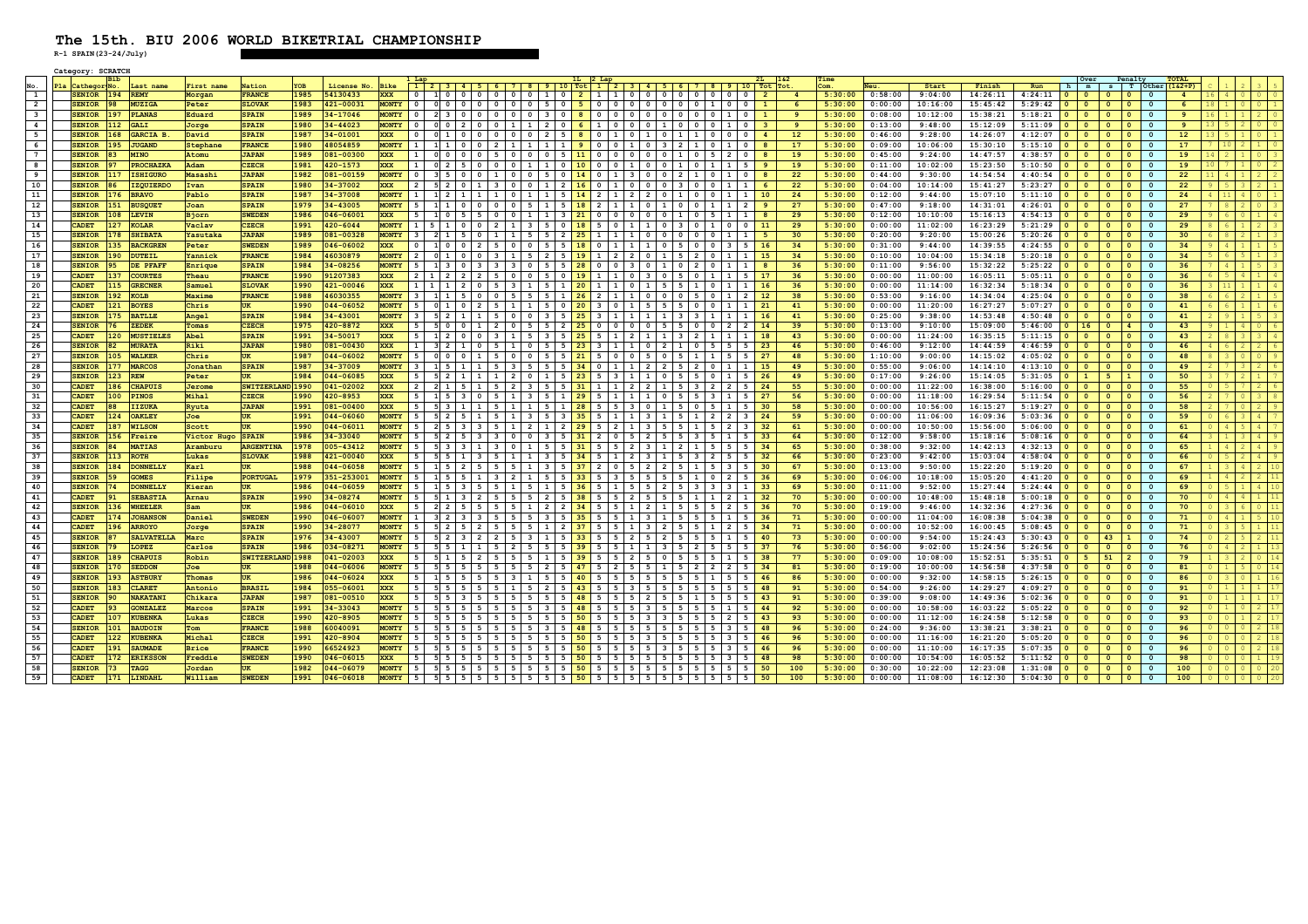# The 15th. BIU 2006 WORLD BIKETRIAL CHAMPIONSHIP

R-1 SPAIN(23-24/July)

Category: SCRATCH

Sections 1–10 of 1 Lap are followed by 1L Tot; sections 1–10 of 2 Lap are followed by 2L Tot. Over is split into h and m; Penalty into s, T and Other.

| No. | Pla | Category | Bib No. | Last name | First name | Nation | YOB | License No. | Bike | 1 | 2 | 3 | 4 | 5 | 6 | 7 | 8 | 9 | 10 | 1L Tot | 1 | 2 | 3 | 4 | 5 | 6 | 7 | 8 | 9 | 10 | 2L Tot | 1&2 Tot. | Time Com. | Neu. | Start | Finish | Run | Over h | Over m | Penalty s | T | Other | TOTAL (1&2+P) | C | 1 | 2 | 3 | 5 |
|---|---|---|---|---|---|---|---|---|---|---|---|---|---|---|---|---|---|---|---|---|---|---|---|---|---|---|---|---|---|---|---|---|---|---|---|---|---|---|---|---|---|---|---|---|---|---|---|---|
| 1 | | SENIOR | 194 | REMY | Morgan | FRANCE | 1985 | 54130433 | XXX | 0 | 1 | 0 | 0 | 0 | 0 | 0 | 0 | 1 | 0 | 2 | 1 | 1 | 0 | 0 | 0 | 0 | 0 | 0 | 0 | 0 | 2 | 4 | 5:30:00 | 0:58:00 | 9:04:00 | 14:26:11 | 4:24:11 | 0 | 0 | 0 | 0 | 0 | 4 | 16 | 4 | 0 | 0 | 0 |
| 2 | | SENIOR | 98 | MUZIGA | Peter | SLOVAK | 1983 | 421-00031 | MONTY | 0 | 0 | 0 | 0 | 0 | 0 | 0 | 0 | 5 | 0 | 5 | 0 | 0 | 0 | 0 | 0 | 0 | 0 | 1 | 0 | 0 | 1 | 6 | 5:30:00 | 0:00:00 | 10:16:00 | 15:45:42 | 5:29:42 | 0 | 0 | 0 | 0 | 0 | 6 | 18 | 1 | 0 | 0 | 1 |
| 3 | | SENIOR | 197 | PLANAS | Eduard | SPAIN | 1989 | 34-17046 | MONTY | 0 | 2 | 3 | 0 | 0 | 0 | 0 | 0 | 3 | 0 | 8 | 0 | 0 | 0 | 0 | 0 | 0 | 0 | 0 | 1 | 0 | 1 | 9 | 5:30:00 | 0:08:00 | 10:12:00 | 15:38:21 | 5:18:21 | 0 | 0 | 0 | 0 | 0 | 9 | 16 | 1 | 1 | 2 | 0 |
| 4 | | SENIOR | 112 | GALI | Jorge | SPAIN | 1980 | 34-44023 | MONTY | 0 | 0 | 0 | 2 | 0 | 0 | 1 | 1 | 2 | 0 | 6 | 1 | 0 | 0 | 0 | 1 | 0 | 0 | 0 | 1 | 0 | 3 | 9 | 5:30:00 | 0:13:00 | 9:48:00 | 15:12:09 | 5:11:09 | 0 | 0 | 0 | 0 | 0 | 9 | 13 | 5 | 2 | 0 | 0 |
| 5 | | SENIOR | 168 | GARCIA B. | David | SPAIN | 1987 | 34-01001 | XXX | 0 | 0 | 1 | 0 | 0 | 0 | 0 | 0 | 2 | 5 | 8 | 0 | 1 | 0 | 1 | 0 | 1 | 1 | 0 | 0 | 0 | 4 | 12 | 5:30:00 | 0:46:00 | 9:28:00 | 14:26:07 | 4:12:07 | 0 | 0 | 0 | 0 | 0 | 12 | 13 | 5 | 1 | 0 | 1 |
| 6 | | SENIOR | 195 | JUGAND | Stephane | FRANCE | 1980 | 48054859 | MONTY | 1 | 1 | 1 | 0 | 0 | 2 | 1 | 1 | 1 | 1 | 9 | 0 | 0 | 1 | 0 | 3 | 2 | 1 | 0 | 1 | 0 | 8 | 17 | 5:30:00 | 0:09:00 | 10:06:00 | 15:30:10 | 5:15:10 | 0 | 0 | 0 | 0 | 0 | 17 | 7 | 10 | 2 | 1 | 0 |
| 7 | | SENIOR | 83 | MINO | Atomu | JAPAN | 1989 | 081-00300 | XXX | 1 | 0 | 0 | 0 | 0 | 5 | 0 | 0 | 0 | 5 | 11 | 0 | 0 | 0 | 0 | 0 | 1 | 0 | 5 | 2 | 0 | 8 | 19 | 5:30:00 | 0:45:00 | 9:24:00 | 14:47:57 | 4:38:57 | 0 | 0 | 0 | 0 | 0 | 19 | 14 | 2 | 1 | 0 | 3 |
| 8 | | SENIOR | 97 | PROCHAZKA | Adam | CZECH | 1981 | 420-1573 | XXX | 1 | 0 | 2 | 5 | 0 | 0 | 0 | 1 | 1 | 0 | 10 | 0 | 0 | 1 | 0 | 0 | 1 | 0 | 1 | 1 | 5 | 9 | 19 | 5:30:00 | 0:11:00 | 10:02:00 | 15:23:50 | 5:10:50 | 0 | 0 | 0 | 0 | 0 | 19 | 10 | 7 | 1 | 0 | 2 |
| 9 | | SENIOR | 117 | ISHIGURO | Masashi | JAPAN | 1982 | 081-00159 | MONTY | 0 | 3 | 5 | 0 | 0 | 1 | 0 | 0 | 5 | 0 | 14 | 0 | 1 | 3 | 0 | 0 | 2 | 1 | 0 | 1 | 0 | 8 | 22 | 5:30:00 | 0:44:00 | 9:30:00 | 14:54:54 | 4:40:54 | 0 | 0 | 0 | 0 | 0 | 22 | 11 | 4 | 1 | 2 | 2 |
| 10 | | SENIOR | 86 | IZQUIERDO | Ivan | SPAIN | 1980 | 34-37002 | XXX | 2 | 5 | 2 | 0 | 1 | 3 | 0 | 0 | 1 | 2 | 16 | 0 | 1 | 0 | 0 | 0 | 3 | 0 | 0 | 1 | 1 | 6 | 22 | 5:30:00 | 0:04:00 | 10:14:00 | 15:41:27 | 5:27:27 | 0 | 0 | 0 | 0 | 0 | 22 | 9 | 5 | 3 | 2 | 1 |
| 11 | | SENIOR | 176 | BRAVO | Pablo | SPAIN | 1987 | 34-37008 | MONTY | 1 | 1 | 2 | 1 | 1 | 0 | 1 | 1 | 5 | 1 | 14 | 2 | 1 | 2 | 2 | 0 | 1 | 0 | 0 | 1 | 1 | 10 | 24 | 5:30:00 | 0:12:00 | 9:44:00 | 15:07:10 | 5:11:10 | 0 | 0 | 0 | 0 | 0 | 24 | 4 | 11 | 4 | 0 | 1 |
| 12 | | SENIOR | 151 | BUSQUET | Joan | SPAIN | 1979 | 34-43005 | MONTY | 5 | 1 | 1 | 0 | 0 | 0 | 0 | 5 | 1 | 5 | 18 | 2 | 1 | 1 | 0 | 1 | 0 | 0 | 1 | 1 | 2 | 9 | 27 | 5:30:00 | 0:47:00 | 9:18:00 | 14:31:01 | 4:26:01 | 0 | 0 | 0 | 0 | 0 | 27 | 7 | 8 | 2 | 0 | 3 |
| 13 | | SENIOR | 108 | LEVIN | Bjorn | SWEDEN | 1986 | 046-06001 | XXX | 5 | 1 | 0 | 5 | 5 | 0 | 0 | 1 | 1 | 3 | 21 | 0 | 0 | 0 | 0 | 0 | 1 | 0 | 5 | 1 | 1 | 8 | 29 | 5:30:00 | 0:12:00 | 10:10:00 | 15:16:13 | 4:54:13 | 0 | 0 | 0 | 0 | 0 | 29 | 9 | 6 | 0 | 1 | 4 |
| 14 | | CADET | 127 | KOLAR | Vaclav | CZECH | 1991 | 420-6044 | MONTY | 1 | 5 | 1 | 0 | 0 | 2 | 1 | 3 | 5 | 0 | 18 | 5 | 0 | 1 | 1 | 0 | 3 | 0 | 1 | 0 | 0 | 11 | 29 | 5:30:00 | 0:00:00 | 11:02:00 | 16:23:29 | 5:21:29 | 0 | 0 | 0 | 0 | 0 | 29 | 8 | 6 | 1 | 2 | 3 |
| 15 | | SENIOR | 178 | SHIBATA | Yasutaka | JAPAN | 1989 | 081-00328 | MONTY | 3 | 2 | 1 | 5 | 0 | 1 | 1 | 5 | 5 | 2 | 25 | 1 | 1 | 1 | 0 | 0 | 0 | 0 | 0 | 1 | 1 | 5 | 30 | 5:30:00 | 0:20:00 | 9:20:00 | 15:00:26 | 5:20:26 | 0 | 0 | 0 | 0 | 0 | 30 | 6 | 8 | 2 | 1 | 3 |
| 16 | | SENIOR | 135 | BACKGREN | Peter | SWEDEN | 1989 | 046-06002 | XXX | 0 | 1 | 0 | 0 | 2 | 5 | 0 | 0 | 5 | 5 | 18 | 0 | 1 | 1 | 1 | 0 | 5 | 0 | 0 | 3 | 5 | 16 | 34 | 5:30:00 | 0:31:00 | 9:44:00 | 14:39:55 | 4:24:55 | 0 | 0 | 0 | 0 | 0 | 34 | 9 | 4 | 1 | 1 | 5 |
| 17 | | SENIOR | 190 | DUTEIL | Yannick | FRANCE | 1984 | 4603879 | MONTY | 2 | 0 | 1 | 0 | 0 | 3 | 1 | 5 | 2 | 5 | 19 | 1 | 2 | 2 | 0 | 1 | 5 | 2 | 0 | 1 | 1 | 15 | 34 | 5:30:00 | 0:10:00 | 10:04:00 | 15:34:18 | 5:20:18 | 0 | 0 | 0 | 0 | 0 | 34 | 5 | 6 | 5 | 1 | 3 |
| 18 | | SENIOR | 95 | DE PFAFF | Enrique | SPAIN | 1984 | 34-08256 | MONTY | 5 | 1 | 3 | 0 | 3 | 3 | 3 | 0 | 5 | 5 | 28 | 0 | 0 | 3 | 0 | 1 | 0 | 2 | 0 | 1 | 1 | 8 | 36 | 5:30:00 | 0:11:00 | 9:56:00 | 15:32:22 | 5:25:22 | 0 | 0 | 0 | 0 | 0 | 36 | 7 | 4 | 1 | 5 | 3 |
| 19 | | CADET | 137 | COURTES | Theau | FRANCE | 1990 | 91207383 | XXX | 2 | 1 | 2 | 2 | 2 | 5 | 0 | 0 | 5 | 0 | 19 | 1 | 1 | 0 | 3 | 0 | 5 | 0 | 1 | 1 | 5 | 17 | 36 | 5:30:00 | 0:00:00 | 11:00:00 | 16:05:11 | 5:05:11 | 0 | 0 | 0 | 0 | 0 | 36 | 6 | 5 | 4 | 1 | 4 |
| 20 | | CADET | 115 | GRECNER | Samuel | SLOVAK | 1990 | 421-00046 | XXX | 1 | 1 | 1 | 2 | 0 | 5 | 3 | 1 | 5 | 1 | 20 | 1 | 1 | 0 | 1 | 5 | 5 | 1 | 0 | 1 | 1 | 16 | 36 | 5:30:00 | 0:00:00 | 11:14:00 | 16:32:34 | 5:18:34 | 0 | 0 | 0 | 0 | 0 | 36 | 3 | 11 | 1 | 1 | 4 |
| 21 | | SENIOR | 192 | KOLB | Maxime | FRANCE | 1988 | 46030355 | MONTY | 3 | 1 | 1 | 5 | 0 | 0 | 5 | 5 | 5 | 1 | 26 | 2 | 1 | 1 | 0 | 0 | 0 | 5 | 0 | 1 | 2 | 12 | 38 | 5:30:00 | 0:53:00 | 9:16:00 | 14:34:04 | 4:25:04 | 0 | 0 | 0 | 0 | 0 | 38 | 6 | 6 | 2 | 1 | 5 |
| 22 | | CADET | 121 | BOYES | Chris | UK | 1990 | 044-06052 | MONTY | 5 | 0 | 1 | 0 | 2 | 5 | 1 | 1 | 5 | 0 | 20 | 3 | 0 | 1 | 5 | 5 | 5 | 0 | 0 | 1 | 1 | 21 | 41 | 5:30:00 | 0:00:00 | 11:20:00 | 16:27:27 | 5:07:27 | 0 | 0 | 0 | 0 | 0 | 41 | 6 | 6 | 1 | 1 | 6 |
| 23 | | SENIOR | 175 | BATLLE | Angel | SPAIN | 1984 | 34-43001 | MONTY | 3 | 5 | 2 | 1 | 1 | 5 | 0 | 0 | 3 | 5 | 25 | 3 | 1 | 1 | 1 | 3 | 3 | 1 | 1 | 1 | 1 | 16 | 41 | 5:30:00 | 0:25:00 | 9:38:00 | 14:53:48 | 4:50:48 | 0 | 0 | 0 | 0 | 0 | 41 | 2 | 9 | 1 | 5 | 3 |
| 24 | | SENIOR | 76 | ZEDEK | Tomas | CZECH | 1975 | 420-8872 | XXX | 5 | 5 | 0 | 0 | 1 | 2 | 0 | 5 | 5 | 2 | 25 | 0 | 0 | 0 | 0 | 5 | 5 | 0 | 0 | 2 | 2 | 14 | 39 | 5:30:00 | 0:13:00 | 9:10:00 | 15:09:00 | 5:46:00 | 0 | 16 | 0 | 4 | 0 | 43 | 9 | 1 | 4 | 0 | 6 |
| 25 | | CADET | 120 | MUSTIELES | Abel | SPAIN | 1991 | 34-50017 | XXX | 5 | 1 | 2 | 0 | 0 | 3 | 1 | 5 | 3 | 5 | 25 | 5 | 1 | 2 | 1 | 1 | 3 | 2 | 1 | 1 | 1 | 18 | 43 | 5:30:00 | 0:00:00 | 11:24:00 | 16:35:15 | 5:11:15 | 0 | 0 | 0 | 0 | 0 | 43 | 2 | 8 | 3 | 3 | 4 |
| 26 | | SENIOR | 82 | MURATA | Riki | JAPAN | 1980 | 081-00430 | XXX | 1 | 3 | 2 | 1 | 0 | 5 | 1 | 0 | 5 | 5 | 23 | 3 | 1 | 1 | 0 | 2 | 1 | 0 | 5 | 5 | 5 | 23 | 46 | 5:30:00 | 0:46:00 | 9:12:00 | 14:44:59 | 4:46:59 | 0 | 0 | 0 | 0 | 0 | 46 | 4 | 6 | 2 | 2 | 6 |
| 27 | | SENIOR | 105 | WALKER | Chris | UK | 1987 | 044-06002 | MONTY | 5 | 0 | 0 | 0 | 1 | 5 | 0 | 0 | 5 | 5 | 21 | 5 | 0 | 0 | 5 | 0 | 5 | 1 | 1 | 5 | 5 | 27 | 48 | 5:30:00 | 1:10:00 | 9:00:00 | 14:15:02 | 4:05:02 | 0 | 0 | 0 | 0 | 0 | 48 | 8 | 3 | 0 | 0 | 9 |
| 28 | | SENIOR | 177 | MARCOS | Jonathan | SPAIN | 1987 | 34-37009 | MONTY | 3 | 1 | 5 | 1 | 1 | 5 | 3 | 5 | 5 | 5 | 34 | 0 | 1 | 1 | 2 | 2 | 5 | 2 | 0 | 1 | 1 | 15 | 49 | 5:30:00 | 0:55:00 | 9:06:00 | 14:14:10 | 4:13:10 | 0 | 0 | 0 | 0 | 0 | 49 | 2 | 7 | 3 | 2 | 6 |
| 29 | | SENIOR | 123 | REW | Peter | UK | 1984 | 044-06085 | XXX | 5 | 5 | 2 | 1 | 1 | 2 | 0 | 1 | 5 | 1 | 23 | 3 | 1 | 1 | 0 | 5 | 5 | 0 | 1 | 5 | 5 | 26 | 49 | 5:30:00 | 0:17:00 | 9:26:00 | 15:14:05 | 5:31:05 | 0 | 1 | 5 | 1 | 0 | 50 | 3 | 7 | 2 | 1 | 7 |
| 30 | | CADET | 186 | CHAPUIS | Jerome | SWITZERLAND | 1990 | 041-02002 | XXX | 2 | 2 | 1 | 5 | 1 | 5 | 2 | 3 | 5 | 5 | 31 | 1 | 1 | 2 | 2 | 1 | 5 | 3 | 2 | 2 | 5 | 24 | 55 | 5:30:00 | 0:00:00 | 11:22:00 | 16:38:00 | 5:16:00 | 0 | 0 | 0 | 0 | 0 | 55 | 0 | 5 | 7 | 2 | 6 |
| 31 | | CADET | 100 | PINOS | Mihal | CZECH | 1990 | 420-8953 | XXX | 5 | 1 | 5 | 3 | 0 | 5 | 1 | 3 | 5 | 1 | 29 | 5 | 1 | 1 | 1 | 0 | 5 | 5 | 3 | 1 | 5 | 27 | 56 | 5:30:00 | 0:00:00 | 11:18:00 | 16:29:54 | 5:11:54 | 0 | 0 | 0 | 0 | 0 | 56 | 2 | 7 | 0 | 3 | 8 |
| 32 | | CADET | 88 | IIZUKA | Ryuta | JAPAN | 1991 | 081-00400 | XXX | 5 | 5 | 3 | 1 | 1 | 5 | 1 | 1 | 5 | 1 | 28 | 5 | 5 | 3 | 0 | 1 | 5 | 0 | 5 | 1 | 5 | 30 | 58 | 5:30:00 | 0:00:00 | 10:56:00 | 16:15:27 | 5:19:27 | 0 | 0 | 0 | 0 | 0 | 58 | 2 | 7 | 0 | 2 | 9 |
| 33 | | CADET | 124 | OAKLEY | Joe | UK | 1991 | 044-06060 | MONTY | 5 | 5 | 2 | 5 | 1 | 5 | 1 | 3 | 5 | 3 | 35 | 5 | 1 | 1 | 3 | 1 | 5 | 1 | 2 | 2 | 3 | 24 | 59 | 5:30:00 | 0:00:00 | 11:06:00 | 16:09:36 | 5:03:36 | 0 | 0 | 0 | 0 | 0 | 59 | 0 | 6 | 3 | 4 | 7 |
| 34 | | CADET | 187 | WILSON | Scott | UK | 1990 | 044-06011 | MONTY | 2 | 5 | 3 | 3 | 5 | 1 | 2 | 1 | 2 | 5 | 29 | 5 | 2 | 1 | 3 | 5 | 5 | 1 | 5 | 2 | 3 | 32 | 61 | 5:30:00 | 0:00:00 | 10:50:00 | 15:56:00 | 5:06:00 | 0 | 0 | 0 | 0 | 0 | 61 | 0 | 4 | 5 | 4 | 7 |
| 35 | | SENIOR | 156 | Freire | Victor Hugo | SPAIN | 1986 | 34-33040 | MONTY | 5 | 5 | 2 | 5 | 3 | 3 | 0 | 0 | 3 | 5 | 31 | 2 | 0 | 5 | 2 | 5 | 5 | 3 | 5 | 1 | 5 | 33 | 64 | 5:30:00 | 0:12:00 | 9:58:00 | 15:18:16 | 5:08:16 | 0 | 0 | 0 | 0 | 0 | 64 | 3 | 1 | 3 | 4 | 9 |
| 36 | | SENIOR | 84 | MATIAS | Aramburu | ARGENTINA | 1978 | 005-43412 | MONTY | 5 | 5 | 3 | 3 | 1 | 3 | 0 | 1 | 5 | 5 | 31 | 5 | 5 | 2 | 3 | 1 | 2 | 1 | 5 | 5 | 5 | 34 | 65 | 5:30:00 | 0:38:00 | 9:32:00 | 14:42:13 | 4:32:13 | 0 | 0 | 0 | 0 | 0 | 65 | 1 | 4 | 2 | 4 | 9 |
| 37 | | SENIOR | 113 | ROTH | Lukas | SLOVAK | 1988 | 421-00040 | XXX | 5 | 5 | 5 | 1 | 3 | 5 | 1 | 1 | 3 | 5 | 34 | 5 | 1 | 2 | 3 | 1 | 5 | 3 | 2 | 5 | 5 | 32 | 66 | 5:30:00 | 0:23:00 | 9:42:00 | 15:03:04 | 4:58:04 | 0 | 0 | 0 | 0 | 0 | 66 | 0 | 5 | 2 | 4 | 9 |
| 38 | | SENIOR | 184 | DONNELLY | Karl | UK | 1988 | 044-06058 | MONTY | 5 | 1 | 5 | 2 | 5 | 5 | 5 | 1 | 3 | 5 | 37 | 2 | 0 | 5 | 2 | 2 | 5 | 1 | 5 | 3 | 5 | 30 | 67 | 5:30:00 | 0:13:00 | 9:50:00 | 15:22:20 | 5:19:20 | 0 | 0 | 0 | 0 | 0 | 67 | 1 | 3 | 4 | 2 | 10 |
| 39 | | SENIOR | 59 | GOMES | Filipe | PORTUGAL | 1979 | 351-253001 | MONTY | 1 | 5 | 5 | 1 | 3 | 2 | 1 | 5 | 5 | 5 | 33 | 5 | 3 | 5 | 5 | 5 | 5 | 1 | 0 | 2 | 5 | 36 | 69 | 5:30:00 | 0:06:00 | 10:18:00 | 15:05:20 | 4:41:20 | 0 | 0 | 0 | 0 | 0 | 69 | 1 | 4 | 2 | 2 | 11 |
| 40 | | SENIOR | 74 | DONNELLY | Kieran | UK | 1986 | 044-06059 | MONTY | 1 | 5 | 3 | 5 | 5 | 1 | 5 | 1 | 5 | 5 | 36 | 5 | 1 | 5 | 5 | 2 | 5 | 3 | 3 | 3 | 1 | 33 | 69 | 5:30:00 | 0:11:00 | 9:52:00 | 15:27:44 | 5:24:44 | 0 | 0 | 0 | 0 | 0 | 69 | 0 | 5 | 1 | 4 | 10 |
| 41 | | CADET | 91 | SEBASTIA | Arnau | SPAIN | 1990 | 34-08274 | MONTY | 5 | 5 | 1 | 3 | 2 | 5 | 5 | 5 | 2 | 5 | 38 | 5 | 5 | 2 | 5 | 5 | 1 | 1 | 2 | 1 | 5 | 32 | 70 | 5:30:00 | 0:00:00 | 10:48:00 | 15:48:18 | 5:00:18 | 0 | 0 | 0 | 0 | 0 | 70 | 0 | 4 | 4 | 1 | 11 |
| 42 | | SENIOR | 136 | WHEELER | Sam | UK | 1986 | 044-06010 | XXX | 5 | 2 | 2 | 5 | 5 | 5 | 1 | 2 | 2 | 5 | 34 | 5 | 5 | 1 | 2 | 1 | 5 | 5 | 5 | 2 | 5 | 36 | 70 | 5:30:00 | 0:19:00 | 9:46:00 | 14:32:36 | 4:27:36 | 0 | 0 | 0 | 0 | 0 | 70 | 0 | 3 | 6 | 0 | 11 |
| 43 | | CADET | 174 | JOHANSON | Daniel | SWEDEN | 1990 | 046-06007 | MONTY | 1 | 3 | 2 | 3 | 3 | 5 | 5 | 5 | 3 | 5 | 35 | 5 | 5 | 1 | 3 | 1 | 5 | 5 | 5 | 1 | 5 | 36 | 71 | 5:30:00 | 0:00:00 | 11:04:00 | 16:08:38 | 5:04:38 | 0 | 0 | 0 | 0 | 0 | 71 | 0 | 4 | 1 | 5 | 10 |
| 44 | | CADET | 196 | ARROYO | Jorge | SPAIN | 1990 | 34-28077 | MONTY | 5 | 5 | 2 | 5 | 2 | 5 | 5 | 5 | 1 | 2 | 37 | 5 | 5 | 1 | 3 | 2 | 5 | 5 | 1 | 2 | 5 | 34 | 71 | 5:30:00 | 0:00:00 | 10:52:00 | 16:00:45 | 5:08:45 | 0 | 0 | 0 | 0 | 0 | 71 | 0 | 3 | 5 | 1 | 11 |
| 45 | | SENIOR | 87 | SALVATELLA | Marc | SPAIN | 1976 | 34-43007 | MONTY | 5 | 5 | 2 | 3 | 2 | 2 | 5 | 3 | 1 | 5 | 33 | 5 | 5 | 2 | 5 | 2 | 5 | 5 | 5 | 1 | 5 | 40 | 73 | 5:30:00 | 0:00:00 | 9:54:00 | 15:24:43 | 5:30:43 | 0 | 0 | 43 | 1 | 0 | 74 | 0 | 2 | 5 | 2 | 11 |
| 46 | | SENIOR | 79 | LOPEZ | Carlos | SPAIN | 1986 | 034-08271 | MONTY | 5 | 5 | 5 | 1 | 3 | 3 | 2 | 5 | 5 | 5 | 39 | 5 | 5 | 1 | 1 | 3 | 5 | 2 | 5 | 5 | 5 | 37 | 76 | 5:30:00 | 0:56:00 | 9:02:00 | 15:24:56 | 5:26:56 | 0 | 0 | 0 | 0 | 0 | 76 | 0 | 3 | 2 | 3 | 12 |
| 47 | | SENIOR | 189 | CHAPUIS | Robin | SWITZERLAND | 1988 | 041-02003 | XXX | 5 | 5 | 1 | 5 | 2 | 5 | 5 | 5 | 1 | 5 | 39 | 5 | 5 | 2 | 5 | 0 | 5 | 5 | 5 | 1 | 5 | 38 | 77 | 5:30:00 | 0:09:00 | 10:08:00 | 15:52:51 | 5:35:51 | 0 | 5 | 51 | 2 | 0 | 79 | 1 | 3 | 2 | 0 | 14 |
| 48 | | SENIOR | 170 | SEDDON | Joe | UK | 1988 | 044-06006 | MONTY | 5 | 5 | 5 | 5 | 5 | 5 | 5 | 5 | 2 | 5 | 47 | 5 | 2 | 5 | 5 | 1 | 5 | 2 | 2 | 2 | 5 | 34 | 81 | 5:30:00 | 0:19:00 | 10:00:00 | 14:56:58 | 4:37:58 | 0 | 0 | 0 | 0 | 0 | 81 | 0 | 1 | 5 | 0 | 14 |
| 49 | | SENIOR | 193 | ASTBURY | Thomas | UK | 1986 | 044-06024 | XXX | 5 | 1 | 5 | 5 | 5 | 3 | 1 | 5 | 5 | 5 | 40 | 5 | 5 | 5 | 5 | 5 | 5 | 1 | 1 | 5 | 5 | 46 | 86 | 5:30:00 | 0:00:00 | 9:32:00 | 14:58:15 | 5:26:15 | 0 | 0 | 0 | 0 | 0 | 86 | 0 | 3 | 0 | 1 | 16 |
| 50 | | SENIOR | 183 | CLARET | Antonio | BRASIL | 1984 | 055-06001 | XXX | 5 | 5 | 5 | 5 | 5 | 1 | 5 | 2 | 5 | 5 | 43 | 5 | 5 | 3 | 5 | 5 | 5 | 5 | 5 | 5 | 5 | 48 | 91 | 5:30:00 | 0:54:00 | 9:26:00 | 14:29:27 | 4:09:27 | 0 | 0 | 0 | 0 | 0 | 91 | 0 | 1 | 1 | 1 | 17 |
| 51 | | SENIOR | 90 | NAKATANI | Chikara | JAPAN | 1987 | 081-00510 | XXX | 5 | 5 | 5 | 3 | 5 | 5 | 5 | 5 | 5 | 5 | 48 | 5 | 5 | 5 | 2 | 5 | 5 | 1 | 5 | 5 | 5 | 43 | 91 | 5:30:00 | 0:39:00 | 9:08:00 | 14:49:36 | 5:02:36 | 0 | 0 | 0 | 0 | 0 | 91 | 0 | 1 | 1 | 1 | 17 |
| 52 | | CADET | 93 | GONZALEZ | Marcos | SPAIN | 1991 | 34-33043 | MONTY | 5 | 5 | 5 | 5 | 5 | 5 | 5 | 3 | 5 | 5 | 48 | 5 | 5 | 3 | 5 | 5 | 5 | 5 | 5 | 1 | 5 | 44 | 92 | 5:30:00 | 0:00:00 | 10:58:00 | 16:03:22 | 5:05:22 | 0 | 0 | 0 | 0 | 0 | 92 | 0 | 1 | 0 | 2 | 17 |
| 53 | | CADET | 107 | KUBENKA | Lukas | CZECH | 1990 | 420-8905 | MONTY | 5 | 5 | 5 | 5 | 5 | 5 | 5 | 5 | 5 | 5 | 50 | 5 | 5 | 3 | 3 | 5 | 5 | 5 | 5 | 2 | 5 | 43 | 93 | 5:30:00 | 0:00:00 | 11:12:00 | 16:24:58 | 5:12:58 | 0 | 0 | 0 | 0 | 0 | 93 | 0 | 0 | 1 | 2 | 17 |
| 54 | | SENIOR | 101 | BAUDOIN | Tom | FRANCE | 1988 | 60040091 | MONTY | 5 | 5 | 5 | 5 | 5 | 5 | 5 | 5 | 3 | 5 | 48 | 5 | 5 | 5 | 5 | 5 | 5 | 5 | 5 | 3 | 5 | 48 | 96 | 5:30:00 | 0:24:00 | 9:36:00 | 13:38:21 | 3:38:21 | 0 | 0 | 0 | 0 | 0 | 96 | 0 | 0 | 0 | 2 | 18 |
| 55 | | CADET | 122 | KUBENKA | Michal | CZECH | 1991 | 420-8904 | MONTY | 5 | 5 | 5 | 5 | 5 | 5 | 5 | 5 | 5 | 5 | 50 | 5 | 5 | 5 | 3 | 5 | 5 | 5 | 5 | 3 | 5 | 46 | 96 | 5:30:00 | 0:00:00 | 11:16:00 | 16:21:20 | 5:05:20 | 0 | 0 | 0 | 0 | 0 | 96 | 0 | 0 | 0 | 2 | 18 |
| 56 | | CADET | 191 | SAUMADE | Brice | FRANCE | 1990 | 66524923 | MONTY | 5 | 5 | 5 | 5 | 5 | 5 | 5 | 5 | 5 | 5 | 50 | 5 | 5 | 5 | 3 | 5 | 5 | 5 | 5 | 3 | 5 | 46 | 96 | 5:30:00 | 0:00:00 | 11:10:00 | 16:17:35 | 5:07:35 | 0 | 0 | 0 | 0 | 0 | 96 | 0 | 0 | 0 | 2 | 18 |
| 57 | | CADET | 172 | ERIKSSON | Freddie | SWEDEN | 1990 | 046-06015 | XXX | 5 | 5 | 5 | 5 | 5 | 5 | 5 | 5 | 5 | 5 | 50 | 5 | 5 | 5 | 5 | 5 | 5 | 5 | 5 | 3 | 5 | 48 | 98 | 5:30:00 | 0:00:00 | 10:54:00 | 16:05:52 | 5:11:52 | 0 | 0 | 0 | 0 | 0 | 98 | 0 | 0 | 0 | 1 | 19 |
| 58 | | SENIOR | 73 | TAGG | Jordan | UK | 1982 | 044-06079 | MONTY | 5 | 5 | 5 | 5 | 5 | 5 | 5 | 5 | 5 | 5 | 50 | 5 | 5 | 5 | 5 | 5 | 5 | 5 | 5 | 5 | 5 | 50 | 100 | 5:30:00 | 0:30:00 | 10:22:00 | 12:23:08 | 1:31:08 | 0 | 0 | 0 | 0 | 0 | 100 | 0 | 0 | 0 | 0 | 20 |
| 59 | | CADET | 171 | LINDAHL | William | SWEDEN | 1991 | 046-06018 | MONTY | 5 | 5 | 5 | 5 | 5 | 5 | 5 | 5 | 5 | 5 | 50 | 5 | 5 | 5 | 5 | 5 | 5 | 5 | 5 | 5 | 5 | 50 | 100 | 5:30:00 | 0:00:00 | 11:08:00 | 16:12:30 | 5:04:30 | 0 | 0 | 0 | 0 | 0 | 100 | 0 | 0 | 0 | 0 | 20 |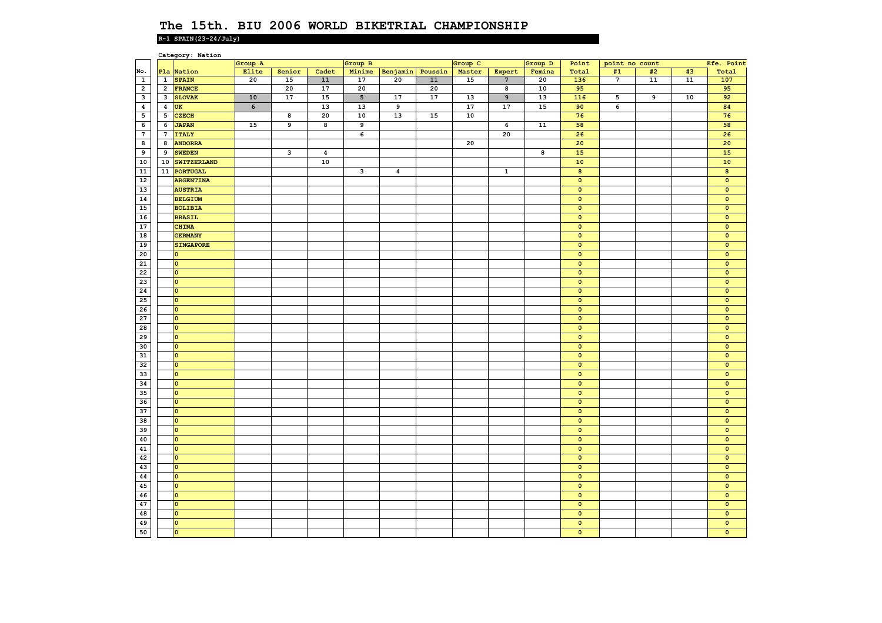# The 15th. BIU 2006 WORLD BIKETRIAL CHAMPIONSHIP

**R-1 SPAIN(23-24/July)**

Category: Nation

| No. | Pla | Nation | Group A | | | Group B | | | Group C | | Group D | Point | point no count | | | Efe. Point |
|---|---|---|---|---|---|---|---|---|---|---|---|---|---|---|---|---|
| | | | Elite | Senior | Cadet | Minime | Benjamin | Poussin | Master | Expert | Femina | Total | #1 | #2 | #3 | Total |
| 1 | 1 | SPAIN | 20 | 15 | 11 | 17 | 20 | 11 | 15 | 7 | 20 | 136 | 7 | 11 | 11 | 107 |
| 2 | 2 | FRANCE | | 20 | 17 | 20 | | 20 | | 8 | 10 | 95 | | | | 95 |
| 3 | 3 | SLOVAK | 10 | 17 | 15 | 5 | 17 | 17 | 13 | 9 | 13 | 116 | 5 | 9 | 10 | 92 |
| 4 | 4 | UK | 6 | | 13 | 13 | 9 | | 17 | 17 | 15 | 90 | 6 | | | 84 |
| 5 | 5 | CZECH | | 8 | 20 | 10 | 13 | 15 | 10 | | | 76 | | | | 76 |
| 6 | 6 | JAPAN | 15 | 9 | 8 | 9 | | | | 6 | 11 | 58 | | | | 58 |
| 7 | 7 | ITALY | | | | 6 | | | | 20 | | 26 | | | | 26 |
| 8 | 8 | ANDORRA | | | | | | | 20 | | | 20 | | | | 20 |
| 9 | 9 | SWEDEN | | 3 | 4 | | | | | | 8 | 15 | | | | 15 |
| 10 | 10 | SWITZERLAND | | | 10 | | | | | | | 10 | | | | 10 |
| 11 | 11 | PORTUGAL | | | | 3 | 4 | | | 1 | | 8 | | | | 8 |
| 12 | | ARGENTINA | | | | | | | | | | 0 | | | | 0 |
| 13 | | AUSTRIA | | | | | | | | | | 0 | | | | 0 |
| 14 | | BELGIUM | | | | | | | | | | 0 | | | | 0 |
| 15 | | BOLIBIA | | | | | | | | | | 0 | | | | 0 |
| 16 | | BRASIL | | | | | | | | | | 0 | | | | 0 |
| 17 | | CHINA | | | | | | | | | | 0 | | | | 0 |
| 18 | | GERMANY | | | | | | | | | | 0 | | | | 0 |
| 19 | | SINGAPORE | | | | | | | | | | 0 | | | | 0 |
| 20 | | 0 | | | | | | | | | | 0 | | | | 0 |
| 21 | | 0 | | | | | | | | | | 0 | | | | 0 |
| 22 | | 0 | | | | | | | | | | 0 | | | | 0 |
| 23 | | 0 | | | | | | | | | | 0 | | | | 0 |
| 24 | | 0 | | | | | | | | | | 0 | | | | 0 |
| 25 | | 0 | | | | | | | | | | 0 | | | | 0 |
| 26 | | 0 | | | | | | | | | | 0 | | | | 0 |
| 27 | | 0 | | | | | | | | | | 0 | | | | 0 |
| 28 | | 0 | | | | | | | | | | 0 | | | | 0 |
| 29 | | 0 | | | | | | | | | | 0 | | | | 0 |
| 30 | | 0 | | | | | | | | | | 0 | | | | 0 |
| 31 | | 0 | | | | | | | | | | 0 | | | | 0 |
| 32 | | 0 | | | | | | | | | | 0 | | | | 0 |
| 33 | | 0 | | | | | | | | | | 0 | | | | 0 |
| 34 | | 0 | | | | | | | | | | 0 | | | | 0 |
| 35 | | 0 | | | | | | | | | | 0 | | | | 0 |
| 36 | | 0 | | | | | | | | | | 0 | | | | 0 |
| 37 | | 0 | | | | | | | | | | 0 | | | | 0 |
| 38 | | 0 | | | | | | | | | | 0 | | | | 0 |
| 39 | | 0 | | | | | | | | | | 0 | | | | 0 |
| 40 | | 0 | | | | | | | | | | 0 | | | | 0 |
| 41 | | 0 | | | | | | | | | | 0 | | | | 0 |
| 42 | | 0 | | | | | | | | | | 0 | | | | 0 |
| 43 | | 0 | | | | | | | | | | 0 | | | | 0 |
| 44 | | 0 | | | | | | | | | | 0 | | | | 0 |
| 45 | | 0 | | | | | | | | | | 0 | | | | 0 |
| 46 | | 0 | | | | | | | | | | 0 | | | | 0 |
| 47 | | 0 | | | | | | | | | | 0 | | | | 0 |
| 48 | | 0 | | | | | | | | | | 0 | | | | 0 |
| 49 | | 0 | | | | | | | | | | 0 | | | | 0 |
| 50 | | 0 | | | | | | | | | | 0 | | | | 0 |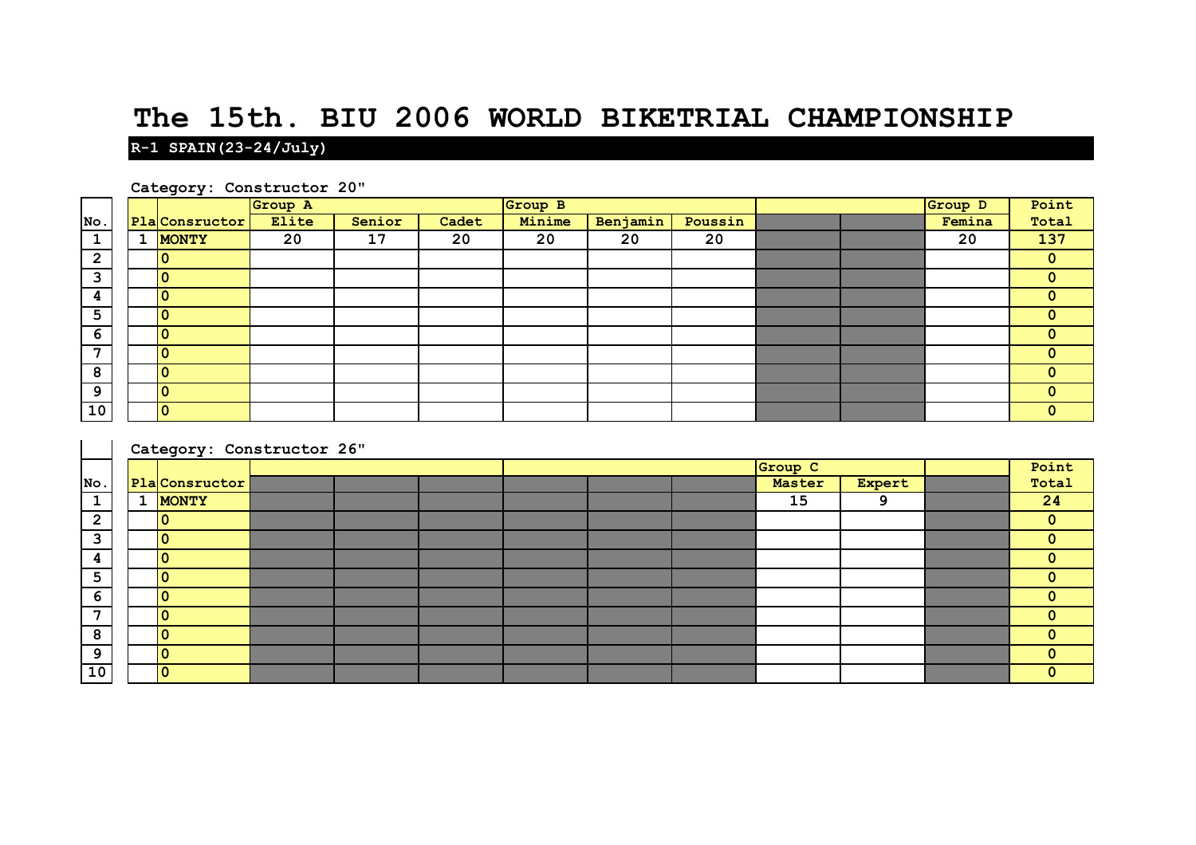# The 15th. BIU 2006 WORLD BIKETRIAL CHAMPIONSHIP

**R-1 SPAIN(23-24/July)**

**Category: Constructor 20"**

| | | | Group A | | | Group B | | | | | Group D | Point |
|---|---|---|---|---|---|---|---|---|---|---|---|---|
| No. | Pla | Consructor | Elite | Senior | Cadet | Minime | Benjamin | Poussin | | | Femina | Total |
| 1 | 1 | MONTY | 20 | 17 | 20 | 20 | 20 | 20 | | | 20 | 137 |
| 2 | | 0 | | | | | | | | | | 0 |
| 3 | | 0 | | | | | | | | | | 0 |
| 4 | | 0 | | | | | | | | | | 0 |
| 5 | | 0 | | | | | | | | | | 0 |
| 6 | | 0 | | | | | | | | | | 0 |
| 7 | | 0 | | | | | | | | | | 0 |
| 8 | | 0 | | | | | | | | | | 0 |
| 9 | | 0 | | | | | | | | | | 0 |
| 10 | | 0 | | | | | | | | | | 0 |

**Category: Constructor 26"**

| | | | | | | | | | Group C | | | Point |
|---|---|---|---|---|---|---|---|---|---|---|---|---|
| No. | Pla | Consructor | | | | | | | Master | Expert | | Total |
| 1 | 1 | MONTY | | | | | | | 15 | 9 | | 24 |
| 2 | | 0 | | | | | | | | | | 0 |
| 3 | | 0 | | | | | | | | | | 0 |
| 4 | | 0 | | | | | | | | | | 0 |
| 5 | | 0 | | | | | | | | | | 0 |
| 6 | | 0 | | | | | | | | | | 0 |
| 7 | | 0 | | | | | | | | | | 0 |
| 8 | | 0 | | | | | | | | | | 0 |
| 9 | | 0 | | | | | | | | | | 0 |
| 10 | | 0 | | | | | | | | | | 0 |